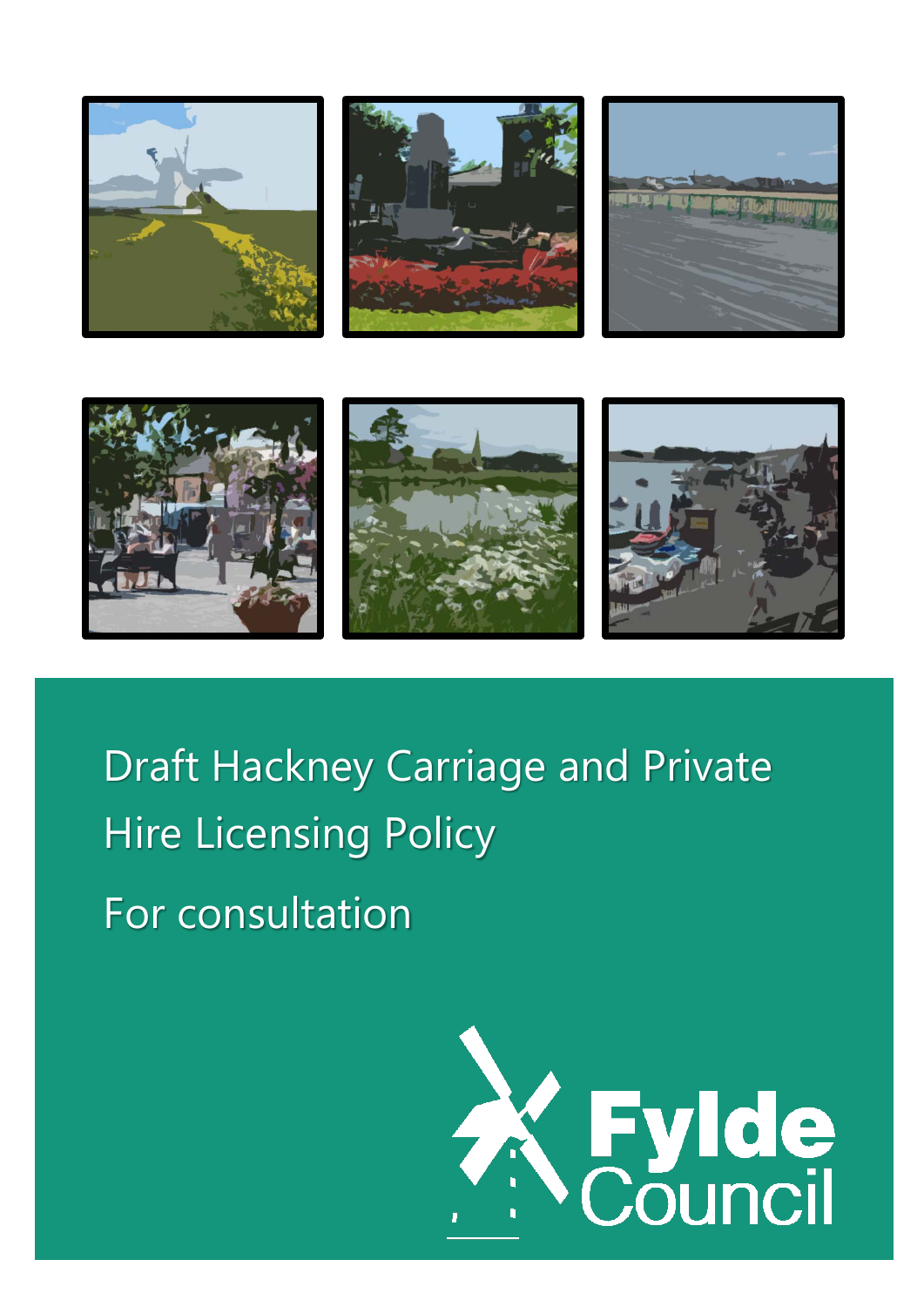# Draft Hackney Carriage and Private Hire Licensing Policy

## For consultation

Fylde Council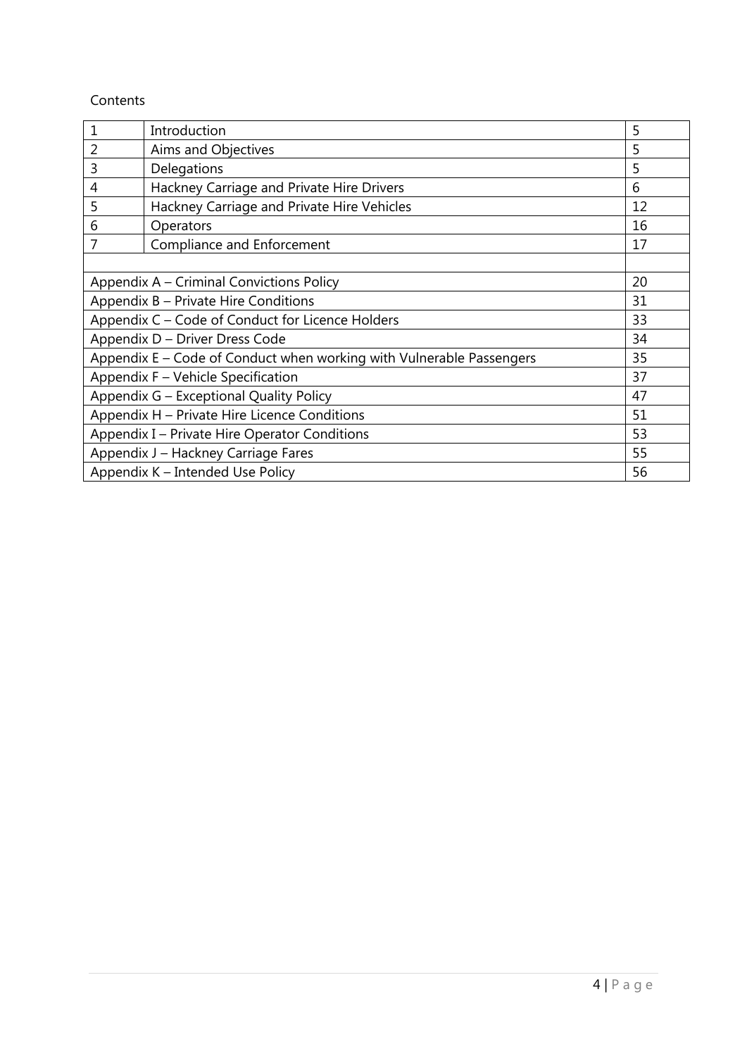Contents

| | | |
|---|---|---|
| 1 | Introduction | 5 |
| 2 | Aims and Objectives | 5 |
| 3 | Delegations | 5 |
| 4 | Hackney Carriage and Private Hire Drivers | 6 |
| 5 | Hackney Carriage and Private Hire Vehicles | 12 |
| 6 | Operators | 16 |
| 7 | Compliance and Enforcement | 17 |
| | | |
| Appendix A – Criminal Convictions Policy | | 20 |
| Appendix B – Private Hire Conditions | | 31 |
| Appendix C – Code of Conduct for Licence Holders | | 33 |
| Appendix D – Driver Dress Code | | 34 |
| Appendix E – Code of Conduct when working with Vulnerable Passengers | | 35 |
| Appendix F – Vehicle Specification | | 37 |
| Appendix G – Exceptional Quality Policy | | 47 |
| Appendix H – Private Hire Licence Conditions | | 51 |
| Appendix I – Private Hire Operator Conditions | | 53 |
| Appendix J – Hackney Carriage Fares | | 55 |
| Appendix K – Intended Use Policy | | 56 |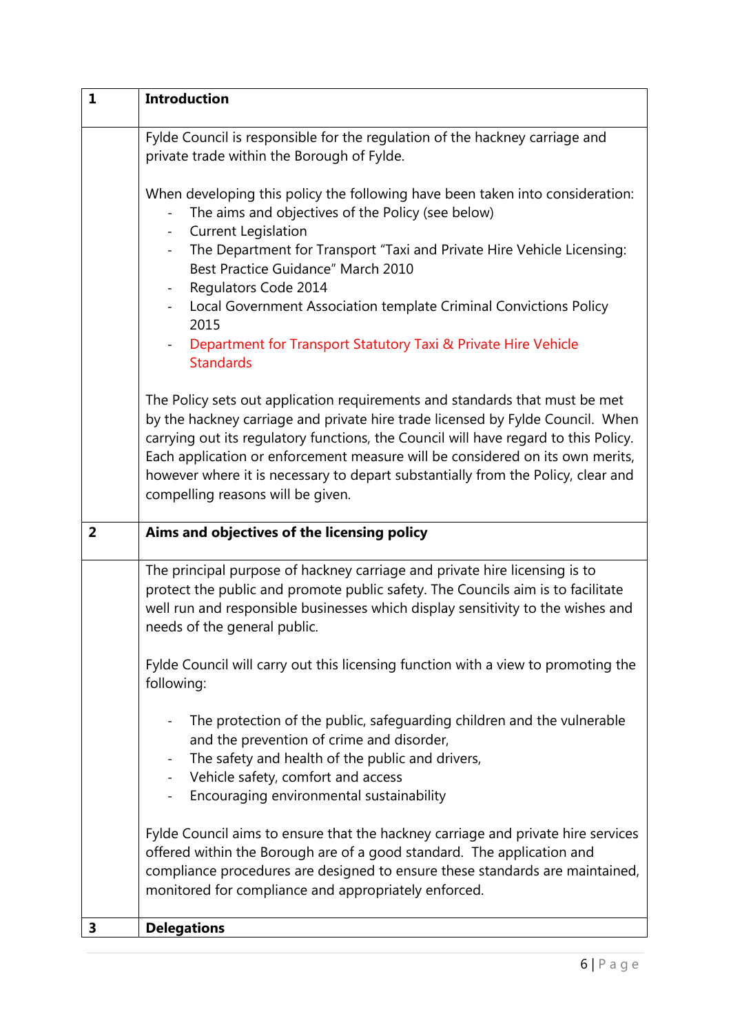## 1 Introduction

Fylde Council is responsible for the regulation of the hackney carriage and private trade within the Borough of Fylde.

When developing this policy the following have been taken into consideration:

- The aims and objectives of the Policy (see below)
- Current Legislation
- The Department for Transport "Taxi and Private Hire Vehicle Licensing: Best Practice Guidance" March 2010
- Regulators Code 2014
- Local Government Association template Criminal Convictions Policy 2015
- Department for Transport Statutory Taxi & Private Hire Vehicle Standards

The Policy sets out application requirements and standards that must be met by the hackney carriage and private hire trade licensed by Fylde Council. When carrying out its regulatory functions, the Council will have regard to this Policy. Each application or enforcement measure will be considered on its own merits, however where it is necessary to depart substantially from the Policy, clear and compelling reasons will be given.

## 2 Aims and objectives of the licensing policy

The principal purpose of hackney carriage and private hire licensing is to protect the public and promote public safety. The Councils aim is to facilitate well run and responsible businesses which display sensitivity to the wishes and needs of the general public.

Fylde Council will carry out this licensing function with a view to promoting the following:

- The protection of the public, safeguarding children and the vulnerable and the prevention of crime and disorder,
- The safety and health of the public and drivers,
- Vehicle safety, comfort and access
- Encouraging environmental sustainability

Fylde Council aims to ensure that the hackney carriage and private hire services offered within the Borough are of a good standard. The application and compliance procedures are designed to ensure these standards are maintained, monitored for compliance and appropriately enforced.

## 3 Delegations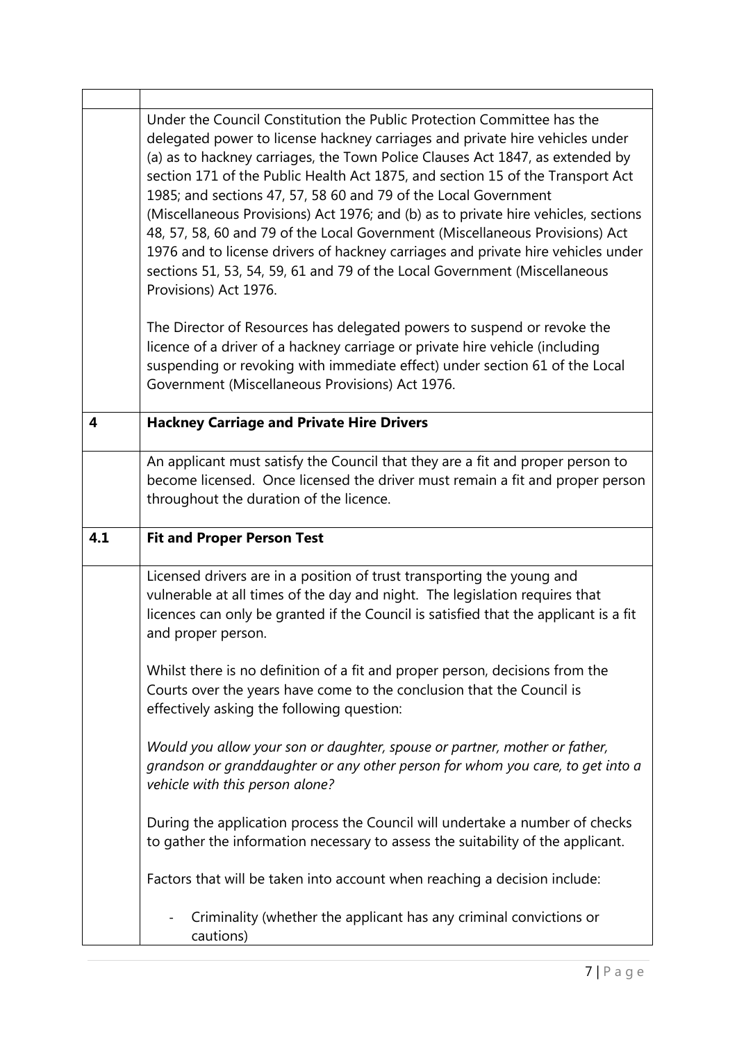Under the Council Constitution the Public Protection Committee has the delegated power to license hackney carriages and private hire vehicles under (a) as to hackney carriages, the Town Police Clauses Act 1847, as extended by section 171 of the Public Health Act 1875, and section 15 of the Transport Act 1985; and sections 47, 57, 58 60 and 79 of the Local Government (Miscellaneous Provisions) Act 1976; and (b) as to private hire vehicles, sections 48, 57, 58, 60 and 79 of the Local Government (Miscellaneous Provisions) Act 1976 and to license drivers of hackney carriages and private hire vehicles under sections 51, 53, 54, 59, 61 and 79 of the Local Government (Miscellaneous Provisions) Act 1976.

The Director of Resources has delegated powers to suspend or revoke the licence of a driver of a hackney carriage or private hire vehicle (including suspending or revoking with immediate effect) under section 61 of the Local Government (Miscellaneous Provisions) Act 1976.

## 4 Hackney Carriage and Private Hire Drivers

An applicant must satisfy the Council that they are a fit and proper person to become licensed. Once licensed the driver must remain a fit and proper person throughout the duration of the licence.

### 4.1 Fit and Proper Person Test

Licensed drivers are in a position of trust transporting the young and vulnerable at all times of the day and night. The legislation requires that licences can only be granted if the Council is satisfied that the applicant is a fit and proper person.

Whilst there is no definition of a fit and proper person, decisions from the Courts over the years have come to the conclusion that the Council is effectively asking the following question:

*Would you allow your son or daughter, spouse or partner, mother or father, grandson or granddaughter or any other person for whom you care, to get into a vehicle with this person alone?*

During the application process the Council will undertake a number of checks to gather the information necessary to assess the suitability of the applicant.

Factors that will be taken into account when reaching a decision include:

- Criminality (whether the applicant has any criminal convictions or cautions)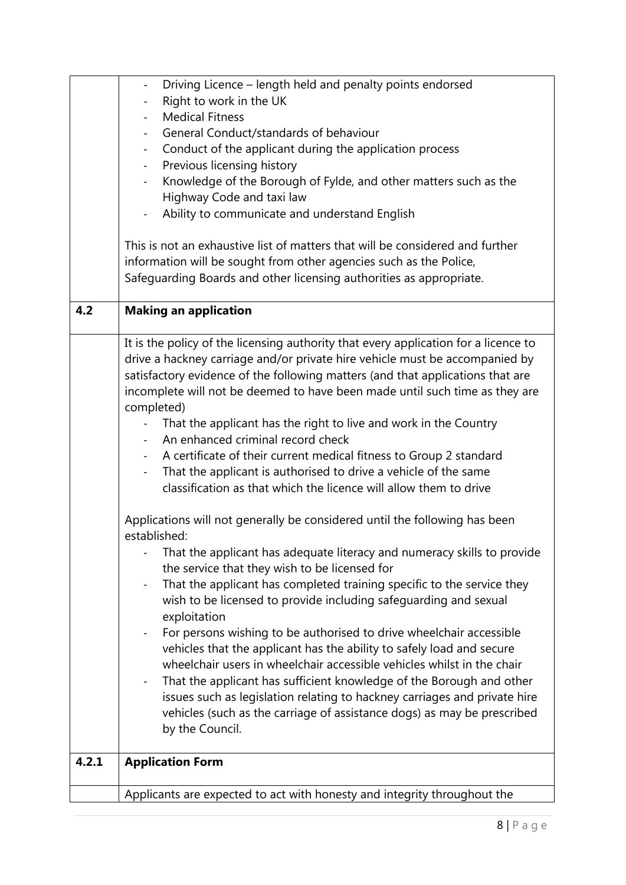| | |
|---|---|
| | - Driving Licence – length held and penalty points endorsed<br>- Right to work in the UK<br>- Medical Fitness<br>- General Conduct/standards of behaviour<br>- Conduct of the applicant during the application process<br>- Previous licensing history<br>- Knowledge of the Borough of Fylde, and other matters such as the Highway Code and taxi law<br>- Ability to communicate and understand English<br><br>This is not an exhaustive list of matters that will be considered and further information will be sought from other agencies such as the Police, Safeguarding Boards and other licensing authorities as appropriate. |
| **4.2** | **Making an application** |
| | It is the policy of the licensing authority that every application for a licence to drive a hackney carriage and/or private hire vehicle must be accompanied by satisfactory evidence of the following matters (and that applications that are incomplete will not be deemed to have been made until such time as they are completed)<br>- That the applicant has the right to live and work in the Country<br>- An enhanced criminal record check<br>- A certificate of their current medical fitness to Group 2 standard<br>- That the applicant is authorised to drive a vehicle of the same classification as that which the licence will allow them to drive<br><br>Applications will not generally be considered until the following has been established:<br>- That the applicant has adequate literacy and numeracy skills to provide the service that they wish to be licensed for<br>- That the applicant has completed training specific to the service they wish to be licensed to provide including safeguarding and sexual exploitation<br>- For persons wishing to be authorised to drive wheelchair accessible vehicles that the applicant has the ability to safely load and secure wheelchair users in wheelchair accessible vehicles whilst in the chair<br>- That the applicant has sufficient knowledge of the Borough and other issues such as legislation relating to hackney carriages and private hire vehicles (such as the carriage of assistance dogs) as may be prescribed by the Council. |
| **4.2.1** | **Application Form** |
| | Applicants are expected to act with honesty and integrity throughout the |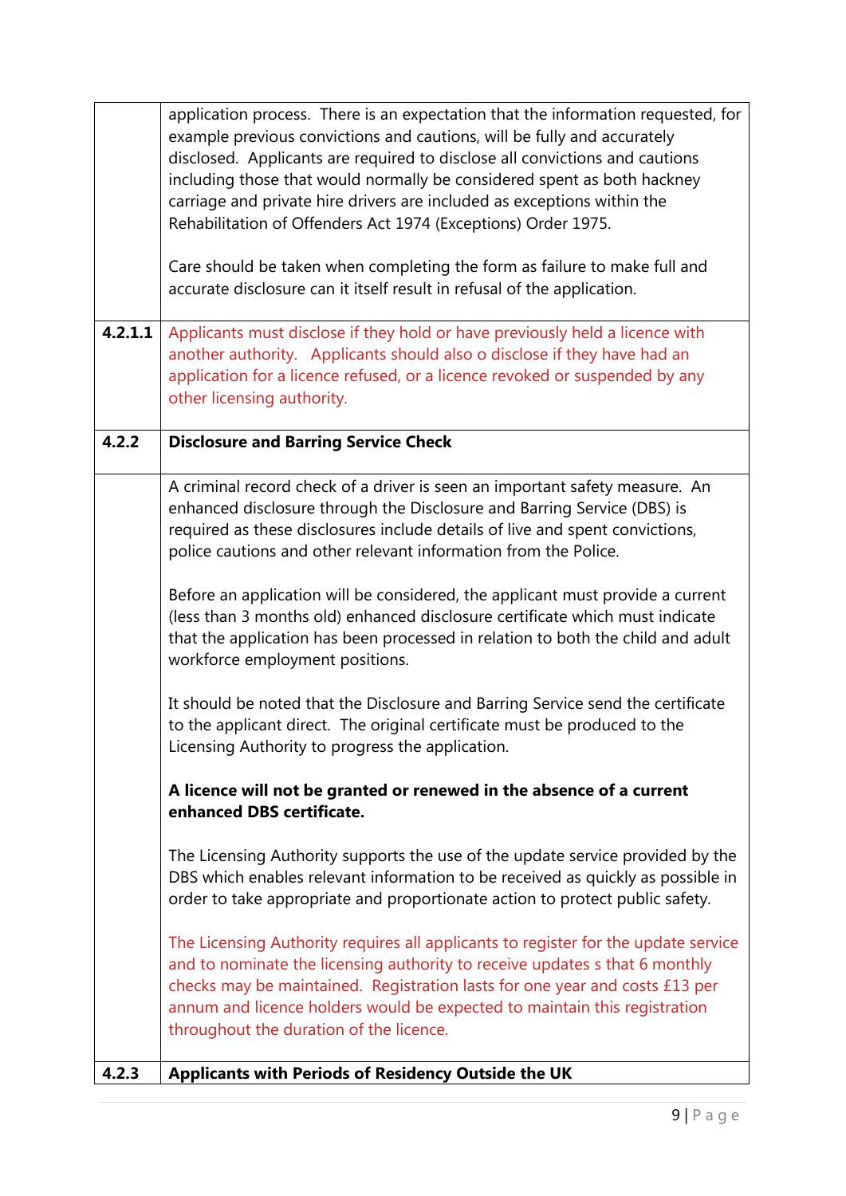| | |
|---|---|
| | application process. There is an expectation that the information requested, for example previous convictions and cautions, will be fully and accurately disclosed. Applicants are required to disclose all convictions and cautions including those that would normally be considered spent as both hackney carriage and private hire drivers are included as exceptions within the Rehabilitation of Offenders Act 1974 (Exceptions) Order 1975.<br><br>Care should be taken when completing the form as failure to make full and accurate disclosure can it itself result in refusal of the application. |
| **4.2.1.1** | Applicants must disclose if they hold or have previously held a licence with another authority. Applicants should also o disclose if they have had an application for a licence refused, or a licence revoked or suspended by any other licensing authority. |
| **4.2.2** | **Disclosure and Barring Service Check** |
| | A criminal record check of a driver is seen an important safety measure. An enhanced disclosure through the Disclosure and Barring Service (DBS) is required as these disclosures include details of live and spent convictions, police cautions and other relevant information from the Police.<br><br>Before an application will be considered, the applicant must provide a current (less than 3 months old) enhanced disclosure certificate which must indicate that the application has been processed in relation to both the child and adult workforce employment positions.<br><br>It should be noted that the Disclosure and Barring Service send the certificate to the applicant direct. The original certificate must be produced to the Licensing Authority to progress the application.<br><br>**A licence will not be granted or renewed in the absence of a current enhanced DBS certificate.**<br><br>The Licensing Authority supports the use of the update service provided by the DBS which enables relevant information to be received as quickly as possible in order to take appropriate and proportionate action to protect public safety.<br><br>The Licensing Authority requires all applicants to register for the update service and to nominate the licensing authority to receive updates s that 6 monthly checks may be maintained. Registration lasts for one year and costs £13 per annum and licence holders would be expected to maintain this registration throughout the duration of the licence. |
| **4.2.3** | **Applicants with Periods of Residency Outside the UK** |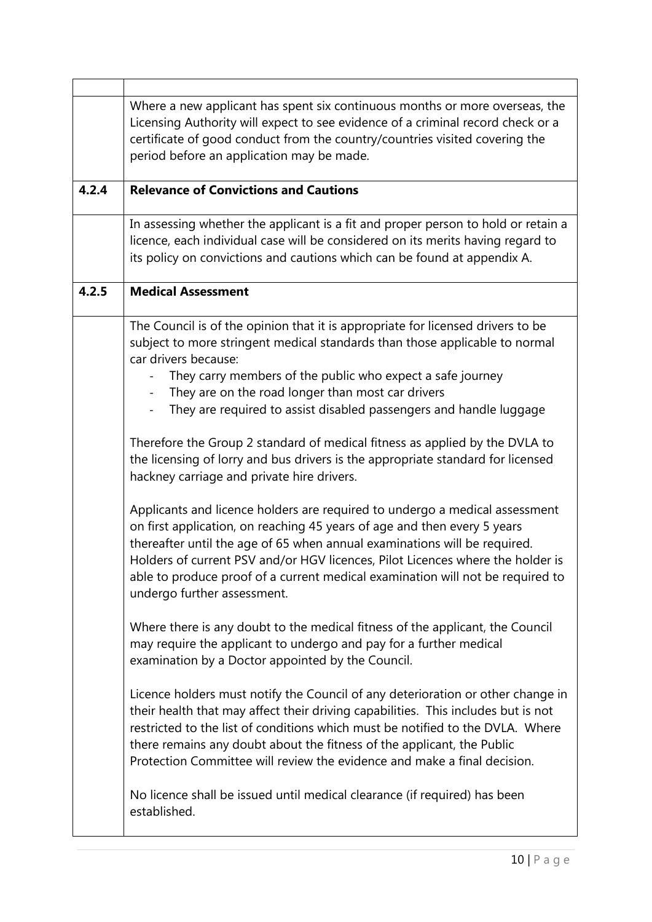Where a new applicant has spent six continuous months or more overseas, the Licensing Authority will expect to see evidence of a criminal record check or a certificate of good conduct from the country/countries visited covering the period before an application may be made.

### 4.2.4 Relevance of Convictions and Cautions

In assessing whether the applicant is a fit and proper person to hold or retain a licence, each individual case will be considered on its merits having regard to its policy on convictions and cautions which can be found at appendix A.

### 4.2.5 Medical Assessment

The Council is of the opinion that it is appropriate for licensed drivers to be subject to more stringent medical standards than those applicable to normal car drivers because:

- They carry members of the public who expect a safe journey
- They are on the road longer than most car drivers
- They are required to assist disabled passengers and handle luggage

Therefore the Group 2 standard of medical fitness as applied by the DVLA to the licensing of lorry and bus drivers is the appropriate standard for licensed hackney carriage and private hire drivers.

Applicants and licence holders are required to undergo a medical assessment on first application, on reaching 45 years of age and then every 5 years thereafter until the age of 65 when annual examinations will be required. Holders of current PSV and/or HGV licences, Pilot Licences where the holder is able to produce proof of a current medical examination will not be required to undergo further assessment.

Where there is any doubt to the medical fitness of the applicant, the Council may require the applicant to undergo and pay for a further medical examination by a Doctor appointed by the Council.

Licence holders must notify the Council of any deterioration or other change in their health that may affect their driving capabilities. This includes but is not restricted to the list of conditions which must be notified to the DVLA. Where there remains any doubt about the fitness of the applicant, the Public Protection Committee will review the evidence and make a final decision.

No licence shall be issued until medical clearance (if required) has been established.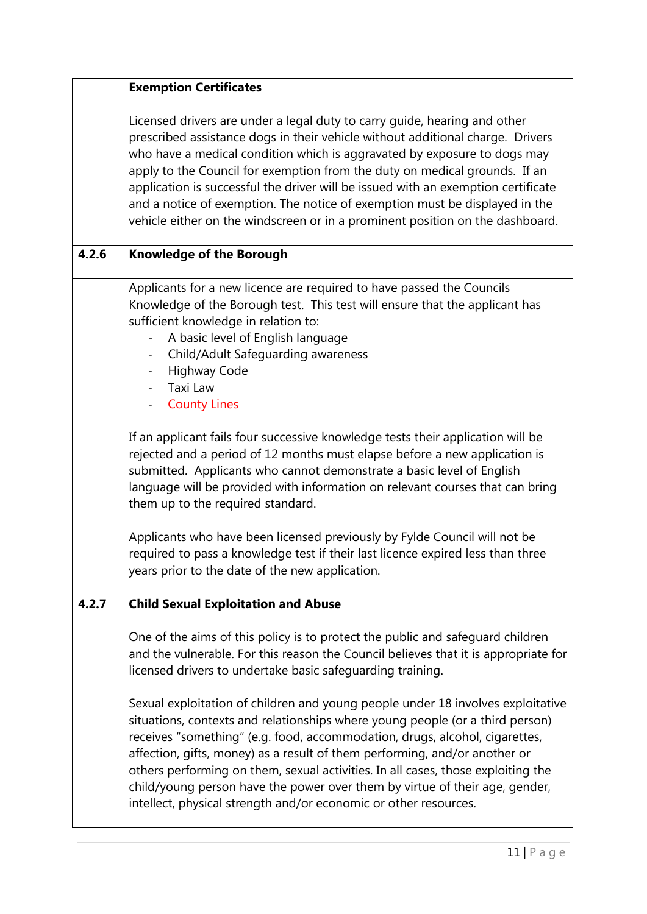| | |
|---|---|
| | **Exemption Certificates**<br><br>Licensed drivers are under a legal duty to carry guide, hearing and other prescribed assistance dogs in their vehicle without additional charge. Drivers who have a medical condition which is aggravated by exposure to dogs may apply to the Council for exemption from the duty on medical grounds. If an application is successful the driver will be issued with an exemption certificate and a notice of exemption. The notice of exemption must be displayed in the vehicle either on the windscreen or in a prominent position on the dashboard. |
| **4.2.6** | **Knowledge of the Borough** |
| | Applicants for a new licence are required to have passed the Councils Knowledge of the Borough test. This test will ensure that the applicant has sufficient knowledge in relation to:<br>- A basic level of English language<br>- Child/Adult Safeguarding awareness<br>- Highway Code<br>- Taxi Law<br>- County Lines<br><br>If an applicant fails four successive knowledge tests their application will be rejected and a period of 12 months must elapse before a new application is submitted. Applicants who cannot demonstrate a basic level of English language will be provided with information on relevant courses that can bring them up to the required standard.<br><br>Applicants who have been licensed previously by Fylde Council will not be required to pass a knowledge test if their last licence expired less than three years prior to the date of the new application. |
| **4.2.7** | **Child Sexual Exploitation and Abuse**<br><br>One of the aims of this policy is to protect the public and safeguard children and the vulnerable. For this reason the Council believes that it is appropriate for licensed drivers to undertake basic safeguarding training.<br><br>Sexual exploitation of children and young people under 18 involves exploitative situations, contexts and relationships where young people (or a third person) receives "something" (e.g. food, accommodation, drugs, alcohol, cigarettes, affection, gifts, money) as a result of them performing, and/or another or others performing on them, sexual activities. In all cases, those exploiting the child/young person have the power over them by virtue of their age, gender, intellect, physical strength and/or economic or other resources. |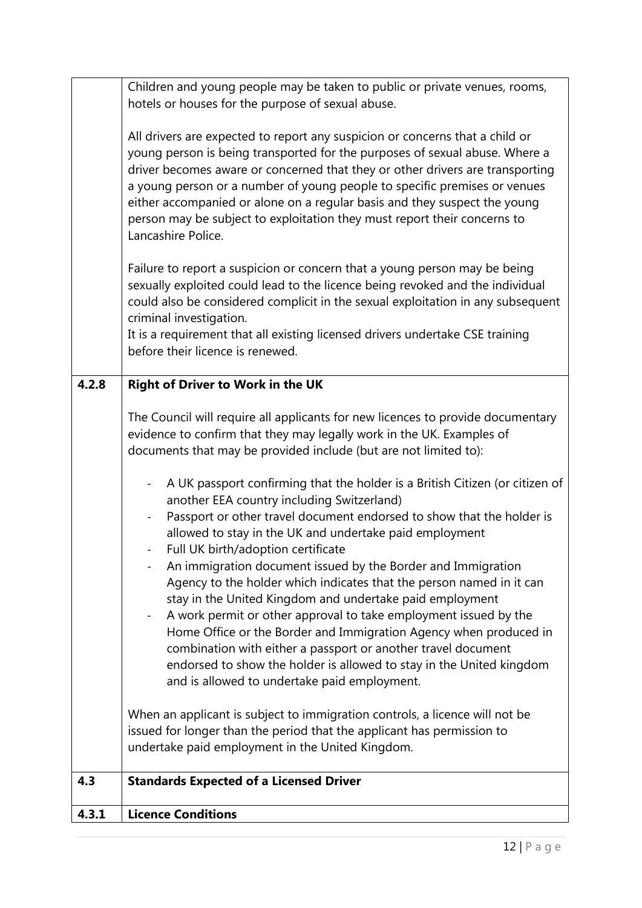Children and young people may be taken to public or private venues, rooms, hotels or houses for the purpose of sexual abuse.

All drivers are expected to report any suspicion or concerns that a child or young person is being transported for the purposes of sexual abuse. Where a driver becomes aware or concerned that they or other drivers are transporting a young person or a number of young people to specific premises or venues either accompanied or alone on a regular basis and they suspect the young person may be subject to exploitation they must report their concerns to Lancashire Police.

Failure to report a suspicion or concern that a young person may be being sexually exploited could lead to the licence being revoked and the individual could also be considered complicit in the sexual exploitation in any subsequent criminal investigation.
It is a requirement that all existing licensed drivers undertake CSE training before their licence is renewed.

## 4.2.8 Right of Driver to Work in the UK

The Council will require all applicants for new licences to provide documentary evidence to confirm that they may legally work in the UK. Examples of documents that may be provided include (but are not limited to):

- A UK passport confirming that the holder is a British Citizen (or citizen of another EEA country including Switzerland)
- Passport or other travel document endorsed to show that the holder is allowed to stay in the UK and undertake paid employment
- Full UK birth/adoption certificate
- An immigration document issued by the Border and Immigration Agency to the holder which indicates that the person named in it can stay in the United Kingdom and undertake paid employment
- A work permit or other approval to take employment issued by the Home Office or the Border and Immigration Agency when produced in combination with either a passport or another travel document endorsed to show the holder is allowed to stay in the United kingdom and is allowed to undertake paid employment.

When an applicant is subject to immigration controls, a licence will not be issued for longer than the period that the applicant has permission to undertake paid employment in the United Kingdom.

## 4.3 Standards Expected of a Licensed Driver

### 4.3.1 Licence Conditions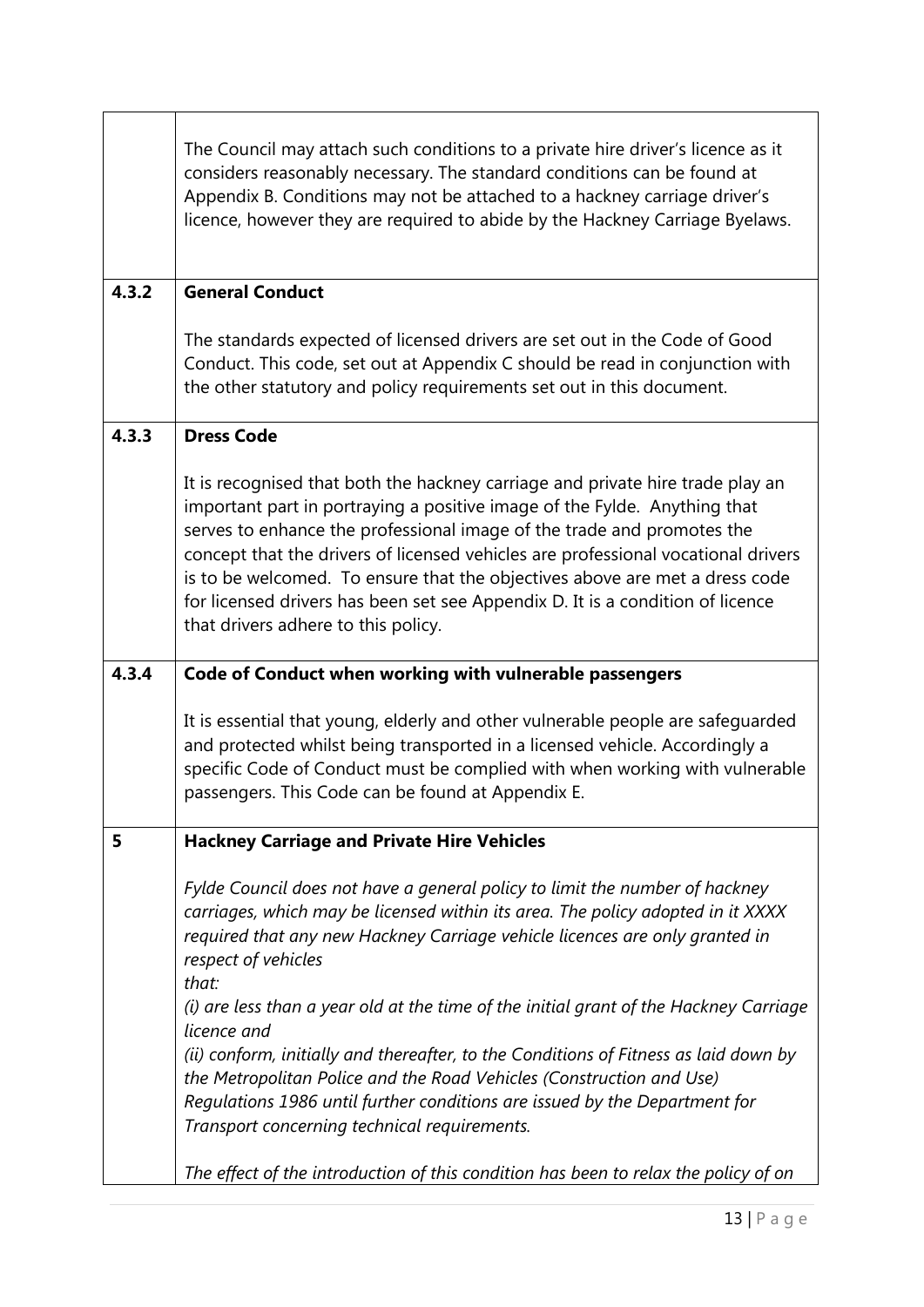| | |
|---|---|
| | The Council may attach such conditions to a private hire driver's licence as it considers reasonably necessary. The standard conditions can be found at Appendix B. Conditions may not be attached to a hackney carriage driver's licence, however they are required to abide by the Hackney Carriage Byelaws. |
| **4.3.2** | **General Conduct**<br><br>The standards expected of licensed drivers are set out in the Code of Good Conduct. This code, set out at Appendix C should be read in conjunction with the other statutory and policy requirements set out in this document. |
| **4.3.3** | **Dress Code**<br><br>It is recognised that both the hackney carriage and private hire trade play an important part in portraying a positive image of the Fylde. Anything that serves to enhance the professional image of the trade and promotes the concept that the drivers of licensed vehicles are professional vocational drivers is to be welcomed. To ensure that the objectives above are met a dress code for licensed drivers has been set see Appendix D. It is a condition of licence that drivers adhere to this policy. |
| **4.3.4** | **Code of Conduct when working with vulnerable passengers**<br><br>It is essential that young, elderly and other vulnerable people are safeguarded and protected whilst being transported in a licensed vehicle. Accordingly a specific Code of Conduct must be complied with when working with vulnerable passengers. This Code can be found at Appendix E. |
| **5** | **Hackney Carriage and Private Hire Vehicles**<br><br>*Fylde Council does not have a general policy to limit the number of hackney carriages, which may be licensed within its area. The policy adopted in it XXXX required that any new Hackney Carriage vehicle licences are only granted in respect of vehicles*<br>*that:*<br>*(i) are less than a year old at the time of the initial grant of the Hackney Carriage licence and*<br>*(ii) conform, initially and thereafter, to the Conditions of Fitness as laid down by the Metropolitan Police and the Road Vehicles (Construction and Use) Regulations 1986 until further conditions are issued by the Department for Transport concerning technical requirements.*<br><br>*The effect of the introduction of this condition has been to relax the policy of on* |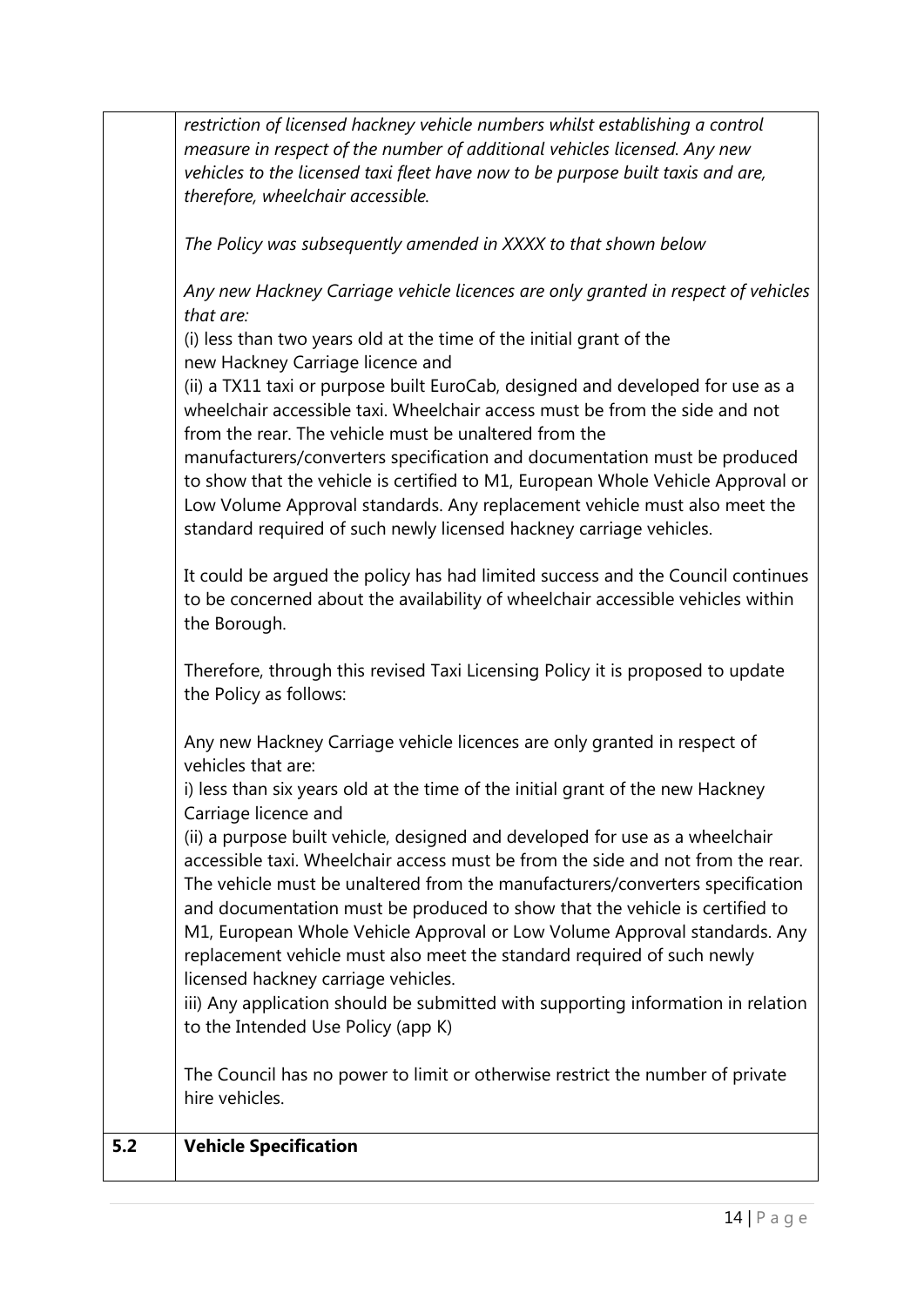| | |
|---|---|
| | *restriction of licensed hackney vehicle numbers whilst establishing a control measure in respect of the number of additional vehicles licensed. Any new vehicles to the licensed taxi fleet have now to be purpose built taxis and are, therefore, wheelchair accessible.*<br><br>*The Policy was subsequently amended in XXXX to that shown below*<br><br>*Any new Hackney Carriage vehicle licences are only granted in respect of vehicles that are:*<br>(i) less than two years old at the time of the initial grant of the new Hackney Carriage licence and<br>(ii) a TX11 taxi or purpose built EuroCab, designed and developed for use as a wheelchair accessible taxi. Wheelchair access must be from the side and not from the rear. The vehicle must be unaltered from the manufacturers/converters specification and documentation must be produced to show that the vehicle is certified to M1, European Whole Vehicle Approval or Low Volume Approval standards. Any replacement vehicle must also meet the standard required of such newly licensed hackney carriage vehicles.<br><br>It could be argued the policy has had limited success and the Council continues to be concerned about the availability of wheelchair accessible vehicles within the Borough.<br><br>Therefore, through this revised Taxi Licensing Policy it is proposed to update the Policy as follows:<br><br>Any new Hackney Carriage vehicle licences are only granted in respect of vehicles that are:<br>i) less than six years old at the time of the initial grant of the new Hackney Carriage licence and<br>(ii) a purpose built vehicle, designed and developed for use as a wheelchair accessible taxi. Wheelchair access must be from the side and not from the rear. The vehicle must be unaltered from the manufacturers/converters specification and documentation must be produced to show that the vehicle is certified to M1, European Whole Vehicle Approval or Low Volume Approval standards. Any replacement vehicle must also meet the standard required of such newly licensed hackney carriage vehicles.<br>iii) Any application should be submitted with supporting information in relation to the Intended Use Policy (app K)<br><br>The Council has no power to limit or otherwise restrict the number of private hire vehicles. |
| **5.2** | **Vehicle Specification** |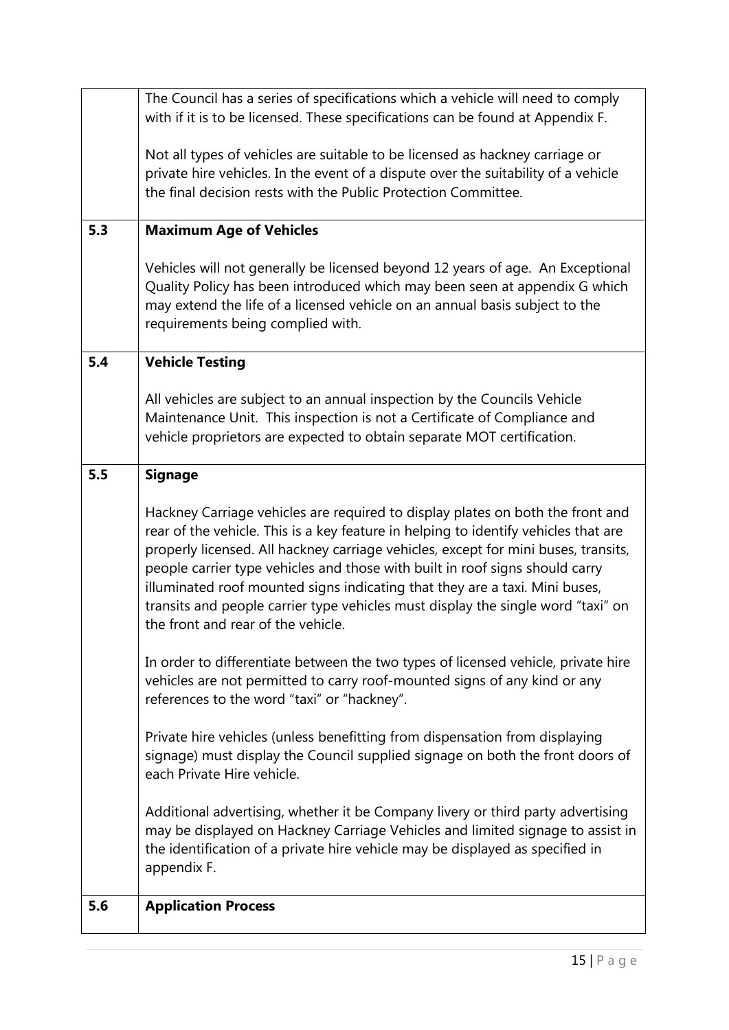| | |
|---|---|
| | The Council has a series of specifications which a vehicle will need to comply with if it is to be licensed. These specifications can be found at Appendix F.<br><br>Not all types of vehicles are suitable to be licensed as hackney carriage or private hire vehicles. In the event of a dispute over the suitability of a vehicle the final decision rests with the Public Protection Committee. |
| **5.3** | **Maximum Age of Vehicles**<br><br>Vehicles will not generally be licensed beyond 12 years of age. An Exceptional Quality Policy has been introduced which may been seen at appendix G which may extend the life of a licensed vehicle on an annual basis subject to the requirements being complied with. |
| **5.4** | **Vehicle Testing**<br><br>All vehicles are subject to an annual inspection by the Councils Vehicle Maintenance Unit. This inspection is not a Certificate of Compliance and vehicle proprietors are expected to obtain separate MOT certification. |
| **5.5** | **Signage**<br><br>Hackney Carriage vehicles are required to display plates on both the front and rear of the vehicle. This is a key feature in helping to identify vehicles that are properly licensed. All hackney carriage vehicles, except for mini buses, transits, people carrier type vehicles and those with built in roof signs should carry illuminated roof mounted signs indicating that they are a taxi. Mini buses, transits and people carrier type vehicles must display the single word "taxi" on the front and rear of the vehicle.<br><br>In order to differentiate between the two types of licensed vehicle, private hire vehicles are not permitted to carry roof-mounted signs of any kind or any references to the word "taxi" or "hackney".<br><br>Private hire vehicles (unless benefitting from dispensation from displaying signage) must display the Council supplied signage on both the front doors of each Private Hire vehicle.<br><br>Additional advertising, whether it be Company livery or third party advertising may be displayed on Hackney Carriage Vehicles and limited signage to assist in the identification of a private hire vehicle may be displayed as specified in appendix F. |
| **5.6** | **Application Process** |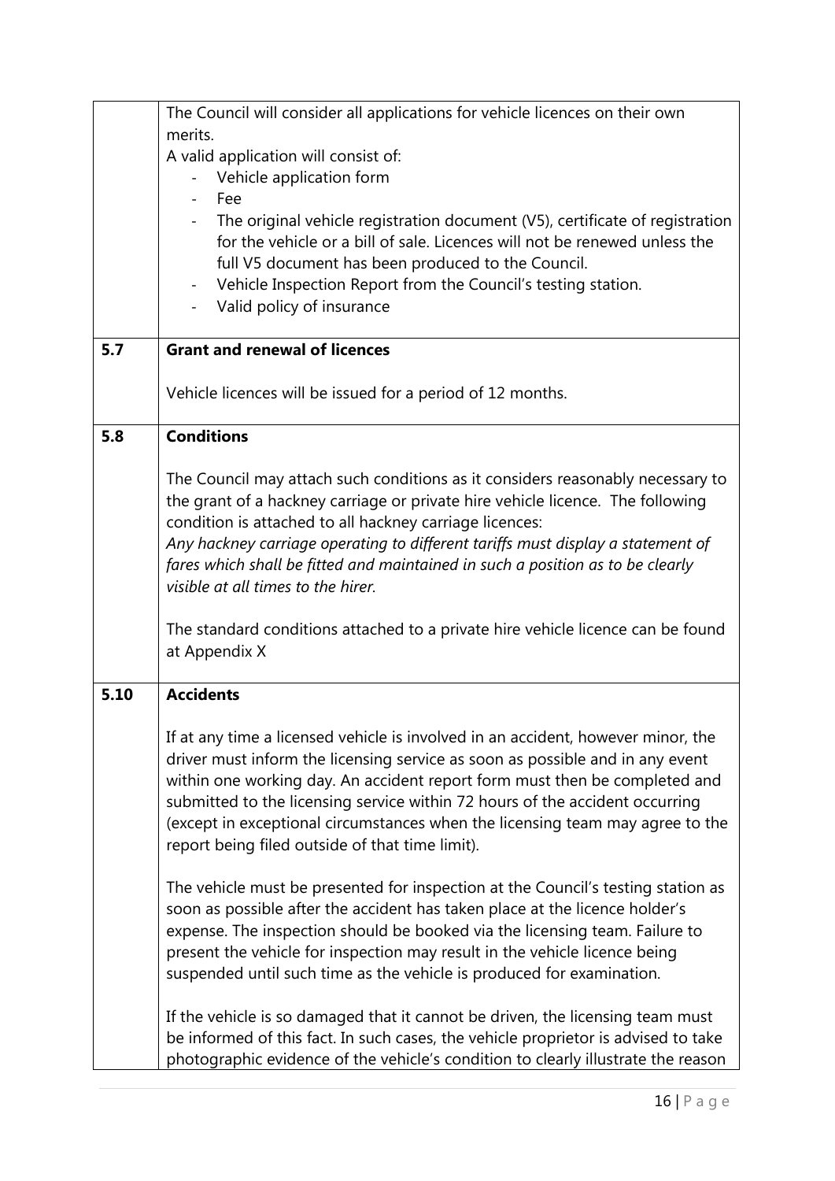The Council will consider all applications for vehicle licences on their own merits.

A valid application will consist of:

- Vehicle application form
- Fee
- The original vehicle registration document (V5), certificate of registration for the vehicle or a bill of sale. Licences will not be renewed unless the full V5 document has been produced to the Council.
- Vehicle Inspection Report from the Council's testing station.
- Valid policy of insurance

## 5.7 Grant and renewal of licences

Vehicle licences will be issued for a period of 12 months.

## 5.8 Conditions

The Council may attach such conditions as it considers reasonably necessary to the grant of a hackney carriage or private hire vehicle licence. The following condition is attached to all hackney carriage licences:

*Any hackney carriage operating to different tariffs must display a statement of fares which shall be fitted and maintained in such a position as to be clearly visible at all times to the hirer.*

The standard conditions attached to a private hire vehicle licence can be found at Appendix X

## 5.10 Accidents

If at any time a licensed vehicle is involved in an accident, however minor, the driver must inform the licensing service as soon as possible and in any event within one working day. An accident report form must then be completed and submitted to the licensing service within 72 hours of the accident occurring (except in exceptional circumstances when the licensing team may agree to the report being filed outside of that time limit).

The vehicle must be presented for inspection at the Council's testing station as soon as possible after the accident has taken place at the licence holder's expense. The inspection should be booked via the licensing team. Failure to present the vehicle for inspection may result in the vehicle licence being suspended until such time as the vehicle is produced for examination.

If the vehicle is so damaged that it cannot be driven, the licensing team must be informed of this fact. In such cases, the vehicle proprietor is advised to take photographic evidence of the vehicle's condition to clearly illustrate the reason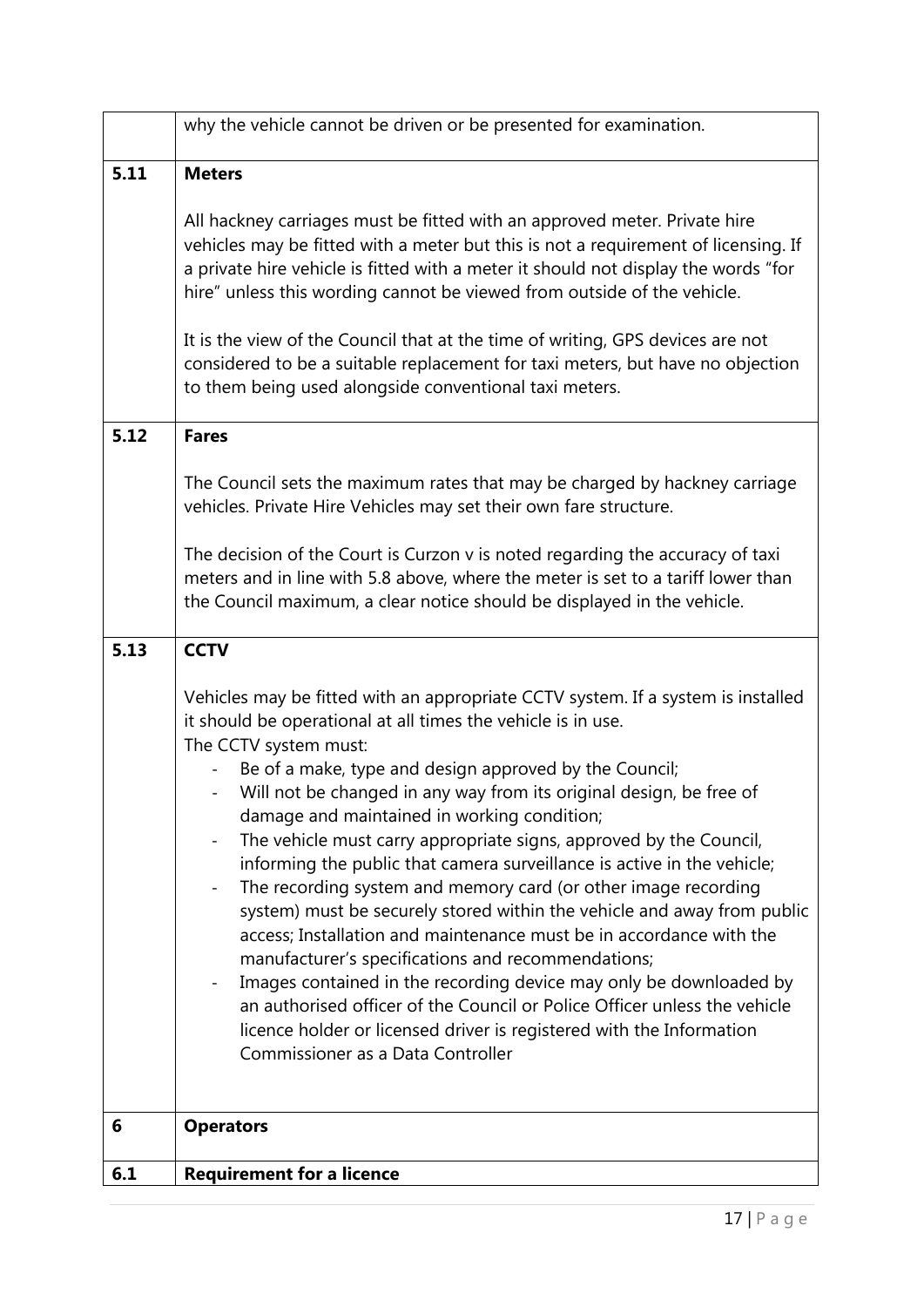| | why the vehicle cannot be driven or be presented for examination. |
|---|---|
| **5.11** | **Meters**<br><br>All hackney carriages must be fitted with an approved meter. Private hire vehicles may be fitted with a meter but this is not a requirement of licensing. If a private hire vehicle is fitted with a meter it should not display the words "for hire" unless this wording cannot be viewed from outside of the vehicle.<br><br>It is the view of the Council that at the time of writing, GPS devices are not considered to be a suitable replacement for taxi meters, but have no objection to them being used alongside conventional taxi meters. |
| **5.12** | **Fares**<br><br>The Council sets the maximum rates that may be charged by hackney carriage vehicles. Private Hire Vehicles may set their own fare structure.<br><br>The decision of the Court is Curzon v is noted regarding the accuracy of taxi meters and in line with 5.8 above, where the meter is set to a tariff lower than the Council maximum, a clear notice should be displayed in the vehicle. |
| **5.13** | **CCTV**<br><br>Vehicles may be fitted with an appropriate CCTV system. If a system is installed it should be operational at all times the vehicle is in use.<br>The CCTV system must:<br>- Be of a make, type and design approved by the Council;<br>- Will not be changed in any way from its original design, be free of damage and maintained in working condition;<br>- The vehicle must carry appropriate signs, approved by the Council, informing the public that camera surveillance is active in the vehicle;<br>- The recording system and memory card (or other image recording system) must be securely stored within the vehicle and away from public access; Installation and maintenance must be in accordance with the manufacturer's specifications and recommendations;<br>- Images contained in the recording device may only be downloaded by an authorised officer of the Council or Police Officer unless the vehicle licence holder or licensed driver is registered with the Information Commissioner as a Data Controller |
| **6** | **Operators** |
| **6.1** | **Requirement for a licence** |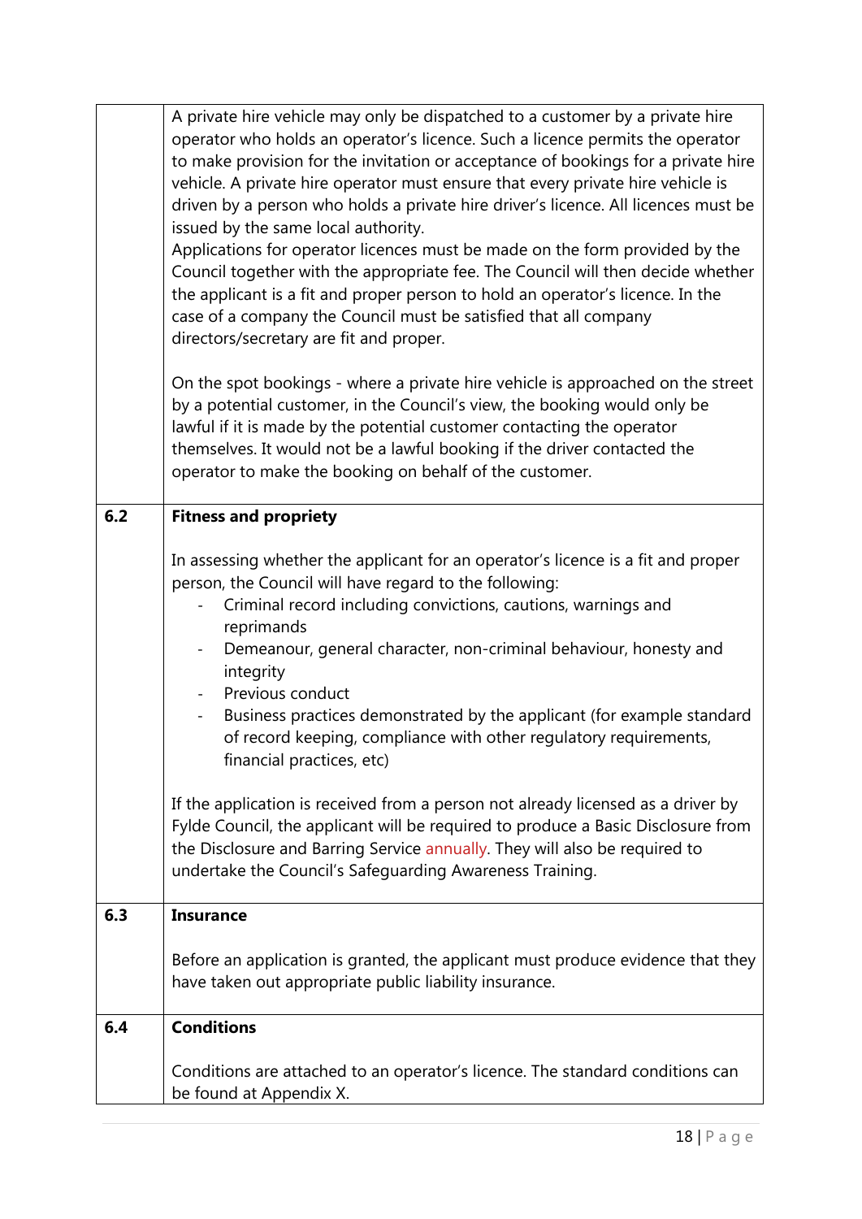| | |
|---|---|
| | A private hire vehicle may only be dispatched to a customer by a private hire operator who holds an operator's licence. Such a licence permits the operator to make provision for the invitation or acceptance of bookings for a private hire vehicle. A private hire operator must ensure that every private hire vehicle is driven by a person who holds a private hire driver's licence. All licences must be issued by the same local authority.<br>Applications for operator licences must be made on the form provided by the Council together with the appropriate fee. The Council will then decide whether the applicant is a fit and proper person to hold an operator's licence. In the case of a company the Council must be satisfied that all company directors/secretary are fit and proper.<br><br>On the spot bookings - where a private hire vehicle is approached on the street by a potential customer, in the Council's view, the booking would only be lawful if it is made by the potential customer contacting the operator themselves. It would not be a lawful booking if the driver contacted the operator to make the booking on behalf of the customer. |
| **6.2** | **Fitness and propriety**<br><br>In assessing whether the applicant for an operator's licence is a fit and proper person, the Council will have regard to the following:<br>- Criminal record including convictions, cautions, warnings and reprimands<br>- Demeanour, general character, non-criminal behaviour, honesty and integrity<br>- Previous conduct<br>- Business practices demonstrated by the applicant (for example standard of record keeping, compliance with other regulatory requirements, financial practices, etc)<br><br>If the application is received from a person not already licensed as a driver by Fylde Council, the applicant will be required to produce a Basic Disclosure from the Disclosure and Barring Service annually. They will also be required to undertake the Council's Safeguarding Awareness Training. |
| **6.3** | **Insurance**<br><br>Before an application is granted, the applicant must produce evidence that they have taken out appropriate public liability insurance. |
| **6.4** | **Conditions**<br><br>Conditions are attached to an operator's licence. The standard conditions can be found at Appendix X. |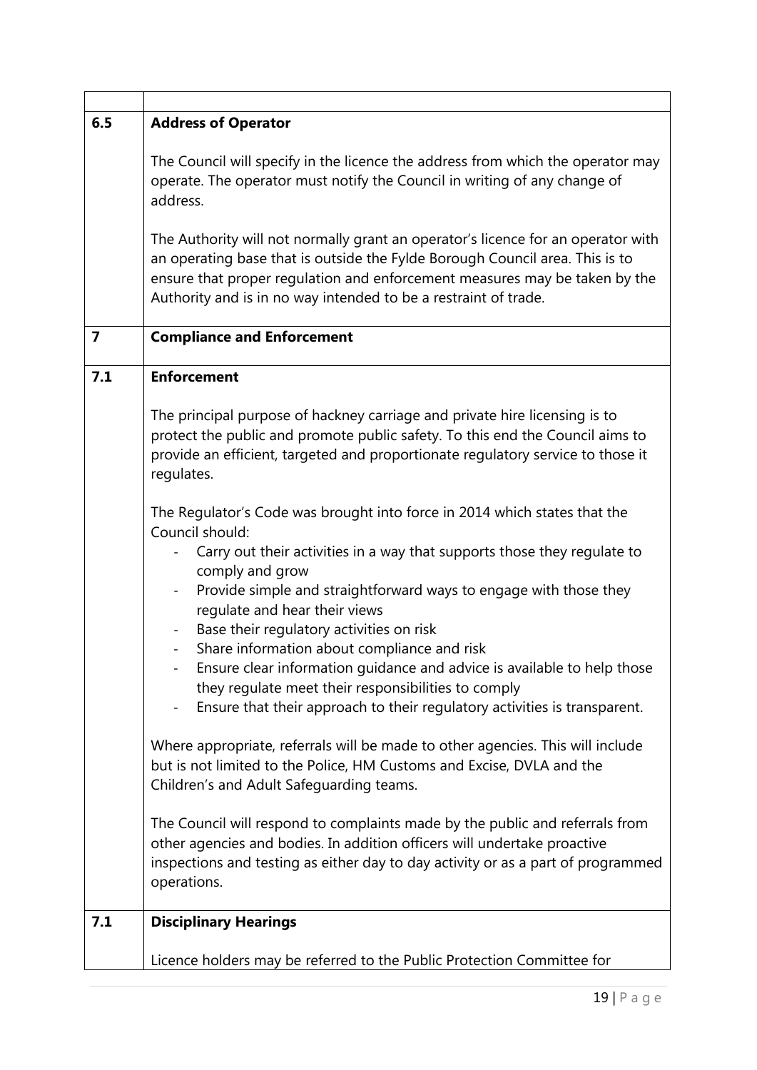| | |
|---|---|
| **6.5** | **Address of Operator**<br><br>The Council will specify in the licence the address from which the operator may operate. The operator must notify the Council in writing of any change of address.<br><br>The Authority will not normally grant an operator's licence for an operator with an operating base that is outside the Fylde Borough Council area. This is to ensure that proper regulation and enforcement measures may be taken by the Authority and is in no way intended to be a restraint of trade. |
| **7** | **Compliance and Enforcement** |
| **7.1** | **Enforcement**<br><br>The principal purpose of hackney carriage and private hire licensing is to protect the public and promote public safety. To this end the Council aims to provide an efficient, targeted and proportionate regulatory service to those it regulates.<br><br>The Regulator's Code was brought into force in 2014 which states that the Council should:<br>- Carry out their activities in a way that supports those they regulate to comply and grow<br>- Provide simple and straightforward ways to engage with those they regulate and hear their views<br>- Base their regulatory activities on risk<br>- Share information about compliance and risk<br>- Ensure clear information guidance and advice is available to help those they regulate meet their responsibilities to comply<br>- Ensure that their approach to their regulatory activities is transparent.<br><br>Where appropriate, referrals will be made to other agencies. This will include but is not limited to the Police, HM Customs and Excise, DVLA and the Children's and Adult Safeguarding teams.<br><br>The Council will respond to complaints made by the public and referrals from other agencies and bodies. In addition officers will undertake proactive inspections and testing as either day to day activity or as a part of programmed operations. |
| **7.1** | **Disciplinary Hearings**<br><br>Licence holders may be referred to the Public Protection Committee for |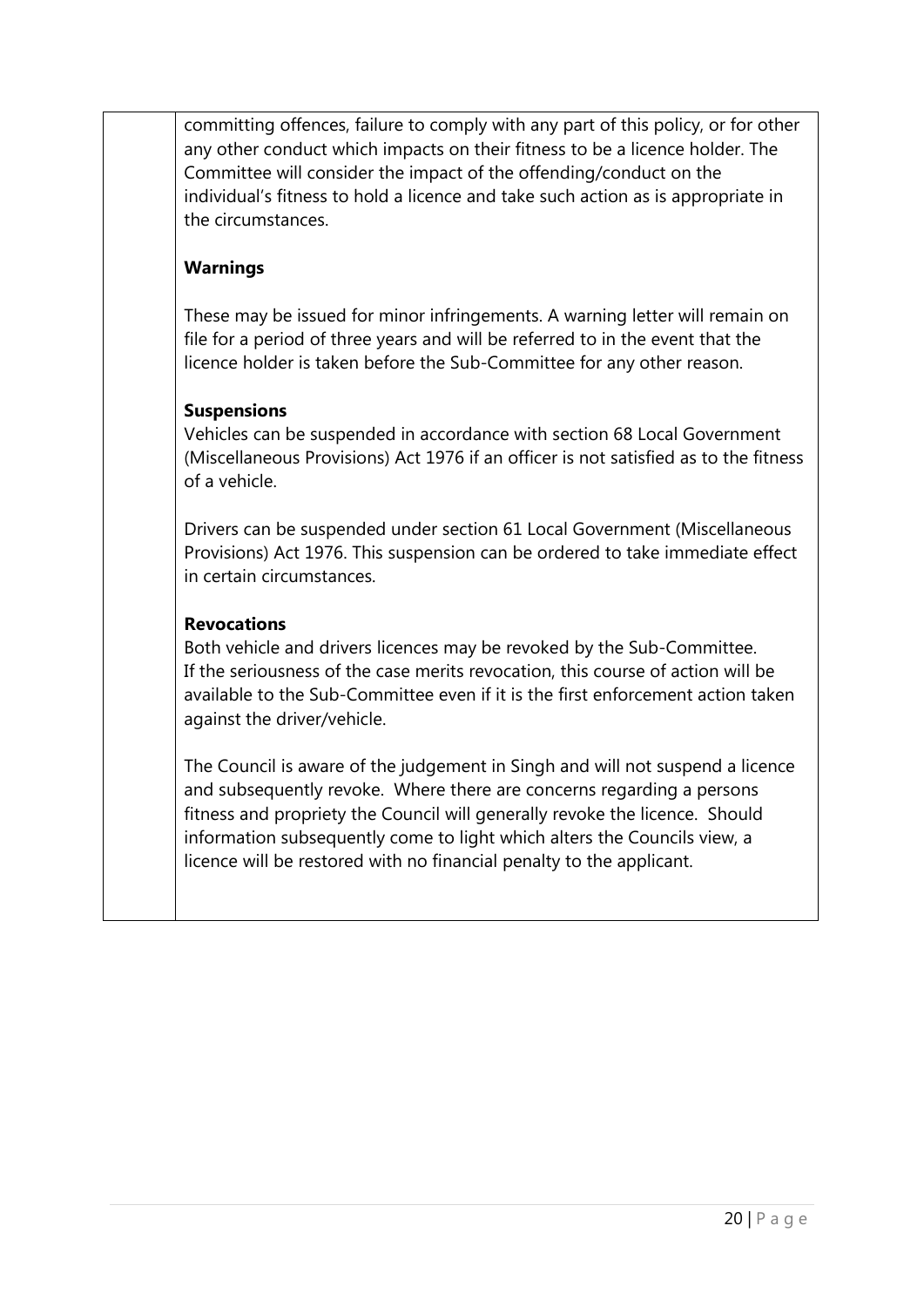committing offences, failure to comply with any part of this policy, or for other any other conduct which impacts on their fitness to be a licence holder. The Committee will consider the impact of the offending/conduct on the individual's fitness to hold a licence and take such action as is appropriate in the circumstances.

**Warnings**

These may be issued for minor infringements. A warning letter will remain on file for a period of three years and will be referred to in the event that the licence holder is taken before the Sub-Committee for any other reason.

**Suspensions**

Vehicles can be suspended in accordance with section 68 Local Government (Miscellaneous Provisions) Act 1976 if an officer is not satisfied as to the fitness of a vehicle.

Drivers can be suspended under section 61 Local Government (Miscellaneous Provisions) Act 1976. This suspension can be ordered to take immediate effect in certain circumstances.

**Revocations**

Both vehicle and drivers licences may be revoked by the Sub-Committee. If the seriousness of the case merits revocation, this course of action will be available to the Sub-Committee even if it is the first enforcement action taken against the driver/vehicle.

The Council is aware of the judgement in Singh and will not suspend a licence and subsequently revoke. Where there are concerns regarding a persons fitness and propriety the Council will generally revoke the licence. Should information subsequently come to light which alters the Councils view, a licence will be restored with no financial penalty to the applicant.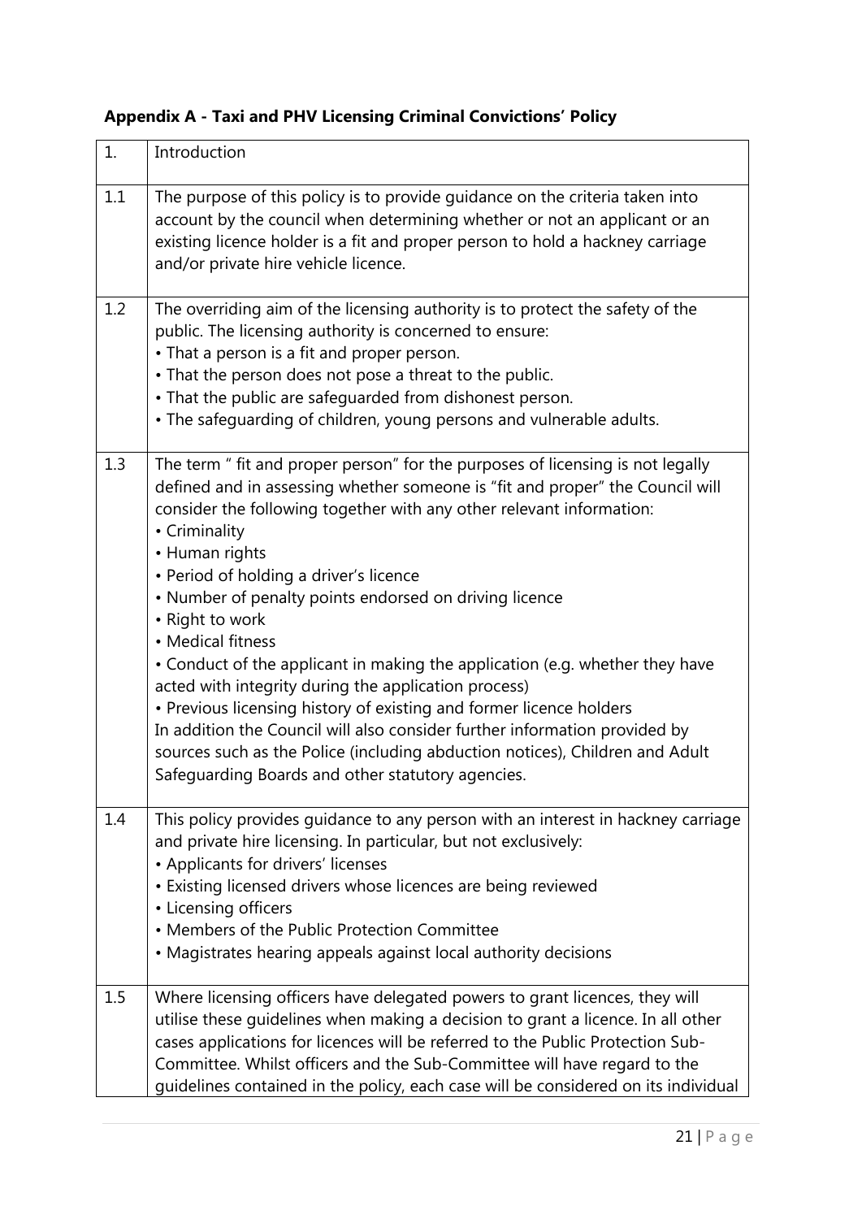**Appendix A - Taxi and PHV Licensing Criminal Convictions' Policy**

| 1. | Introduction |
|---|---|
| 1.1 | The purpose of this policy is to provide guidance on the criteria taken into account by the council when determining whether or not an applicant or an existing licence holder is a fit and proper person to hold a hackney carriage and/or private hire vehicle licence. |
| 1.2 | The overriding aim of the licensing authority is to protect the safety of the public. The licensing authority is concerned to ensure:<br>• That a person is a fit and proper person.<br>• That the person does not pose a threat to the public.<br>• That the public are safeguarded from dishonest person.<br>• The safeguarding of children, young persons and vulnerable adults. |
| 1.3 | The term " fit and proper person" for the purposes of licensing is not legally defined and in assessing whether someone is "fit and proper" the Council will consider the following together with any other relevant information:<br>• Criminality<br>• Human rights<br>• Period of holding a driver's licence<br>• Number of penalty points endorsed on driving licence<br>• Right to work<br>• Medical fitness<br>• Conduct of the applicant in making the application (e.g. whether they have acted with integrity during the application process)<br>• Previous licensing history of existing and former licence holders<br>In addition the Council will also consider further information provided by sources such as the Police (including abduction notices), Children and Adult Safeguarding Boards and other statutory agencies. |
| 1.4 | This policy provides guidance to any person with an interest in hackney carriage and private hire licensing. In particular, but not exclusively:<br>• Applicants for drivers' licenses<br>• Existing licensed drivers whose licences are being reviewed<br>• Licensing officers<br>• Members of the Public Protection Committee<br>• Magistrates hearing appeals against local authority decisions |
| 1.5 | Where licensing officers have delegated powers to grant licences, they will utilise these guidelines when making a decision to grant a licence. In all other cases applications for licences will be referred to the Public Protection Sub-Committee. Whilst officers and the Sub-Committee will have regard to the guidelines contained in the policy, each case will be considered on its individual |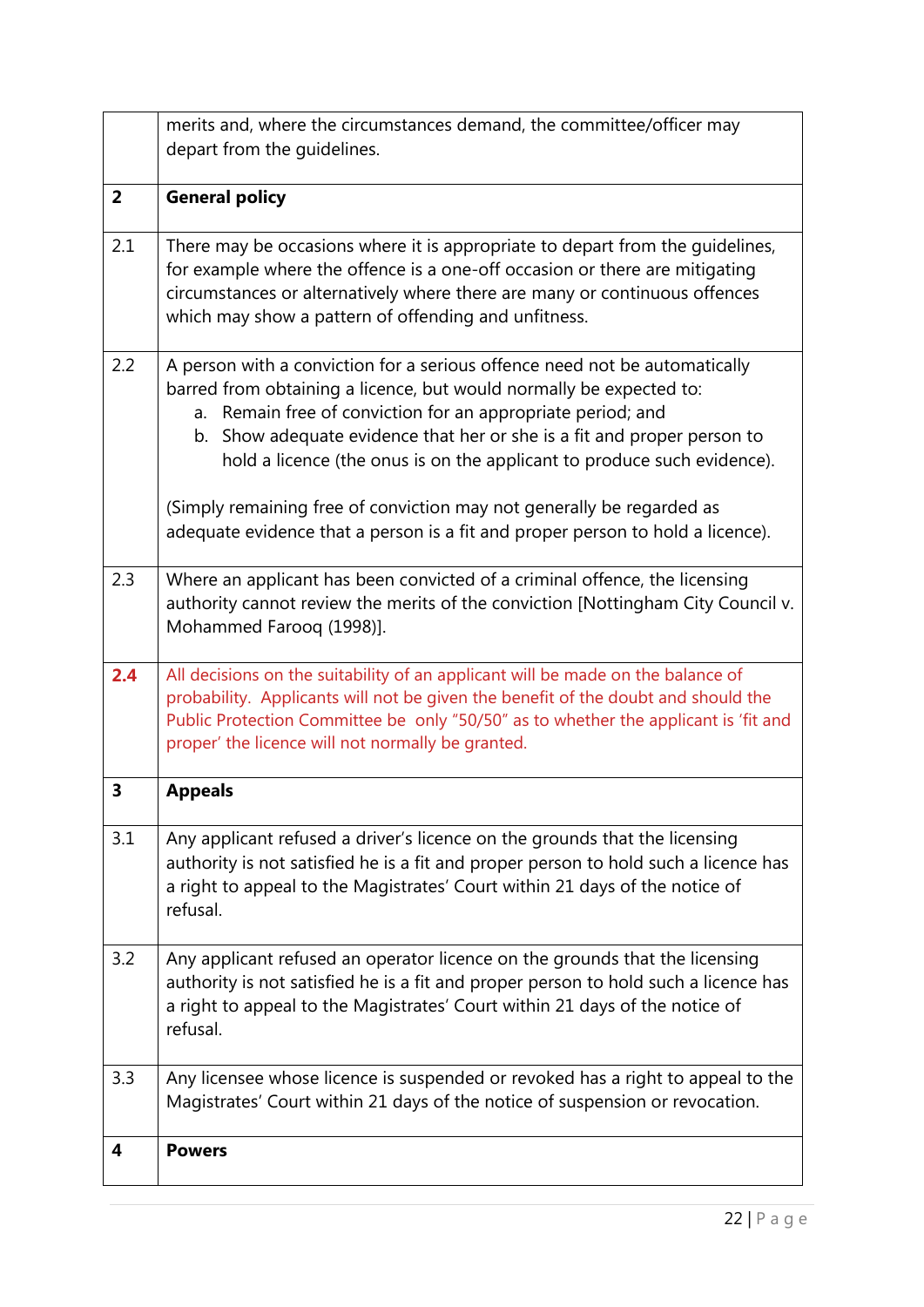| | |
|---|---|
| | merits and, where the circumstances demand, the committee/officer may depart from the guidelines. |
| **2** | **General policy** |
| 2.1 | There may be occasions where it is appropriate to depart from the guidelines, for example where the offence is a one-off occasion or there are mitigating circumstances or alternatively where there are many or continuous offences which may show a pattern of offending and unfitness. |
| 2.2 | A person with a conviction for a serious offence need not be automatically barred from obtaining a licence, but would normally be expected to:<br>a. Remain free of conviction for an appropriate period; and<br>b. Show adequate evidence that her or she is a fit and proper person to hold a licence (the onus is on the applicant to produce such evidence).<br><br>(Simply remaining free of conviction may not generally be regarded as adequate evidence that a person is a fit and proper person to hold a licence). |
| 2.3 | Where an applicant has been convicted of a criminal offence, the licensing authority cannot review the merits of the conviction [Nottingham City Council v. Mohammed Farooq (1998)]. |
| **2.4** | All decisions on the suitability of an applicant will be made on the balance of probability. Applicants will not be given the benefit of the doubt and should the Public Protection Committee be only "50/50" as to whether the applicant is 'fit and proper' the licence will not normally be granted. |
| **3** | **Appeals** |
| 3.1 | Any applicant refused a driver's licence on the grounds that the licensing authority is not satisfied he is a fit and proper person to hold such a licence has a right to appeal to the Magistrates' Court within 21 days of the notice of refusal. |
| 3.2 | Any applicant refused an operator licence on the grounds that the licensing authority is not satisfied he is a fit and proper person to hold such a licence has a right to appeal to the Magistrates' Court within 21 days of the notice of refusal. |
| 3.3 | Any licensee whose licence is suspended or revoked has a right to appeal to the Magistrates' Court within 21 days of the notice of suspension or revocation. |
| **4** | **Powers** |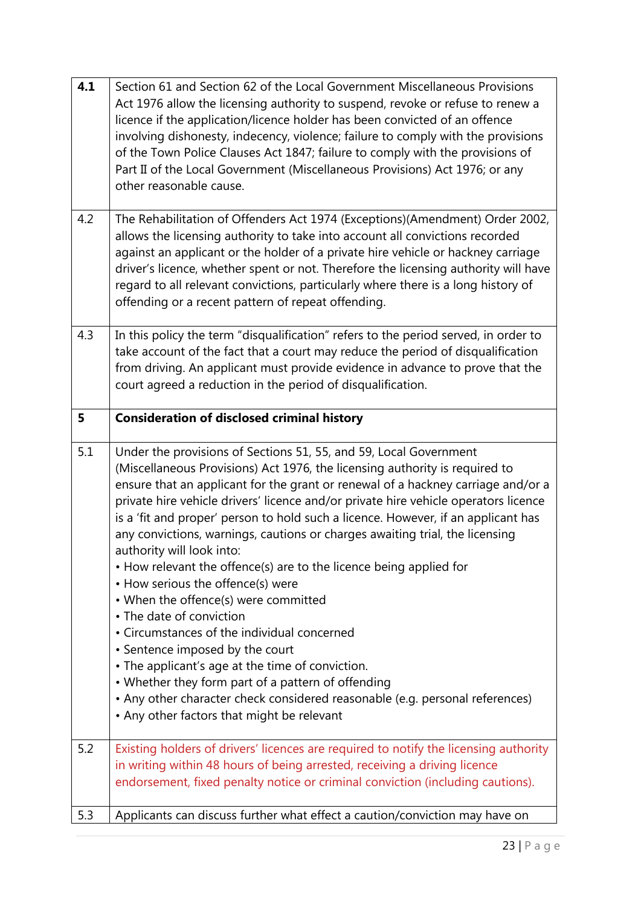| | |
|---|---|
| **4.1** | Section 61 and Section 62 of the Local Government Miscellaneous Provisions Act 1976 allow the licensing authority to suspend, revoke or refuse to renew a licence if the application/licence holder has been convicted of an offence involving dishonesty, indecency, violence; failure to comply with the provisions of the Town Police Clauses Act 1847; failure to comply with the provisions of Part II of the Local Government (Miscellaneous Provisions) Act 1976; or any other reasonable cause. |
| 4.2 | The Rehabilitation of Offenders Act 1974 (Exceptions)(Amendment) Order 2002, allows the licensing authority to take into account all convictions recorded against an applicant or the holder of a private hire vehicle or hackney carriage driver's licence, whether spent or not. Therefore the licensing authority will have regard to all relevant convictions, particularly where there is a long history of offending or a recent pattern of repeat offending. |
| 4.3 | In this policy the term "disqualification" refers to the period served, in order to take account of the fact that a court may reduce the period of disqualification from driving. An applicant must provide evidence in advance to prove that the court agreed a reduction in the period of disqualification. |
| **5** | **Consideration of disclosed criminal history** |
| 5.1 | Under the provisions of Sections 51, 55, and 59, Local Government (Miscellaneous Provisions) Act 1976, the licensing authority is required to ensure that an applicant for the grant or renewal of a hackney carriage and/or a private hire vehicle drivers' licence and/or private hire vehicle operators licence is a 'fit and proper' person to hold such a licence. However, if an applicant has any convictions, warnings, cautions or charges awaiting trial, the licensing authority will look into:<br>• How relevant the offence(s) are to the licence being applied for<br>• How serious the offence(s) were<br>• When the offence(s) were committed<br>• The date of conviction<br>• Circumstances of the individual concerned<br>• Sentence imposed by the court<br>• The applicant's age at the time of conviction.<br>• Whether they form part of a pattern of offending<br>• Any other character check considered reasonable (e.g. personal references)<br>• Any other factors that might be relevant |
| 5.2 | Existing holders of drivers' licences are required to notify the licensing authority in writing within 48 hours of being arrested, receiving a driving licence endorsement, fixed penalty notice or criminal conviction (including cautions). |
| 5.3 | Applicants can discuss further what effect a caution/conviction may have on |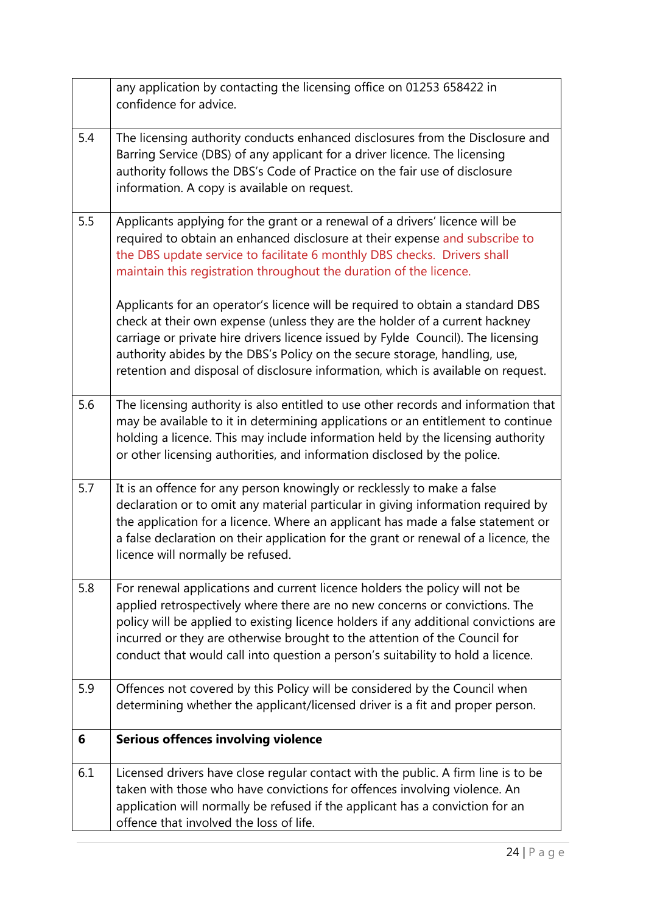| | |
|---|---|
| | any application by contacting the licensing office on 01253 658422 in confidence for advice. |
| 5.4 | The licensing authority conducts enhanced disclosures from the Disclosure and Barring Service (DBS) of any applicant for a driver licence. The licensing authority follows the DBS's Code of Practice on the fair use of disclosure information. A copy is available on request. |
| 5.5 | Applicants applying for the grant or a renewal of a drivers' licence will be required to obtain an enhanced disclosure at their expense and subscribe to the DBS update service to facilitate 6 monthly DBS checks. Drivers shall maintain this registration throughout the duration of the licence.<br><br>Applicants for an operator's licence will be required to obtain a standard DBS check at their own expense (unless they are the holder of a current hackney carriage or private hire drivers licence issued by Fylde Council). The licensing authority abides by the DBS's Policy on the secure storage, handling, use, retention and disposal of disclosure information, which is available on request. |
| 5.6 | The licensing authority is also entitled to use other records and information that may be available to it in determining applications or an entitlement to continue holding a licence. This may include information held by the licensing authority or other licensing authorities, and information disclosed by the police. |
| 5.7 | It is an offence for any person knowingly or recklessly to make a false declaration or to omit any material particular in giving information required by the application for a licence. Where an applicant has made a false statement or a false declaration on their application for the grant or renewal of a licence, the licence will normally be refused. |
| 5.8 | For renewal applications and current licence holders the policy will not be applied retrospectively where there are no new concerns or convictions. The policy will be applied to existing licence holders if any additional convictions are incurred or they are otherwise brought to the attention of the Council for conduct that would call into question a person's suitability to hold a licence. |
| 5.9 | Offences not covered by this Policy will be considered by the Council when determining whether the applicant/licensed driver is a fit and proper person. |
| **6** | **Serious offences involving violence** |
| 6.1 | Licensed drivers have close regular contact with the public. A firm line is to be taken with those who have convictions for offences involving violence. An application will normally be refused if the applicant has a conviction for an offence that involved the loss of life. |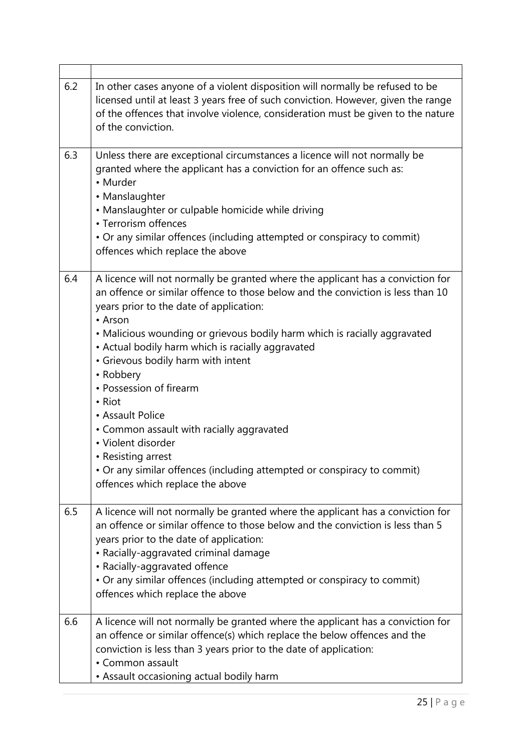| | |
|---|---|
| 6.2 | In other cases anyone of a violent disposition will normally be refused to be licensed until at least 3 years free of such conviction. However, given the range of the offences that involve violence, consideration must be given to the nature of the conviction. |
| 6.3 | Unless there are exceptional circumstances a licence will not normally be granted where the applicant has a conviction for an offence such as:<br>• Murder<br>• Manslaughter<br>• Manslaughter or culpable homicide while driving<br>• Terrorism offences<br>• Or any similar offences (including attempted or conspiracy to commit) offences which replace the above |
| 6.4 | A licence will not normally be granted where the applicant has a conviction for an offence or similar offence to those below and the conviction is less than 10 years prior to the date of application:<br>• Arson<br>• Malicious wounding or grievous bodily harm which is racially aggravated<br>• Actual bodily harm which is racially aggravated<br>• Grievous bodily harm with intent<br>• Robbery<br>• Possession of firearm<br>• Riot<br>• Assault Police<br>• Common assault with racially aggravated<br>• Violent disorder<br>• Resisting arrest<br>• Or any similar offences (including attempted or conspiracy to commit) offences which replace the above |
| 6.5 | A licence will not normally be granted where the applicant has a conviction for an offence or similar offence to those below and the conviction is less than 5 years prior to the date of application:<br>• Racially-aggravated criminal damage<br>• Racially-aggravated offence<br>• Or any similar offences (including attempted or conspiracy to commit) offences which replace the above |
| 6.6 | A licence will not normally be granted where the applicant has a conviction for an offence or similar offence(s) which replace the below offences and the conviction is less than 3 years prior to the date of application:<br>• Common assault<br>• Assault occasioning actual bodily harm |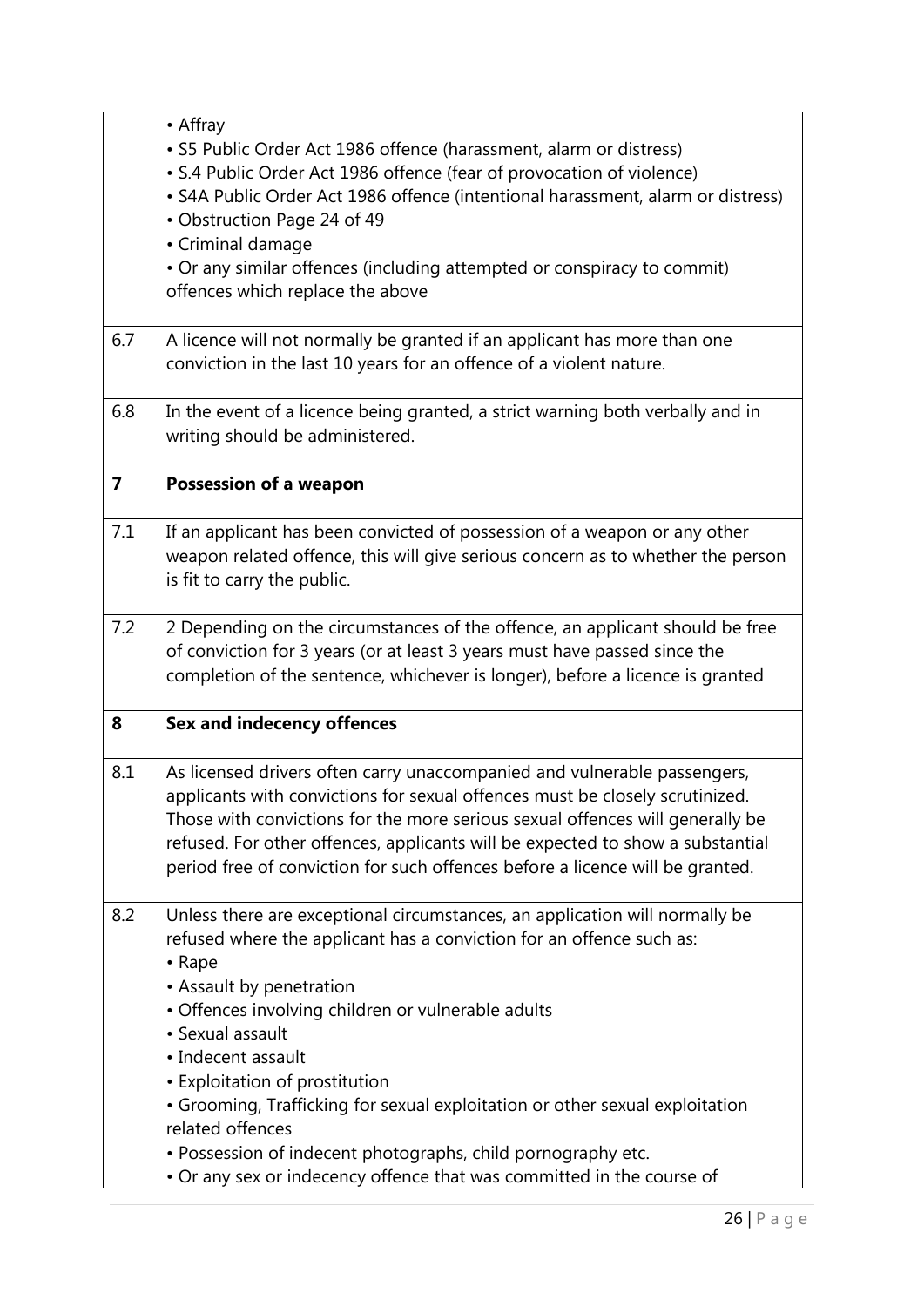| | |
|---|---|
| | • Affray<br>• S5 Public Order Act 1986 offence (harassment, alarm or distress)<br>• S.4 Public Order Act 1986 offence (fear of provocation of violence)<br>• S4A Public Order Act 1986 offence (intentional harassment, alarm or distress)<br>• Obstruction Page 24 of 49<br>• Criminal damage<br>• Or any similar offences (including attempted or conspiracy to commit) offences which replace the above |
| 6.7 | A licence will not normally be granted if an applicant has more than one conviction in the last 10 years for an offence of a violent nature. |
| 6.8 | In the event of a licence being granted, a strict warning both verbally and in writing should be administered. |
| **7** | **Possession of a weapon** |
| 7.1 | If an applicant has been convicted of possession of a weapon or any other weapon related offence, this will give serious concern as to whether the person is fit to carry the public. |
| 7.2 | 2 Depending on the circumstances of the offence, an applicant should be free of conviction for 3 years (or at least 3 years must have passed since the completion of the sentence, whichever is longer), before a licence is granted |
| **8** | **Sex and indecency offences** |
| 8.1 | As licensed drivers often carry unaccompanied and vulnerable passengers, applicants with convictions for sexual offences must be closely scrutinized. Those with convictions for the more serious sexual offences will generally be refused. For other offences, applicants will be expected to show a substantial period free of conviction for such offences before a licence will be granted. |
| 8.2 | Unless there are exceptional circumstances, an application will normally be refused where the applicant has a conviction for an offence such as:<br>• Rape<br>• Assault by penetration<br>• Offences involving children or vulnerable adults<br>• Sexual assault<br>• Indecent assault<br>• Exploitation of prostitution<br>• Grooming, Trafficking for sexual exploitation or other sexual exploitation related offences<br>• Possession of indecent photographs, child pornography etc.<br>• Or any sex or indecency offence that was committed in the course of |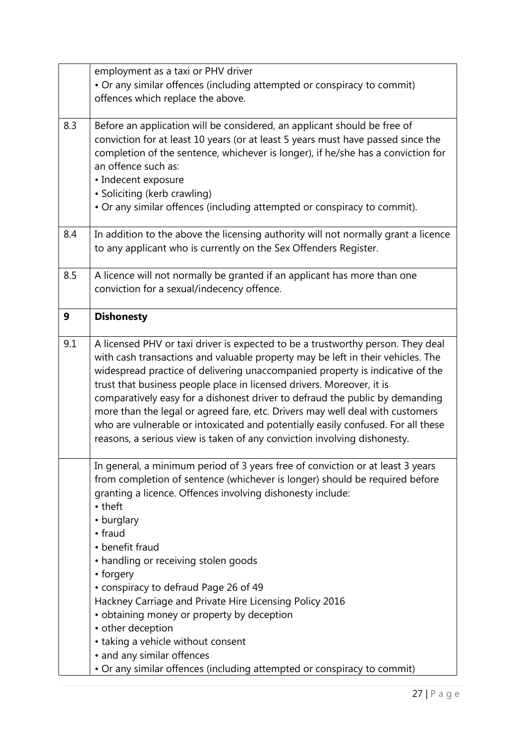| | |
|---|---|
| | employment as a taxi or PHV driver<br>• Or any similar offences (including attempted or conspiracy to commit) offences which replace the above. |
| 8.3 | Before an application will be considered, an applicant should be free of conviction for at least 10 years (or at least 5 years must have passed since the completion of the sentence, whichever is longer), if he/she has a conviction for an offence such as:<br>• Indecent exposure<br>• Soliciting (kerb crawling)<br>• Or any similar offences (including attempted or conspiracy to commit). |
| 8.4 | In addition to the above the licensing authority will not normally grant a licence to any applicant who is currently on the Sex Offenders Register. |
| 8.5 | A licence will not normally be granted if an applicant has more than one conviction for a sexual/indecency offence. |
| **9** | **Dishonesty** |
| 9.1 | A licensed PHV or taxi driver is expected to be a trustworthy person. They deal with cash transactions and valuable property may be left in their vehicles. The widespread practice of delivering unaccompanied property is indicative of the trust that business people place in licensed drivers. Moreover, it is comparatively easy for a dishonest driver to defraud the public by demanding more than the legal or agreed fare, etc. Drivers may well deal with customers who are vulnerable or intoxicated and potentially easily confused. For all these reasons, a serious view is taken of any conviction involving dishonesty. |
| | In general, a minimum period of 3 years free of conviction or at least 3 years from completion of sentence (whichever is longer) should be required before granting a licence. Offences involving dishonesty include:<br>• theft<br>• burglary<br>• fraud<br>• benefit fraud<br>• handling or receiving stolen goods<br>• forgery<br>• conspiracy to defraud Page 26 of 49<br>Hackney Carriage and Private Hire Licensing Policy 2016<br>• obtaining money or property by deception<br>• other deception<br>• taking a vehicle without consent<br>• and any similar offences<br>• Or any similar offences (including attempted or conspiracy to commit) |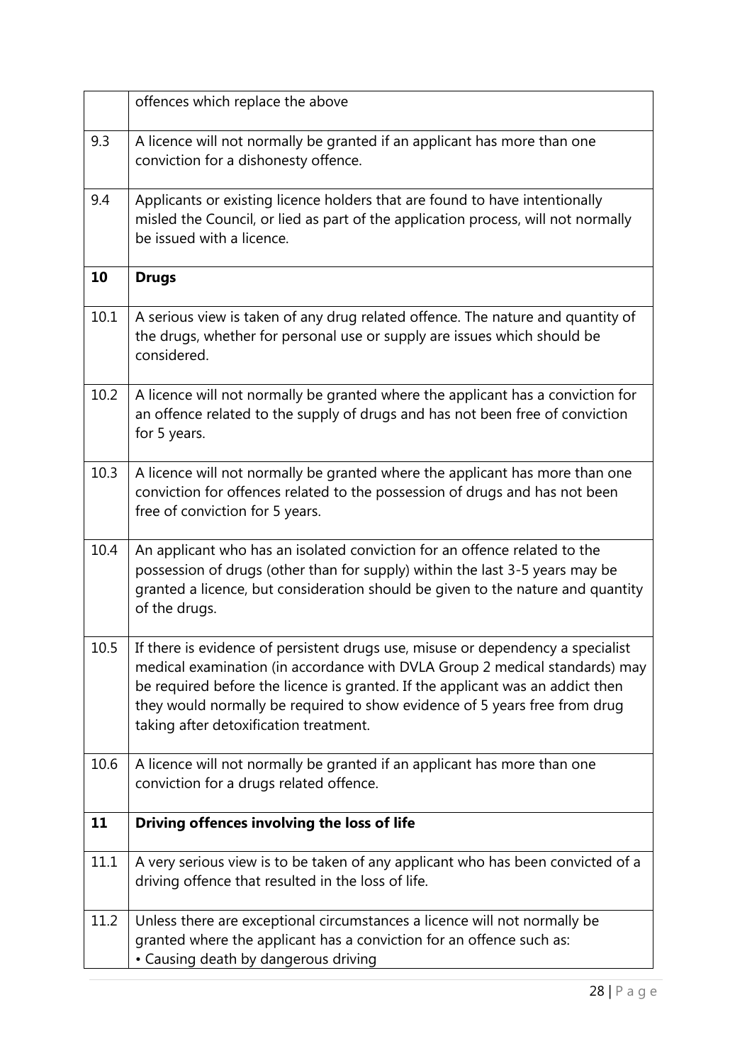|  |  |
| --- | --- |
|  | offences which replace the above |
| 9.3 | A licence will not normally be granted if an applicant has more than one conviction for a dishonesty offence. |
| 9.4 | Applicants or existing licence holders that are found to have intentionally misled the Council, or lied as part of the application process, will not normally be issued with a licence. |
| **10** | **Drugs** |
| 10.1 | A serious view is taken of any drug related offence. The nature and quantity of the drugs, whether for personal use or supply are issues which should be considered. |
| 10.2 | A licence will not normally be granted where the applicant has a conviction for an offence related to the supply of drugs and has not been free of conviction for 5 years. |
| 10.3 | A licence will not normally be granted where the applicant has more than one conviction for offences related to the possession of drugs and has not been free of conviction for 5 years. |
| 10.4 | An applicant who has an isolated conviction for an offence related to the possession of drugs (other than for supply) within the last 3-5 years may be granted a licence, but consideration should be given to the nature and quantity of the drugs. |
| 10.5 | If there is evidence of persistent drugs use, misuse or dependency a specialist medical examination (in accordance with DVLA Group 2 medical standards) may be required before the licence is granted. If the applicant was an addict then they would normally be required to show evidence of 5 years free from drug taking after detoxification treatment. |
| 10.6 | A licence will not normally be granted if an applicant has more than one conviction for a drugs related offence. |
| **11** | **Driving offences involving the loss of life** |
| 11.1 | A very serious view is to be taken of any applicant who has been convicted of a driving offence that resulted in the loss of life. |
| 11.2 | Unless there are exceptional circumstances a licence will not normally be granted where the applicant has a conviction for an offence such as:<br>• Causing death by dangerous driving |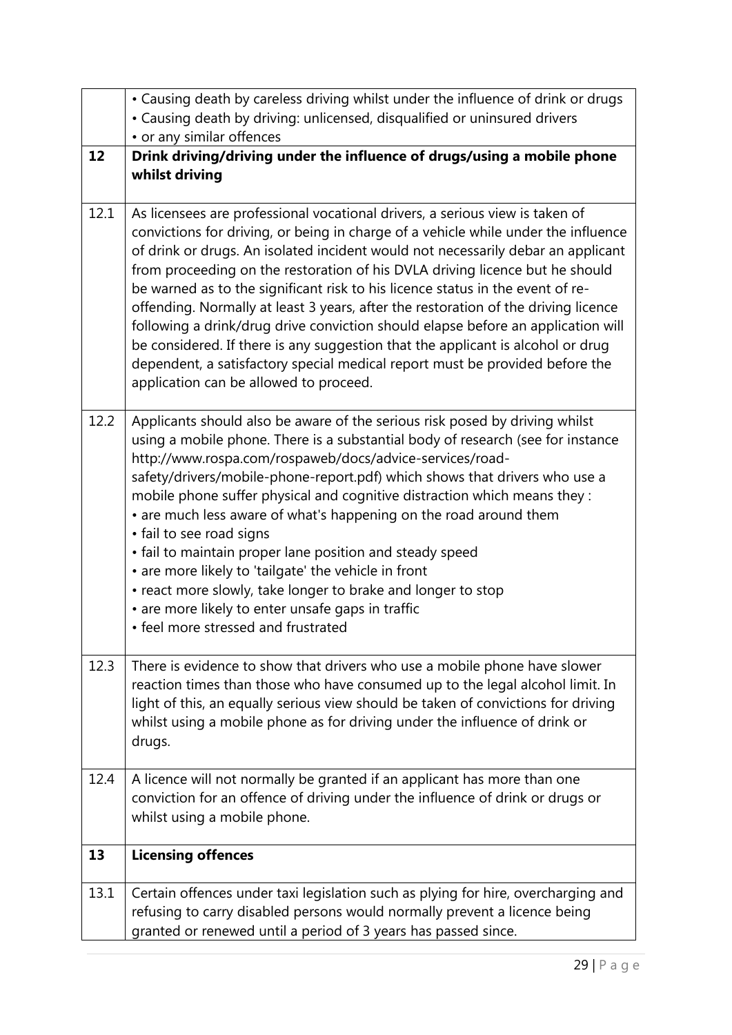| | |
|---|---|
| | • Causing death by careless driving whilst under the influence of drink or drugs<br>• Causing death by driving: unlicensed, disqualified or uninsured drivers<br>• or any similar offences |
| **12** | **Drink driving/driving under the influence of drugs/using a mobile phone whilst driving** |
| 12.1 | As licensees are professional vocational drivers, a serious view is taken of convictions for driving, or being in charge of a vehicle while under the influence of drink or drugs. An isolated incident would not necessarily debar an applicant from proceeding on the restoration of his DVLA driving licence but he should be warned as to the significant risk to his licence status in the event of re-offending. Normally at least 3 years, after the restoration of the driving licence following a drink/drug drive conviction should elapse before an application will be considered. If there is any suggestion that the applicant is alcohol or drug dependent, a satisfactory special medical report must be provided before the application can be allowed to proceed. |
| 12.2 | Applicants should also be aware of the serious risk posed by driving whilst using a mobile phone. There is a substantial body of research (see for instance http://www.rospa.com/rospaweb/docs/advice-services/road-safety/drivers/mobile-phone-report.pdf) which shows that drivers who use a mobile phone suffer physical and cognitive distraction which means they :<br>• are much less aware of what's happening on the road around them<br>• fail to see road signs<br>• fail to maintain proper lane position and steady speed<br>• are more likely to 'tailgate' the vehicle in front<br>• react more slowly, take longer to brake and longer to stop<br>• are more likely to enter unsafe gaps in traffic<br>• feel more stressed and frustrated |
| 12.3 | There is evidence to show that drivers who use a mobile phone have slower reaction times than those who have consumed up to the legal alcohol limit. In light of this, an equally serious view should be taken of convictions for driving whilst using a mobile phone as for driving under the influence of drink or drugs. |
| 12.4 | A licence will not normally be granted if an applicant has more than one conviction for an offence of driving under the influence of drink or drugs or whilst using a mobile phone. |
| **13** | **Licensing offences** |
| 13.1 | Certain offences under taxi legislation such as plying for hire, overcharging and refusing to carry disabled persons would normally prevent a licence being granted or renewed until a period of 3 years has passed since. |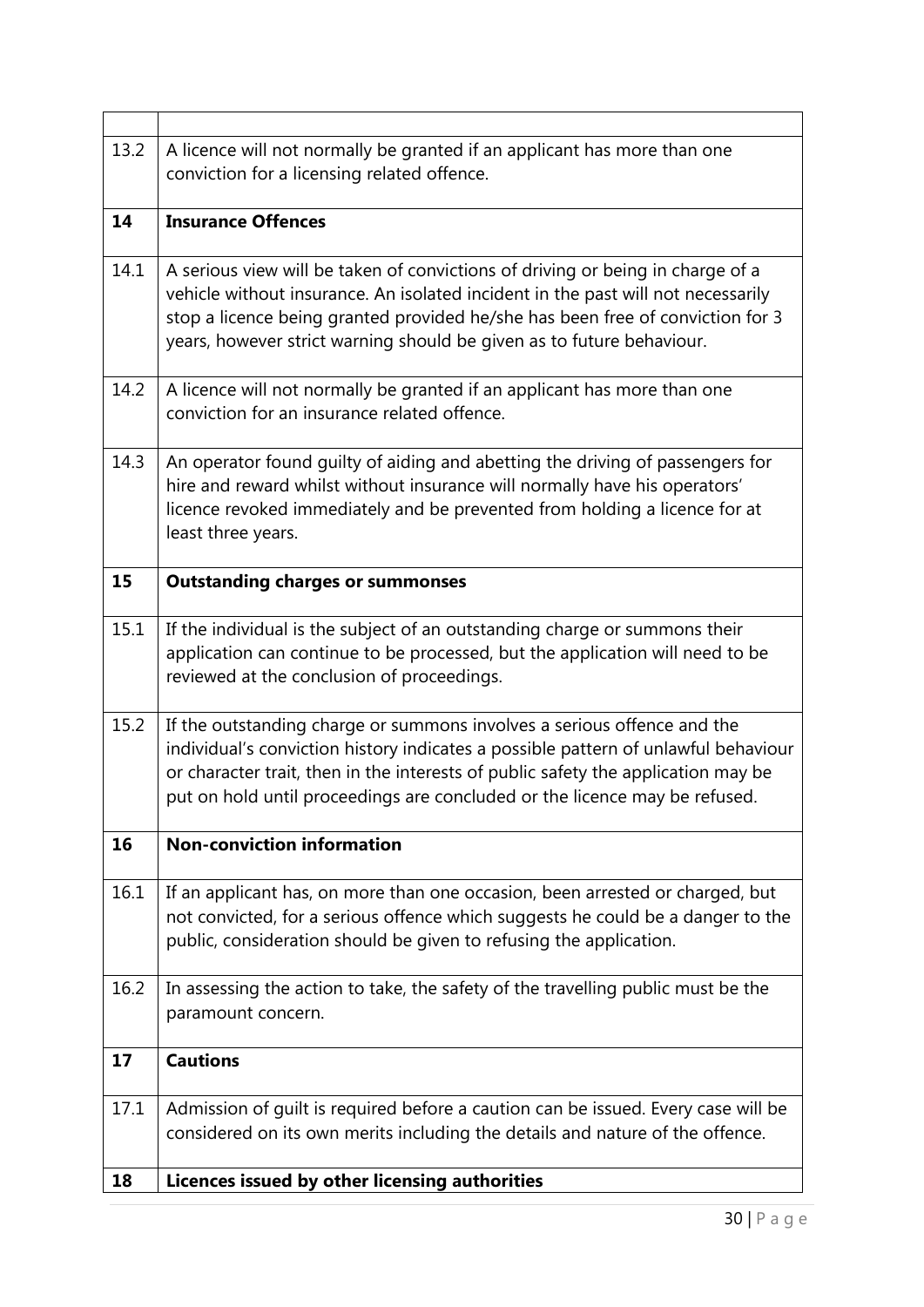| | |
|---|---|
| 13.2 | A licence will not normally be granted if an applicant has more than one conviction for a licensing related offence. |
| **14** | **Insurance Offences** |
| 14.1 | A serious view will be taken of convictions of driving or being in charge of a vehicle without insurance. An isolated incident in the past will not necessarily stop a licence being granted provided he/she has been free of conviction for 3 years, however strict warning should be given as to future behaviour. |
| 14.2 | A licence will not normally be granted if an applicant has more than one conviction for an insurance related offence. |
| 14.3 | An operator found guilty of aiding and abetting the driving of passengers for hire and reward whilst without insurance will normally have his operators' licence revoked immediately and be prevented from holding a licence for at least three years. |
| **15** | **Outstanding charges or summonses** |
| 15.1 | If the individual is the subject of an outstanding charge or summons their application can continue to be processed, but the application will need to be reviewed at the conclusion of proceedings. |
| 15.2 | If the outstanding charge or summons involves a serious offence and the individual's conviction history indicates a possible pattern of unlawful behaviour or character trait, then in the interests of public safety the application may be put on hold until proceedings are concluded or the licence may be refused. |
| **16** | **Non-conviction information** |
| 16.1 | If an applicant has, on more than one occasion, been arrested or charged, but not convicted, for a serious offence which suggests he could be a danger to the public, consideration should be given to refusing the application. |
| 16.2 | In assessing the action to take, the safety of the travelling public must be the paramount concern. |
| **17** | **Cautions** |
| 17.1 | Admission of guilt is required before a caution can be issued. Every case will be considered on its own merits including the details and nature of the offence. |
| **18** | **Licences issued by other licensing authorities** |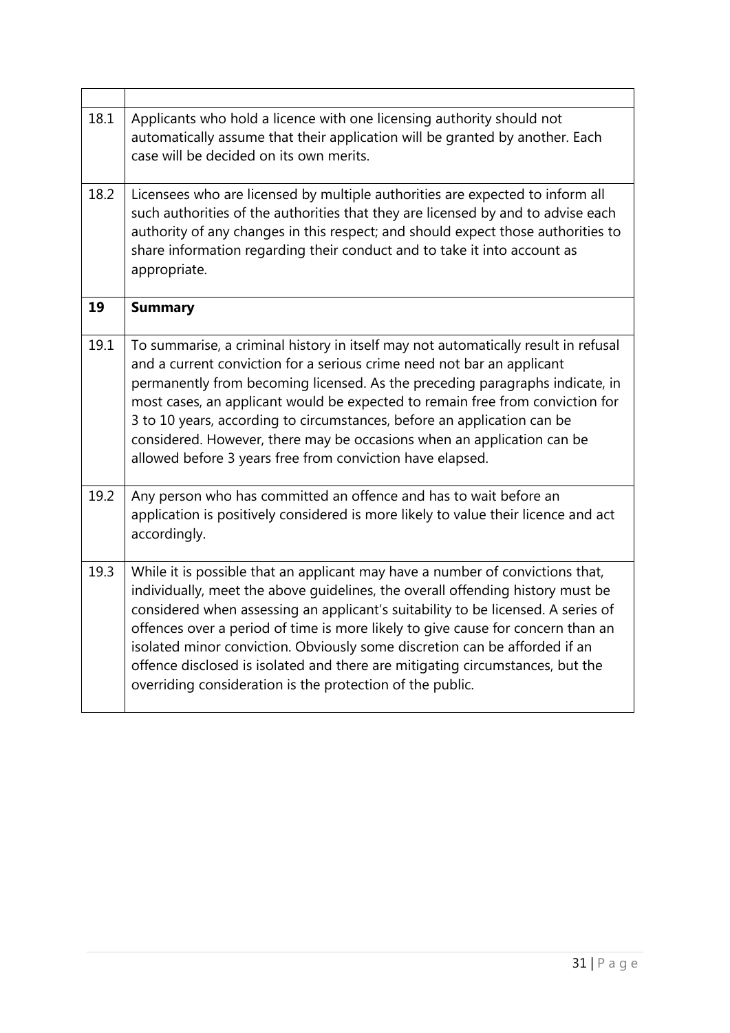| | |
|---|---|
| 18.1 | Applicants who hold a licence with one licensing authority should not automatically assume that their application will be granted by another. Each case will be decided on its own merits. |
| 18.2 | Licensees who are licensed by multiple authorities are expected to inform all such authorities of the authorities that they are licensed by and to advise each authority of any changes in this respect; and should expect those authorities to share information regarding their conduct and to take it into account as appropriate. |
| **19** | **Summary** |
| 19.1 | To summarise, a criminal history in itself may not automatically result in refusal and a current conviction for a serious crime need not bar an applicant permanently from becoming licensed. As the preceding paragraphs indicate, in most cases, an applicant would be expected to remain free from conviction for 3 to 10 years, according to circumstances, before an application can be considered. However, there may be occasions when an application can be allowed before 3 years free from conviction have elapsed. |
| 19.2 | Any person who has committed an offence and has to wait before an application is positively considered is more likely to value their licence and act accordingly. |
| 19.3 | While it is possible that an applicant may have a number of convictions that, individually, meet the above guidelines, the overall offending history must be considered when assessing an applicant's suitability to be licensed. A series of offences over a period of time is more likely to give cause for concern than an isolated minor conviction. Obviously some discretion can be afforded if an offence disclosed is isolated and there are mitigating circumstances, but the overriding consideration is the protection of the public. |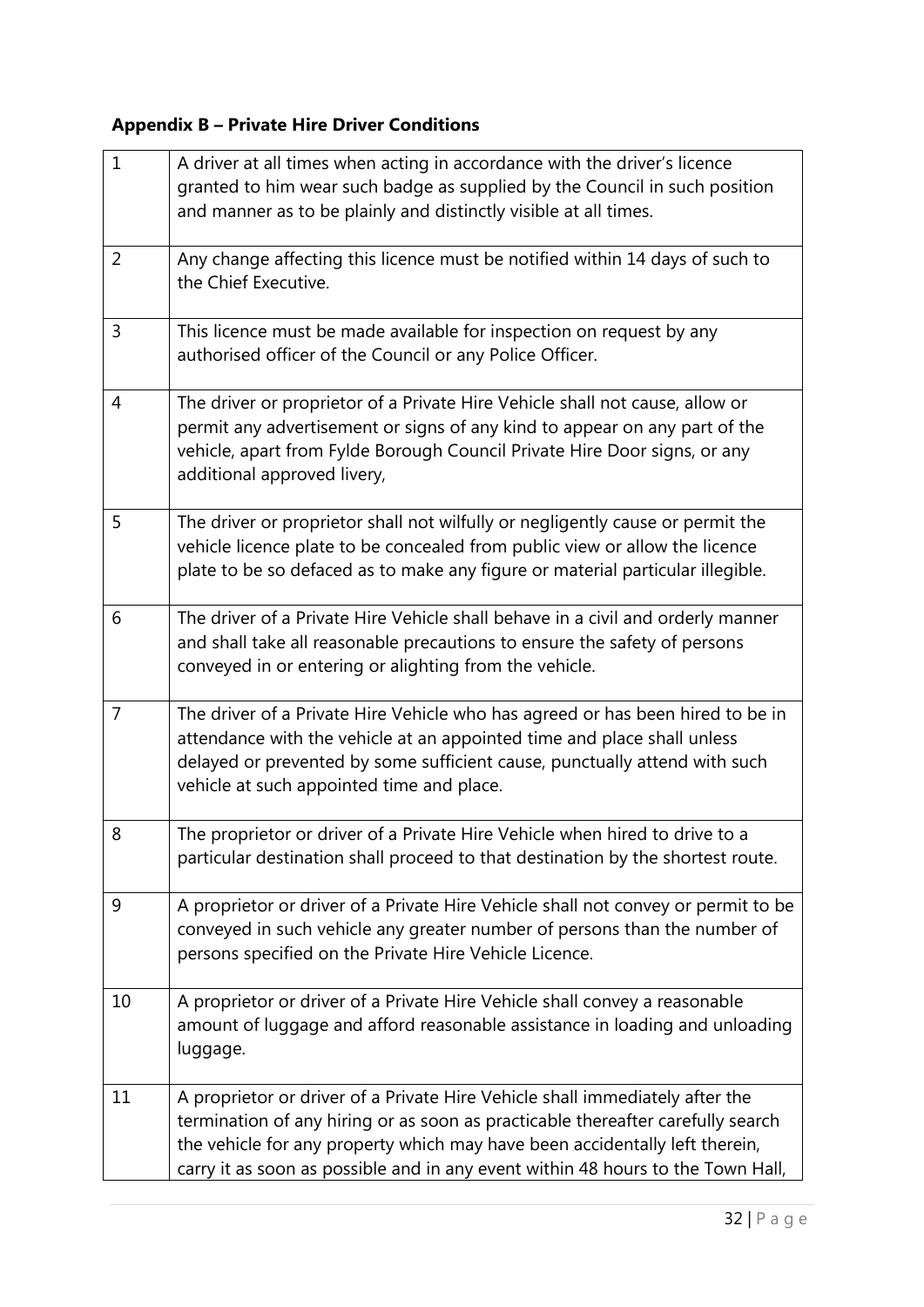**Appendix B – Private Hire Driver Conditions**

| | |
|---|---|
| 1 | A driver at all times when acting in accordance with the driver's licence granted to him wear such badge as supplied by the Council in such position and manner as to be plainly and distinctly visible at all times. |
| 2 | Any change affecting this licence must be notified within 14 days of such to the Chief Executive. |
| 3 | This licence must be made available for inspection on request by any authorised officer of the Council or any Police Officer. |
| 4 | The driver or proprietor of a Private Hire Vehicle shall not cause, allow or permit any advertisement or signs of any kind to appear on any part of the vehicle, apart from Fylde Borough Council Private Hire Door signs, or any additional approved livery, |
| 5 | The driver or proprietor shall not wilfully or negligently cause or permit the vehicle licence plate to be concealed from public view or allow the licence plate to be so defaced as to make any figure or material particular illegible. |
| 6 | The driver of a Private Hire Vehicle shall behave in a civil and orderly manner and shall take all reasonable precautions to ensure the safety of persons conveyed in or entering or alighting from the vehicle. |
| 7 | The driver of a Private Hire Vehicle who has agreed or has been hired to be in attendance with the vehicle at an appointed time and place shall unless delayed or prevented by some sufficient cause, punctually attend with such vehicle at such appointed time and place. |
| 8 | The proprietor or driver of a Private Hire Vehicle when hired to drive to a particular destination shall proceed to that destination by the shortest route. |
| 9 | A proprietor or driver of a Private Hire Vehicle shall not convey or permit to be conveyed in such vehicle any greater number of persons than the number of persons specified on the Private Hire Vehicle Licence. |
| 10 | A proprietor or driver of a Private Hire Vehicle shall convey a reasonable amount of luggage and afford reasonable assistance in loading and unloading luggage. |
| 11 | A proprietor or driver of a Private Hire Vehicle shall immediately after the termination of any hiring or as soon as practicable thereafter carefully search the vehicle for any property which may have been accidentally left therein, carry it as soon as possible and in any event within 48 hours to the Town Hall, |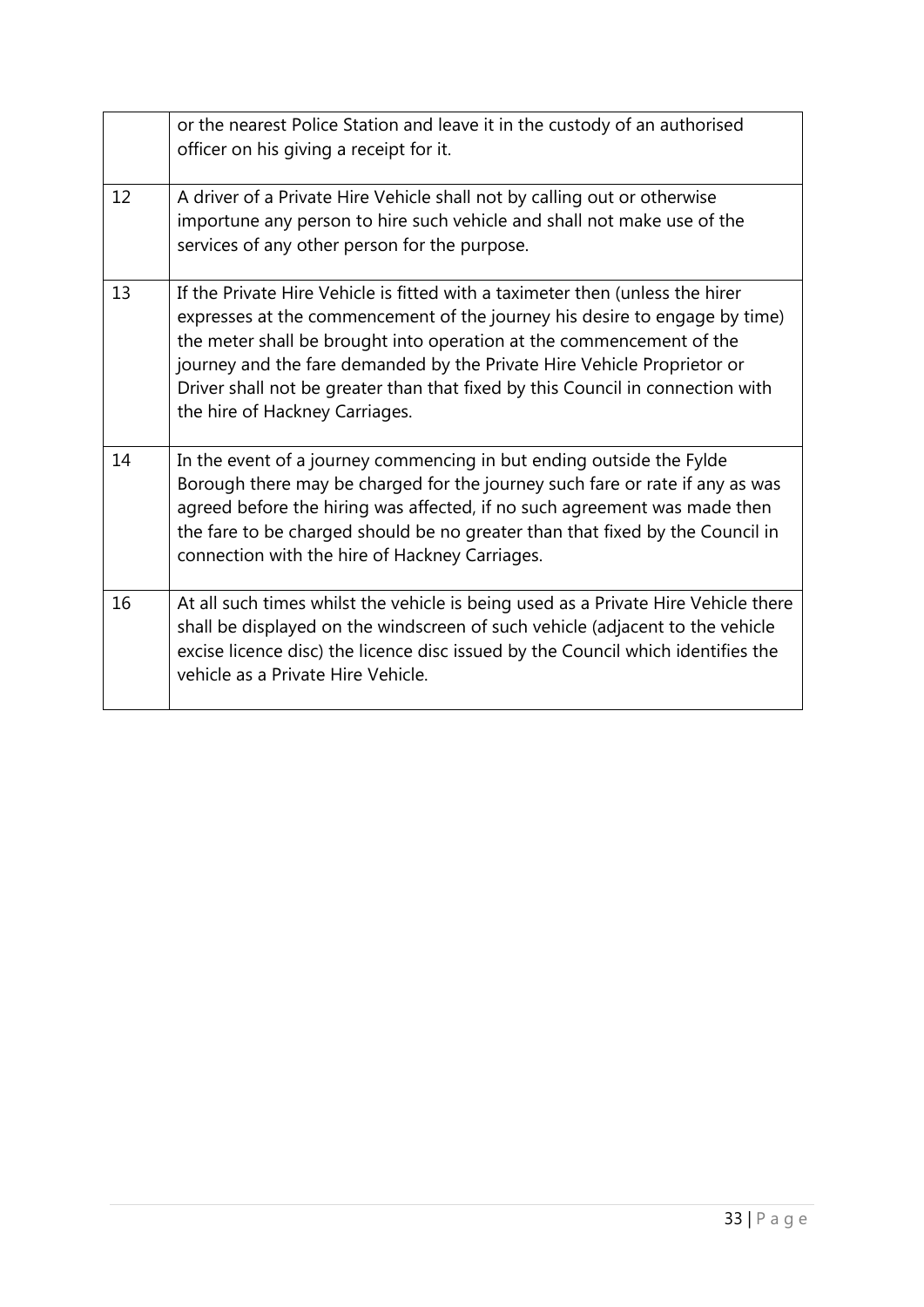| | |
|---|---|
| | or the nearest Police Station and leave it in the custody of an authorised officer on his giving a receipt for it. |
| 12 | A driver of a Private Hire Vehicle shall not by calling out or otherwise importune any person to hire such vehicle and shall not make use of the services of any other person for the purpose. |
| 13 | If the Private Hire Vehicle is fitted with a taximeter then (unless the hirer expresses at the commencement of the journey his desire to engage by time) the meter shall be brought into operation at the commencement of the journey and the fare demanded by the Private Hire Vehicle Proprietor or Driver shall not be greater than that fixed by this Council in connection with the hire of Hackney Carriages. |
| 14 | In the event of a journey commencing in but ending outside the Fylde Borough there may be charged for the journey such fare or rate if any as was agreed before the hiring was affected, if no such agreement was made then the fare to be charged should be no greater than that fixed by the Council in connection with the hire of Hackney Carriages. |
| 16 | At all such times whilst the vehicle is being used as a Private Hire Vehicle there shall be displayed on the windscreen of such vehicle (adjacent to the vehicle excise licence disc) the licence disc issued by the Council which identifies the vehicle as a Private Hire Vehicle. |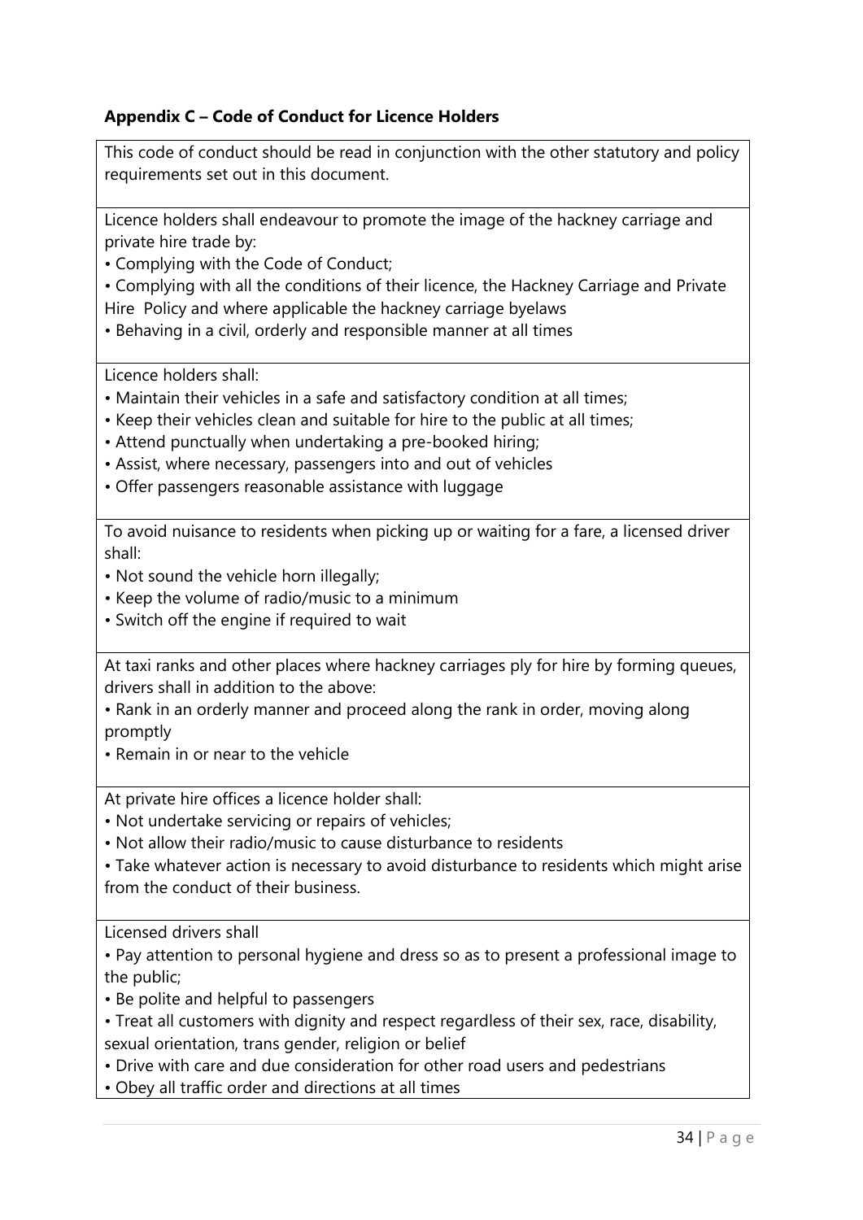## Appendix C – Code of Conduct for Licence Holders

This code of conduct should be read in conjunction with the other statutory and policy requirements set out in this document.

Licence holders shall endeavour to promote the image of the hackney carriage and private hire trade by:

- Complying with the Code of Conduct;
- Complying with all the conditions of their licence, the Hackney Carriage and Private Hire Policy and where applicable the hackney carriage byelaws
- Behaving in a civil, orderly and responsible manner at all times

Licence holders shall:

- Maintain their vehicles in a safe and satisfactory condition at all times;
- Keep their vehicles clean and suitable for hire to the public at all times;
- Attend punctually when undertaking a pre-booked hiring;
- Assist, where necessary, passengers into and out of vehicles
- Offer passengers reasonable assistance with luggage

To avoid nuisance to residents when picking up or waiting for a fare, a licensed driver shall:

- Not sound the vehicle horn illegally;
- Keep the volume of radio/music to a minimum
- Switch off the engine if required to wait

At taxi ranks and other places where hackney carriages ply for hire by forming queues, drivers shall in addition to the above:

- Rank in an orderly manner and proceed along the rank in order, moving along promptly
- Remain in or near to the vehicle

At private hire offices a licence holder shall:

- Not undertake servicing or repairs of vehicles;
- Not allow their radio/music to cause disturbance to residents
- Take whatever action is necessary to avoid disturbance to residents which might arise from the conduct of their business.

Licensed drivers shall

- Pay attention to personal hygiene and dress so as to present a professional image to the public;
- Be polite and helpful to passengers
- Treat all customers with dignity and respect regardless of their sex, race, disability, sexual orientation, trans gender, religion or belief
- Drive with care and due consideration for other road users and pedestrians
- Obey all traffic order and directions at all times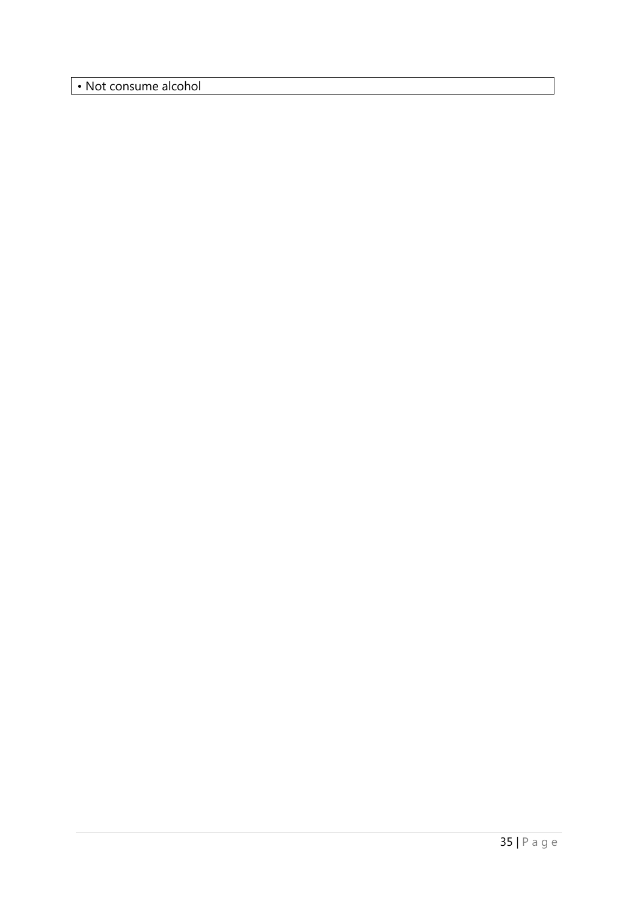| • Not consume alcohol |
|---|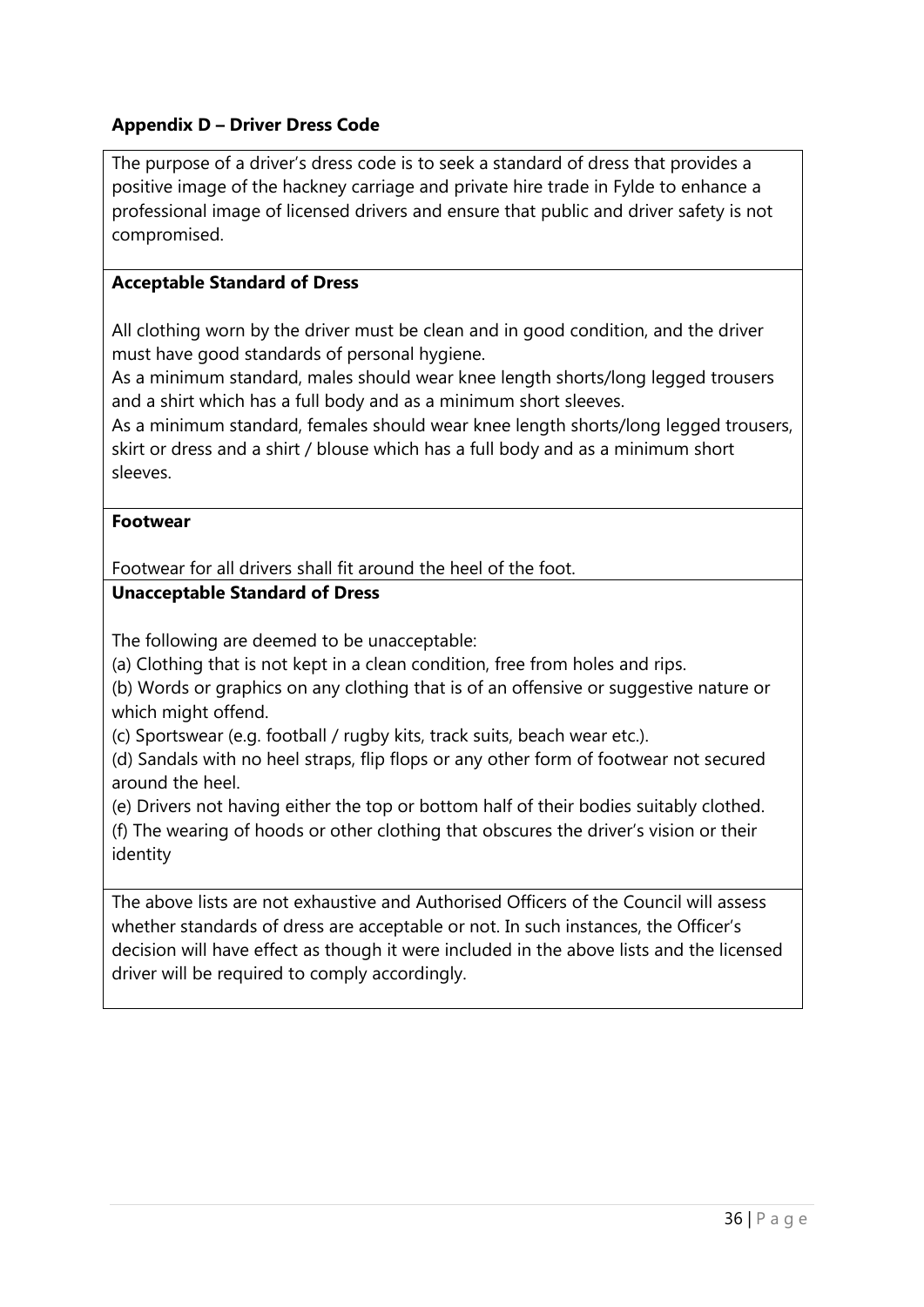## Appendix D – Driver Dress Code

The purpose of a driver's dress code is to seek a standard of dress that provides a positive image of the hackney carriage and private hire trade in Fylde to enhance a professional image of licensed drivers and ensure that public and driver safety is not compromised.

### Acceptable Standard of Dress

All clothing worn by the driver must be clean and in good condition, and the driver must have good standards of personal hygiene.

As a minimum standard, males should wear knee length shorts/long legged trousers and a shirt which has a full body and as a minimum short sleeves.

As a minimum standard, females should wear knee length shorts/long legged trousers, skirt or dress and a shirt / blouse which has a full body and as a minimum short sleeves.

### Footwear

Footwear for all drivers shall fit around the heel of the foot.

### Unacceptable Standard of Dress

The following are deemed to be unacceptable:

(a) Clothing that is not kept in a clean condition, free from holes and rips.

(b) Words or graphics on any clothing that is of an offensive or suggestive nature or which might offend.

(c) Sportswear (e.g. football / rugby kits, track suits, beach wear etc.).

(d) Sandals with no heel straps, flip flops or any other form of footwear not secured around the heel.

(e) Drivers not having either the top or bottom half of their bodies suitably clothed.

(f) The wearing of hoods or other clothing that obscures the driver's vision or their identity

The above lists are not exhaustive and Authorised Officers of the Council will assess whether standards of dress are acceptable or not. In such instances, the Officer's decision will have effect as though it were included in the above lists and the licensed driver will be required to comply accordingly.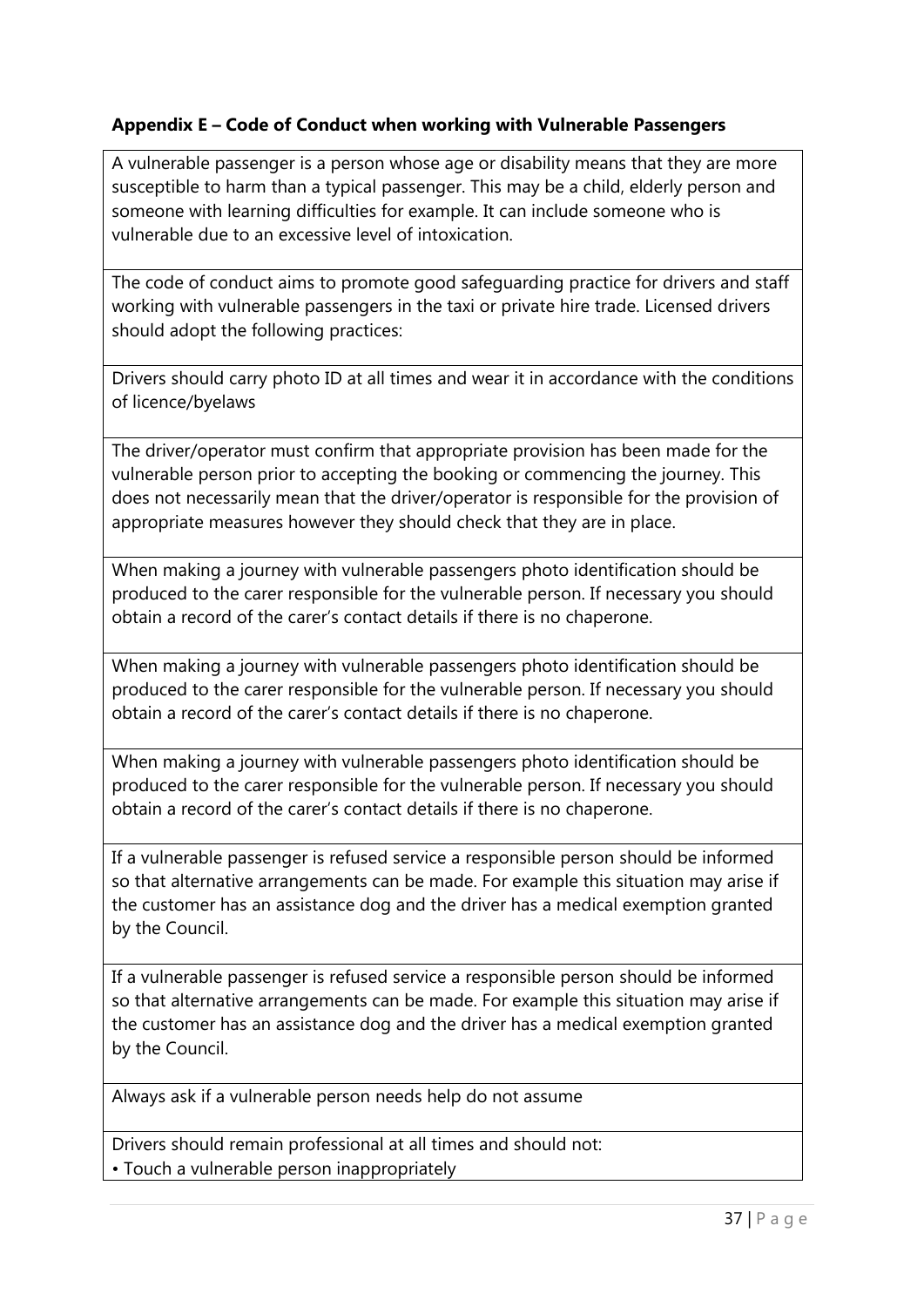**Appendix E – Code of Conduct when working with Vulnerable Passengers**

| |
|---|
| A vulnerable passenger is a person whose age or disability means that they are more susceptible to harm than a typical passenger. This may be a child, elderly person and someone with learning difficulties for example. It can include someone who is vulnerable due to an excessive level of intoxication. |
| The code of conduct aims to promote good safeguarding practice for drivers and staff working with vulnerable passengers in the taxi or private hire trade. Licensed drivers should adopt the following practices: |
| Drivers should carry photo ID at all times and wear it in accordance with the conditions of licence/byelaws |
| The driver/operator must confirm that appropriate provision has been made for the vulnerable person prior to accepting the booking or commencing the journey. This does not necessarily mean that the driver/operator is responsible for the provision of appropriate measures however they should check that they are in place. |
| When making a journey with vulnerable passengers photo identification should be produced to the carer responsible for the vulnerable person. If necessary you should obtain a record of the carer's contact details if there is no chaperone. |
| When making a journey with vulnerable passengers photo identification should be produced to the carer responsible for the vulnerable person. If necessary you should obtain a record of the carer's contact details if there is no chaperone. |
| When making a journey with vulnerable passengers photo identification should be produced to the carer responsible for the vulnerable person. If necessary you should obtain a record of the carer's contact details if there is no chaperone. |
| If a vulnerable passenger is refused service a responsible person should be informed so that alternative arrangements can be made. For example this situation may arise if the customer has an assistance dog and the driver has a medical exemption granted by the Council. |
| If a vulnerable passenger is refused service a responsible person should be informed so that alternative arrangements can be made. For example this situation may arise if the customer has an assistance dog and the driver has a medical exemption granted by the Council. |
| Always ask if a vulnerable person needs help do not assume |
| Drivers should remain professional at all times and should not:<br>• Touch a vulnerable person inappropriately |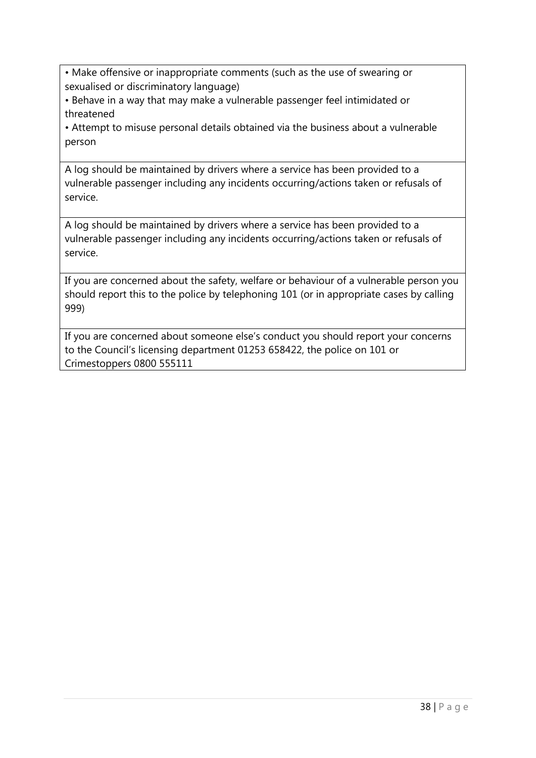| • Make offensive or inappropriate comments (such as the use of swearing or sexualised or discriminatory language)<br>• Behave in a way that may make a vulnerable passenger feel intimidated or threatened<br>• Attempt to misuse personal details obtained via the business about a vulnerable person |
|---|
| A log should be maintained by drivers where a service has been provided to a vulnerable passenger including any incidents occurring/actions taken or refusals of service. |
| A log should be maintained by drivers where a service has been provided to a vulnerable passenger including any incidents occurring/actions taken or refusals of service. |
| If you are concerned about the safety, welfare or behaviour of a vulnerable person you should report this to the police by telephoning 101 (or in appropriate cases by calling 999) |
| If you are concerned about someone else's conduct you should report your concerns to the Council's licensing department 01253 658422, the police on 101 or Crimestoppers 0800 555111 |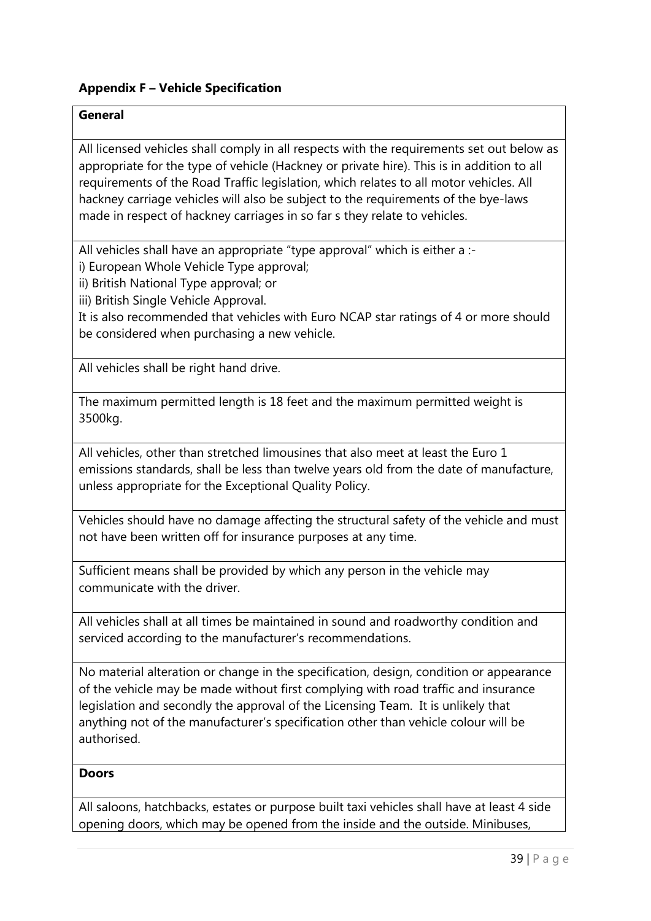### Appendix F – Vehicle Specification

**General**

All licensed vehicles shall comply in all respects with the requirements set out below as appropriate for the type of vehicle (Hackney or private hire). This is in addition to all requirements of the Road Traffic legislation, which relates to all motor vehicles. All hackney carriage vehicles will also be subject to the requirements of the bye-laws made in respect of hackney carriages in so far s they relate to vehicles.

All vehicles shall have an appropriate "type approval" which is either a :-

i) European Whole Vehicle Type approval;
ii) British National Type approval; or
iii) British Single Vehicle Approval.

It is also recommended that vehicles with Euro NCAP star ratings of 4 or more should be considered when purchasing a new vehicle.

All vehicles shall be right hand drive.

The maximum permitted length is 18 feet and the maximum permitted weight is 3500kg.

All vehicles, other than stretched limousines that also meet at least the Euro 1 emissions standards, shall be less than twelve years old from the date of manufacture, unless appropriate for the Exceptional Quality Policy.

Vehicles should have no damage affecting the structural safety of the vehicle and must not have been written off for insurance purposes at any time.

Sufficient means shall be provided by which any person in the vehicle may communicate with the driver.

All vehicles shall at all times be maintained in sound and roadworthy condition and serviced according to the manufacturer's recommendations.

No material alteration or change in the specification, design, condition or appearance of the vehicle may be made without first complying with road traffic and insurance legislation and secondly the approval of the Licensing Team. It is unlikely that anything not of the manufacturer's specification other than vehicle colour will be authorised.

**Doors**

All saloons, hatchbacks, estates or purpose built taxi vehicles shall have at least 4 side opening doors, which may be opened from the inside and the outside. Minibuses,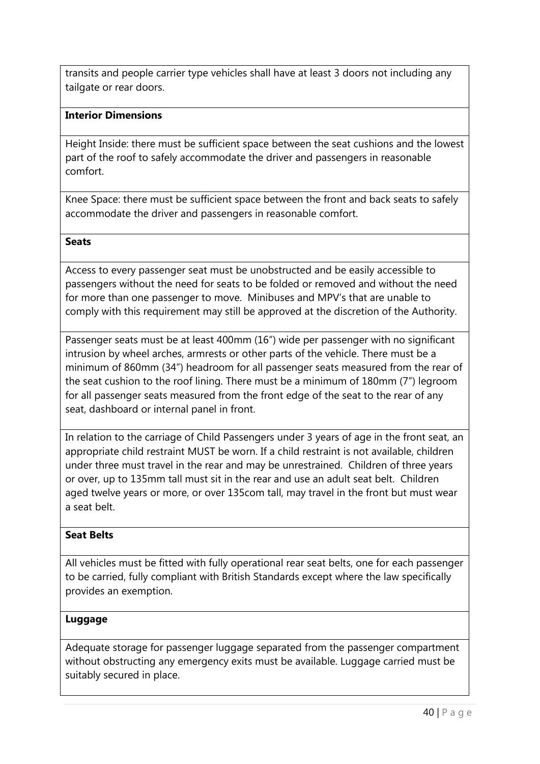transits and people carrier type vehicles shall have at least 3 doors not including any tailgate or rear doors.

**Interior Dimensions**

Height Inside: there must be sufficient space between the seat cushions and the lowest part of the roof to safely accommodate the driver and passengers in reasonable comfort.

Knee Space: there must be sufficient space between the front and back seats to safely accommodate the driver and passengers in reasonable comfort.

**Seats**

Access to every passenger seat must be unobstructed and be easily accessible to passengers without the need for seats to be folded or removed and without the need for more than one passenger to move. Minibuses and MPV's that are unable to comply with this requirement may still be approved at the discretion of the Authority.

Passenger seats must be at least 400mm (16") wide per passenger with no significant intrusion by wheel arches, armrests or other parts of the vehicle. There must be a minimum of 860mm (34") headroom for all passenger seats measured from the rear of the seat cushion to the roof lining. There must be a minimum of 180mm (7") legroom for all passenger seats measured from the front edge of the seat to the rear of any seat, dashboard or internal panel in front.

In relation to the carriage of Child Passengers under 3 years of age in the front seat, an appropriate child restraint MUST be worn. If a child restraint is not available, children under three must travel in the rear and may be unrestrained. Children of three years or over, up to 135mm tall must sit in the rear and use an adult seat belt. Children aged twelve years or more, or over 135com tall, may travel in the front but must wear a seat belt.

**Seat Belts**

All vehicles must be fitted with fully operational rear seat belts, one for each passenger to be carried, fully compliant with British Standards except where the law specifically provides an exemption.

**Luggage**

Adequate storage for passenger luggage separated from the passenger compartment without obstructing any emergency exits must be available. Luggage carried must be suitably secured in place.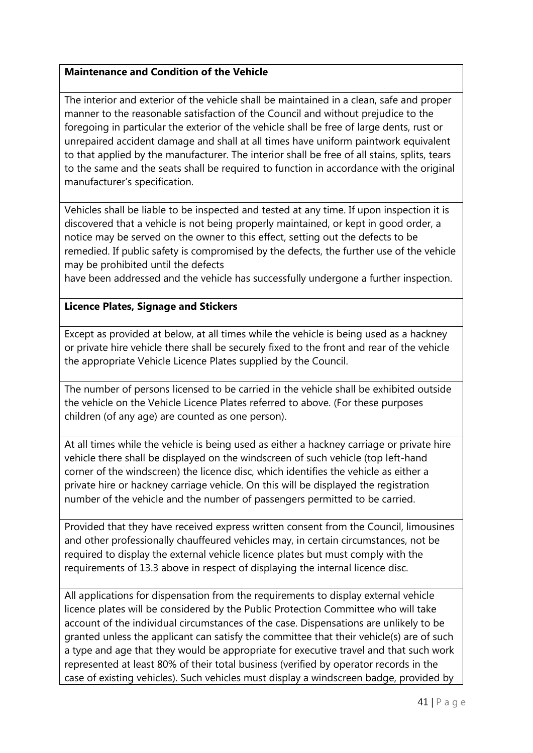**Maintenance and Condition of the Vehicle**

The interior and exterior of the vehicle shall be maintained in a clean, safe and proper manner to the reasonable satisfaction of the Council and without prejudice to the foregoing in particular the exterior of the vehicle shall be free of large dents, rust or unrepaired accident damage and shall at all times have uniform paintwork equivalent to that applied by the manufacturer. The interior shall be free of all stains, splits, tears to the same and the seats shall be required to function in accordance with the original manufacturer's specification.

Vehicles shall be liable to be inspected and tested at any time. If upon inspection it is discovered that a vehicle is not being properly maintained, or kept in good order, a notice may be served on the owner to this effect, setting out the defects to be remedied. If public safety is compromised by the defects, the further use of the vehicle may be prohibited until the defects have been addressed and the vehicle has successfully undergone a further inspection.

**Licence Plates, Signage and Stickers**

Except as provided at below, at all times while the vehicle is being used as a hackney or private hire vehicle there shall be securely fixed to the front and rear of the vehicle the appropriate Vehicle Licence Plates supplied by the Council.

The number of persons licensed to be carried in the vehicle shall be exhibited outside the vehicle on the Vehicle Licence Plates referred to above. (For these purposes children (of any age) are counted as one person).

At all times while the vehicle is being used as either a hackney carriage or private hire vehicle there shall be displayed on the windscreen of such vehicle (top left-hand corner of the windscreen) the licence disc, which identifies the vehicle as either a private hire or hackney carriage vehicle. On this will be displayed the registration number of the vehicle and the number of passengers permitted to be carried.

Provided that they have received express written consent from the Council, limousines and other professionally chauffeured vehicles may, in certain circumstances, not be required to display the external vehicle licence plates but must comply with the requirements of 13.3 above in respect of displaying the internal licence disc.

All applications for dispensation from the requirements to display external vehicle licence plates will be considered by the Public Protection Committee who will take account of the individual circumstances of the case. Dispensations are unlikely to be granted unless the applicant can satisfy the committee that their vehicle(s) are of such a type and age that they would be appropriate for executive travel and that such work represented at least 80% of their total business (verified by operator records in the case of existing vehicles). Such vehicles must display a windscreen badge, provided by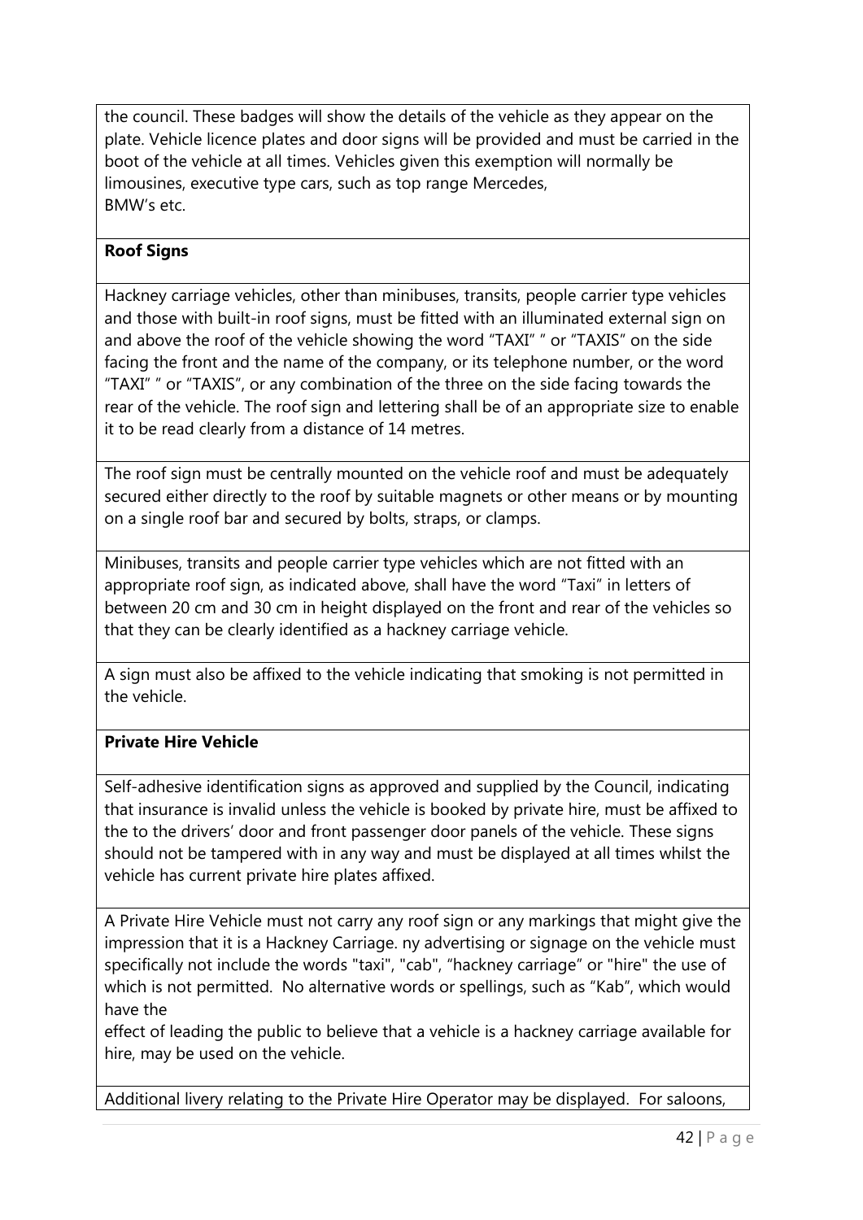the council. These badges will show the details of the vehicle as they appear on the plate. Vehicle licence plates and door signs will be provided and must be carried in the boot of the vehicle at all times. Vehicles given this exemption will normally be limousines, executive type cars, such as top range Mercedes, BMW's etc.

**Roof Signs**

Hackney carriage vehicles, other than minibuses, transits, people carrier type vehicles and those with built-in roof signs, must be fitted with an illuminated external sign on and above the roof of the vehicle showing the word "TAXI" " or "TAXIS" on the side facing the front and the name of the company, or its telephone number, or the word "TAXI" " or "TAXIS", or any combination of the three on the side facing towards the rear of the vehicle. The roof sign and lettering shall be of an appropriate size to enable it to be read clearly from a distance of 14 metres.

The roof sign must be centrally mounted on the vehicle roof and must be adequately secured either directly to the roof by suitable magnets or other means or by mounting on a single roof bar and secured by bolts, straps, or clamps.

Minibuses, transits and people carrier type vehicles which are not fitted with an appropriate roof sign, as indicated above, shall have the word "Taxi" in letters of between 20 cm and 30 cm in height displayed on the front and rear of the vehicles so that they can be clearly identified as a hackney carriage vehicle.

A sign must also be affixed to the vehicle indicating that smoking is not permitted in the vehicle.

**Private Hire Vehicle**

Self-adhesive identification signs as approved and supplied by the Council, indicating that insurance is invalid unless the vehicle is booked by private hire, must be affixed to the to the drivers' door and front passenger door panels of the vehicle. These signs should not be tampered with in any way and must be displayed at all times whilst the vehicle has current private hire plates affixed.

A Private Hire Vehicle must not carry any roof sign or any markings that might give the impression that it is a Hackney Carriage. ny advertising or signage on the vehicle must specifically not include the words "taxi", "cab", "hackney carriage" or "hire" the use of which is not permitted. No alternative words or spellings, such as "Kab", which would have the effect of leading the public to believe that a vehicle is a hackney carriage available for hire, may be used on the vehicle.

Additional livery relating to the Private Hire Operator may be displayed. For saloons,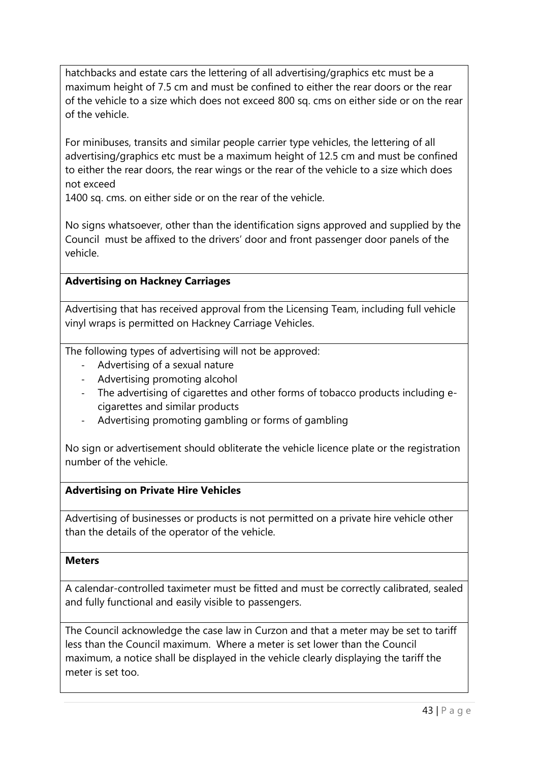hatchbacks and estate cars the lettering of all advertising/graphics etc must be a maximum height of 7.5 cm and must be confined to either the rear doors or the rear of the vehicle to a size which does not exceed 800 sq. cms on either side or on the rear of the vehicle.

For minibuses, transits and similar people carrier type vehicles, the lettering of all advertising/graphics etc must be a maximum height of 12.5 cm and must be confined to either the rear doors, the rear wings or the rear of the vehicle to a size which does not exceed
1400 sq. cms. on either side or on the rear of the vehicle.

No signs whatsoever, other than the identification signs approved and supplied by the Council must be affixed to the drivers' door and front passenger door panels of the vehicle.

**Advertising on Hackney Carriages**

Advertising that has received approval from the Licensing Team, including full vehicle vinyl wraps is permitted on Hackney Carriage Vehicles.

The following types of advertising will not be approved:

- Advertising of a sexual nature
- Advertising promoting alcohol
- The advertising of cigarettes and other forms of tobacco products including e-cigarettes and similar products
- Advertising promoting gambling or forms of gambling

No sign or advertisement should obliterate the vehicle licence plate or the registration number of the vehicle.

**Advertising on Private Hire Vehicles**

Advertising of businesses or products is not permitted on a private hire vehicle other than the details of the operator of the vehicle.

**Meters**

A calendar-controlled taximeter must be fitted and must be correctly calibrated, sealed and fully functional and easily visible to passengers.

The Council acknowledge the case law in Curzon and that a meter may be set to tariff less than the Council maximum. Where a meter is set lower than the Council maximum, a notice shall be displayed in the vehicle clearly displaying the tariff the meter is set too.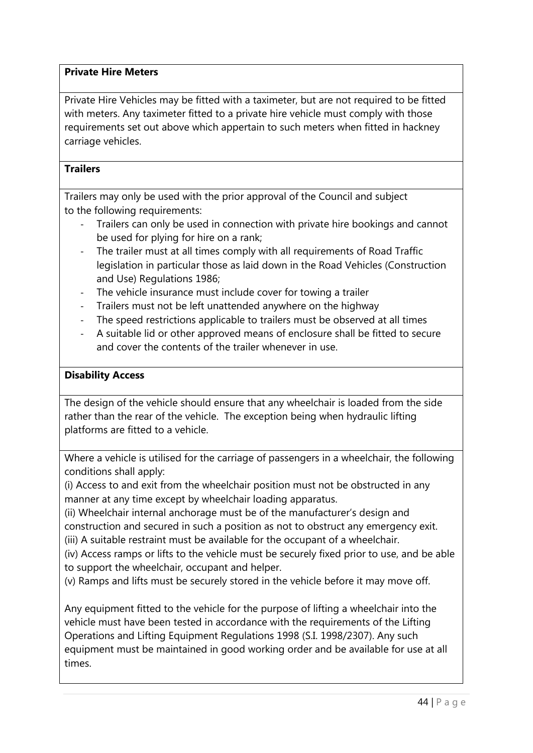**Private Hire Meters**

Private Hire Vehicles may be fitted with a taximeter, but are not required to be fitted with meters. Any taximeter fitted to a private hire vehicle must comply with those requirements set out above which appertain to such meters when fitted in hackney carriage vehicles.

**Trailers**

Trailers may only be used with the prior approval of the Council and subject to the following requirements:

- Trailers can only be used in connection with private hire bookings and cannot be used for plying for hire on a rank;
- The trailer must at all times comply with all requirements of Road Traffic legislation in particular those as laid down in the Road Vehicles (Construction and Use) Regulations 1986;
- The vehicle insurance must include cover for towing a trailer
- Trailers must not be left unattended anywhere on the highway
- The speed restrictions applicable to trailers must be observed at all times
- A suitable lid or other approved means of enclosure shall be fitted to secure and cover the contents of the trailer whenever in use.

**Disability Access**

The design of the vehicle should ensure that any wheelchair is loaded from the side rather than the rear of the vehicle. The exception being when hydraulic lifting platforms are fitted to a vehicle.

Where a vehicle is utilised for the carriage of passengers in a wheelchair, the following conditions shall apply:

(i) Access to and exit from the wheelchair position must not be obstructed in any manner at any time except by wheelchair loading apparatus.

(ii) Wheelchair internal anchorage must be of the manufacturer's design and construction and secured in such a position as not to obstruct any emergency exit.

(iii) A suitable restraint must be available for the occupant of a wheelchair.

(iv) Access ramps or lifts to the vehicle must be securely fixed prior to use, and be able to support the wheelchair, occupant and helper.

(v) Ramps and lifts must be securely stored in the vehicle before it may move off.

Any equipment fitted to the vehicle for the purpose of lifting a wheelchair into the vehicle must have been tested in accordance with the requirements of the Lifting Operations and Lifting Equipment Regulations 1998 (S.I. 1998/2307). Any such equipment must be maintained in good working order and be available for use at all times.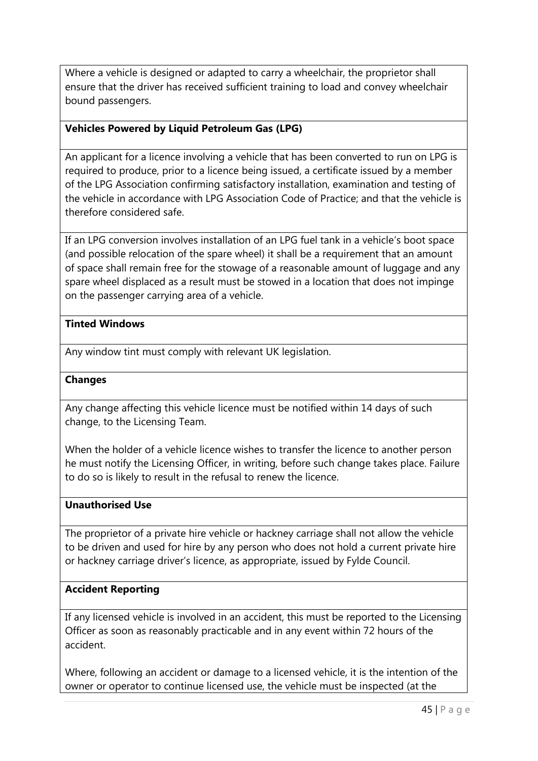Where a vehicle is designed or adapted to carry a wheelchair, the proprietor shall ensure that the driver has received sufficient training to load and convey wheelchair bound passengers.

**Vehicles Powered by Liquid Petroleum Gas (LPG)**

An applicant for a licence involving a vehicle that has been converted to run on LPG is required to produce, prior to a licence being issued, a certificate issued by a member of the LPG Association confirming satisfactory installation, examination and testing of the vehicle in accordance with LPG Association Code of Practice; and that the vehicle is therefore considered safe.

If an LPG conversion involves installation of an LPG fuel tank in a vehicle's boot space (and possible relocation of the spare wheel) it shall be a requirement that an amount of space shall remain free for the stowage of a reasonable amount of luggage and any spare wheel displaced as a result must be stowed in a location that does not impinge on the passenger carrying area of a vehicle.

**Tinted Windows**

Any window tint must comply with relevant UK legislation.

**Changes**

Any change affecting this vehicle licence must be notified within 14 days of such change, to the Licensing Team.

When the holder of a vehicle licence wishes to transfer the licence to another person he must notify the Licensing Officer, in writing, before such change takes place. Failure to do so is likely to result in the refusal to renew the licence.

**Unauthorised Use**

The proprietor of a private hire vehicle or hackney carriage shall not allow the vehicle to be driven and used for hire by any person who does not hold a current private hire or hackney carriage driver's licence, as appropriate, issued by Fylde Council.

**Accident Reporting**

If any licensed vehicle is involved in an accident, this must be reported to the Licensing Officer as soon as reasonably practicable and in any event within 72 hours of the accident.

Where, following an accident or damage to a licensed vehicle, it is the intention of the owner or operator to continue licensed use, the vehicle must be inspected (at the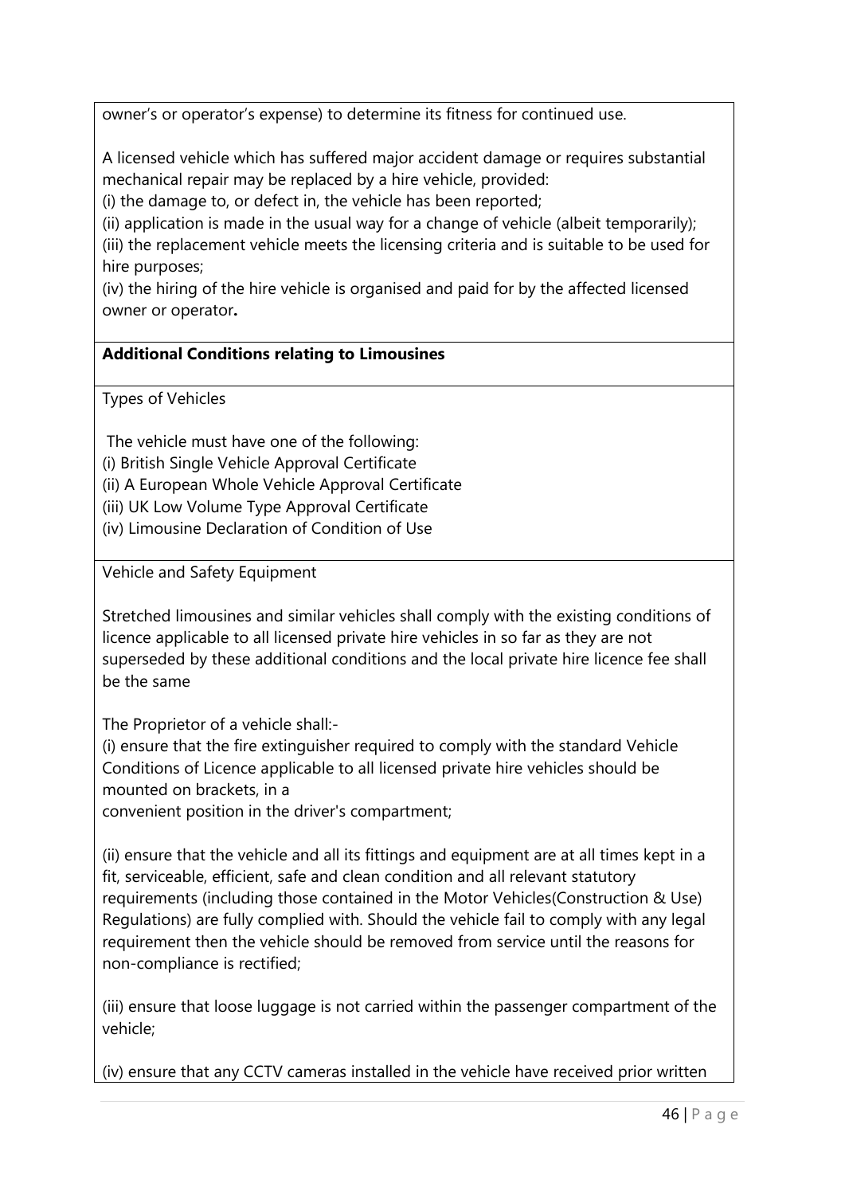owner's or operator's expense) to determine its fitness for continued use.

A licensed vehicle which has suffered major accident damage or requires substantial mechanical repair may be replaced by a hire vehicle, provided:
(i) the damage to, or defect in, the vehicle has been reported;
(ii) application is made in the usual way for a change of vehicle (albeit temporarily);
(iii) the replacement vehicle meets the licensing criteria and is suitable to be used for hire purposes;
(iv) the hiring of the hire vehicle is organised and paid for by the affected licensed owner or operator**.**

**Additional Conditions relating to Limousines**

Types of Vehicles

The vehicle must have one of the following:
(i) British Single Vehicle Approval Certificate
(ii) A European Whole Vehicle Approval Certificate
(iii) UK Low Volume Type Approval Certificate
(iv) Limousine Declaration of Condition of Use

Vehicle and Safety Equipment

Stretched limousines and similar vehicles shall comply with the existing conditions of licence applicable to all licensed private hire vehicles in so far as they are not superseded by these additional conditions and the local private hire licence fee shall be the same

The Proprietor of a vehicle shall:-
(i) ensure that the fire extinguisher required to comply with the standard Vehicle Conditions of Licence applicable to all licensed private hire vehicles should be mounted on brackets, in a
convenient position in the driver's compartment;

(ii) ensure that the vehicle and all its fittings and equipment are at all times kept in a fit, serviceable, efficient, safe and clean condition and all relevant statutory requirements (including those contained in the Motor Vehicles(Construction & Use) Regulations) are fully complied with. Should the vehicle fail to comply with any legal requirement then the vehicle should be removed from service until the reasons for non-compliance is rectified;

(iii) ensure that loose luggage is not carried within the passenger compartment of the vehicle;

(iv) ensure that any CCTV cameras installed in the vehicle have received prior written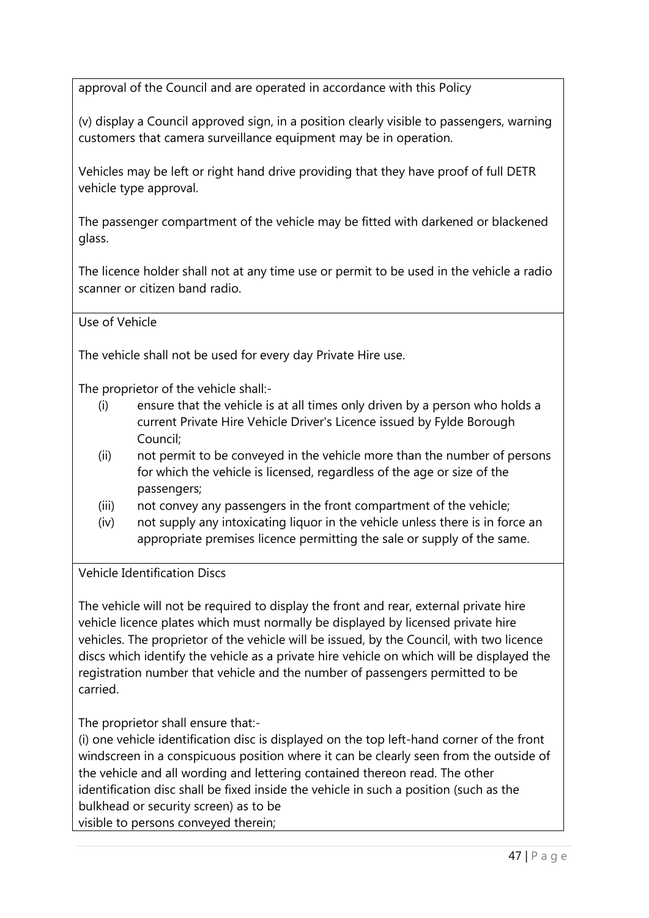approval of the Council and are operated in accordance with this Policy

(v) display a Council approved sign, in a position clearly visible to passengers, warning customers that camera surveillance equipment may be in operation.

Vehicles may be left or right hand drive providing that they have proof of full DETR vehicle type approval.

The passenger compartment of the vehicle may be fitted with darkened or blackened glass.

The licence holder shall not at any time use or permit to be used in the vehicle a radio scanner or citizen band radio.

Use of Vehicle

The vehicle shall not be used for every day Private Hire use.

The proprietor of the vehicle shall:-

(i) ensure that the vehicle is at all times only driven by a person who holds a current Private Hire Vehicle Driver's Licence issued by Fylde Borough Council;
(ii) not permit to be conveyed in the vehicle more than the number of persons for which the vehicle is licensed, regardless of the age or size of the passengers;
(iii) not convey any passengers in the front compartment of the vehicle;
(iv) not supply any intoxicating liquor in the vehicle unless there is in force an appropriate premises licence permitting the sale or supply of the same.

Vehicle Identification Discs

The vehicle will not be required to display the front and rear, external private hire vehicle licence plates which must normally be displayed by licensed private hire vehicles. The proprietor of the vehicle will be issued, by the Council, with two licence discs which identify the vehicle as a private hire vehicle on which will be displayed the registration number that vehicle and the number of passengers permitted to be carried.

The proprietor shall ensure that:-

(i) one vehicle identification disc is displayed on the top left-hand corner of the front windscreen in a conspicuous position where it can be clearly seen from the outside of the vehicle and all wording and lettering contained thereon read. The other identification disc shall be fixed inside the vehicle in such a position (such as the bulkhead or security screen) as to be visible to persons conveyed therein;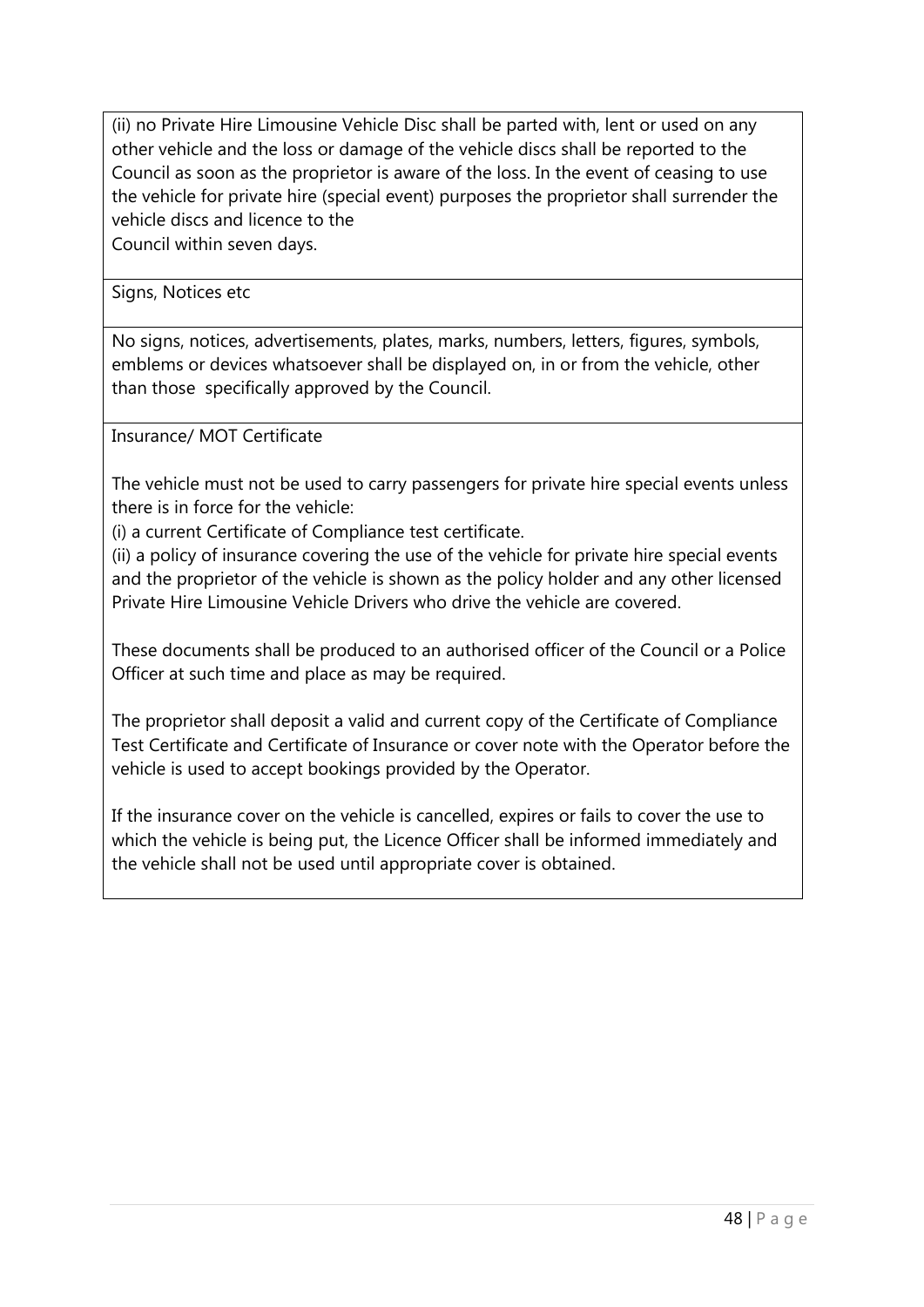(ii) no Private Hire Limousine Vehicle Disc shall be parted with, lent or used on any other vehicle and the loss or damage of the vehicle discs shall be reported to the Council as soon as the proprietor is aware of the loss. In the event of ceasing to use the vehicle for private hire (special event) purposes the proprietor shall surrender the vehicle discs and licence to the
Council within seven days.

Signs, Notices etc

No signs, notices, advertisements, plates, marks, numbers, letters, figures, symbols, emblems or devices whatsoever shall be displayed on, in or from the vehicle, other than those specifically approved by the Council.

Insurance/ MOT Certificate

The vehicle must not be used to carry passengers for private hire special events unless there is in force for the vehicle:
(i) a current Certificate of Compliance test certificate.
(ii) a policy of insurance covering the use of the vehicle for private hire special events and the proprietor of the vehicle is shown as the policy holder and any other licensed Private Hire Limousine Vehicle Drivers who drive the vehicle are covered.

These documents shall be produced to an authorised officer of the Council or a Police Officer at such time and place as may be required.

The proprietor shall deposit a valid and current copy of the Certificate of Compliance Test Certificate and Certificate of Insurance or cover note with the Operator before the vehicle is used to accept bookings provided by the Operator.

If the insurance cover on the vehicle is cancelled, expires or fails to cover the use to which the vehicle is being put, the Licence Officer shall be informed immediately and the vehicle shall not be used until appropriate cover is obtained.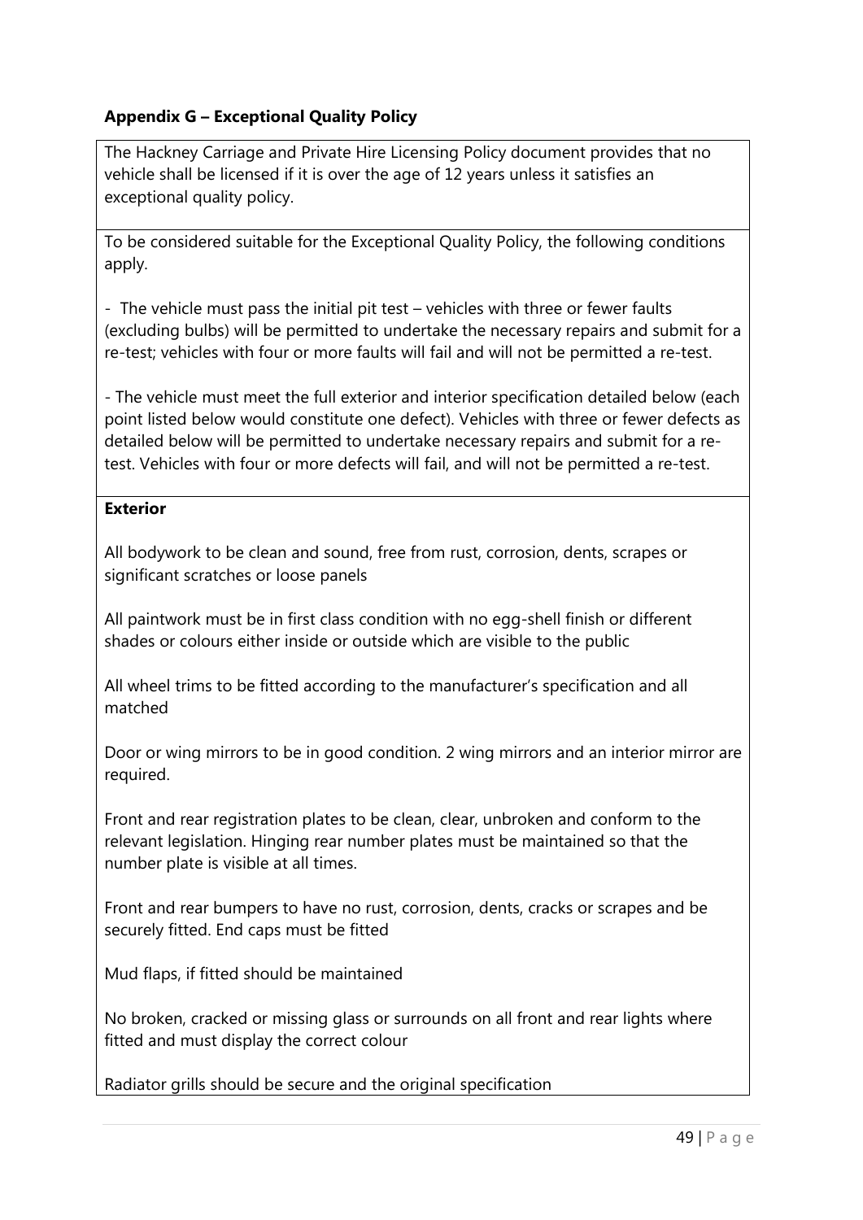**Appendix G – Exceptional Quality Policy**

The Hackney Carriage and Private Hire Licensing Policy document provides that no vehicle shall be licensed if it is over the age of 12 years unless it satisfies an exceptional quality policy.

To be considered suitable for the Exceptional Quality Policy, the following conditions apply.

- The vehicle must pass the initial pit test – vehicles with three or fewer faults (excluding bulbs) will be permitted to undertake the necessary repairs and submit for a re-test; vehicles with four or more faults will fail and will not be permitted a re-test.

- The vehicle must meet the full exterior and interior specification detailed below (each point listed below would constitute one defect). Vehicles with three or fewer defects as detailed below will be permitted to undertake necessary repairs and submit for a re-test. Vehicles with four or more defects will fail, and will not be permitted a re-test.

**Exterior**

All bodywork to be clean and sound, free from rust, corrosion, dents, scrapes or significant scratches or loose panels

All paintwork must be in first class condition with no egg-shell finish or different shades or colours either inside or outside which are visible to the public

All wheel trims to be fitted according to the manufacturer's specification and all matched

Door or wing mirrors to be in good condition. 2 wing mirrors and an interior mirror are required.

Front and rear registration plates to be clean, clear, unbroken and conform to the relevant legislation. Hinging rear number plates must be maintained so that the number plate is visible at all times.

Front and rear bumpers to have no rust, corrosion, dents, cracks or scrapes and be securely fitted. End caps must be fitted

Mud flaps, if fitted should be maintained

No broken, cracked or missing glass or surrounds on all front and rear lights where fitted and must display the correct colour

Radiator grills should be secure and the original specification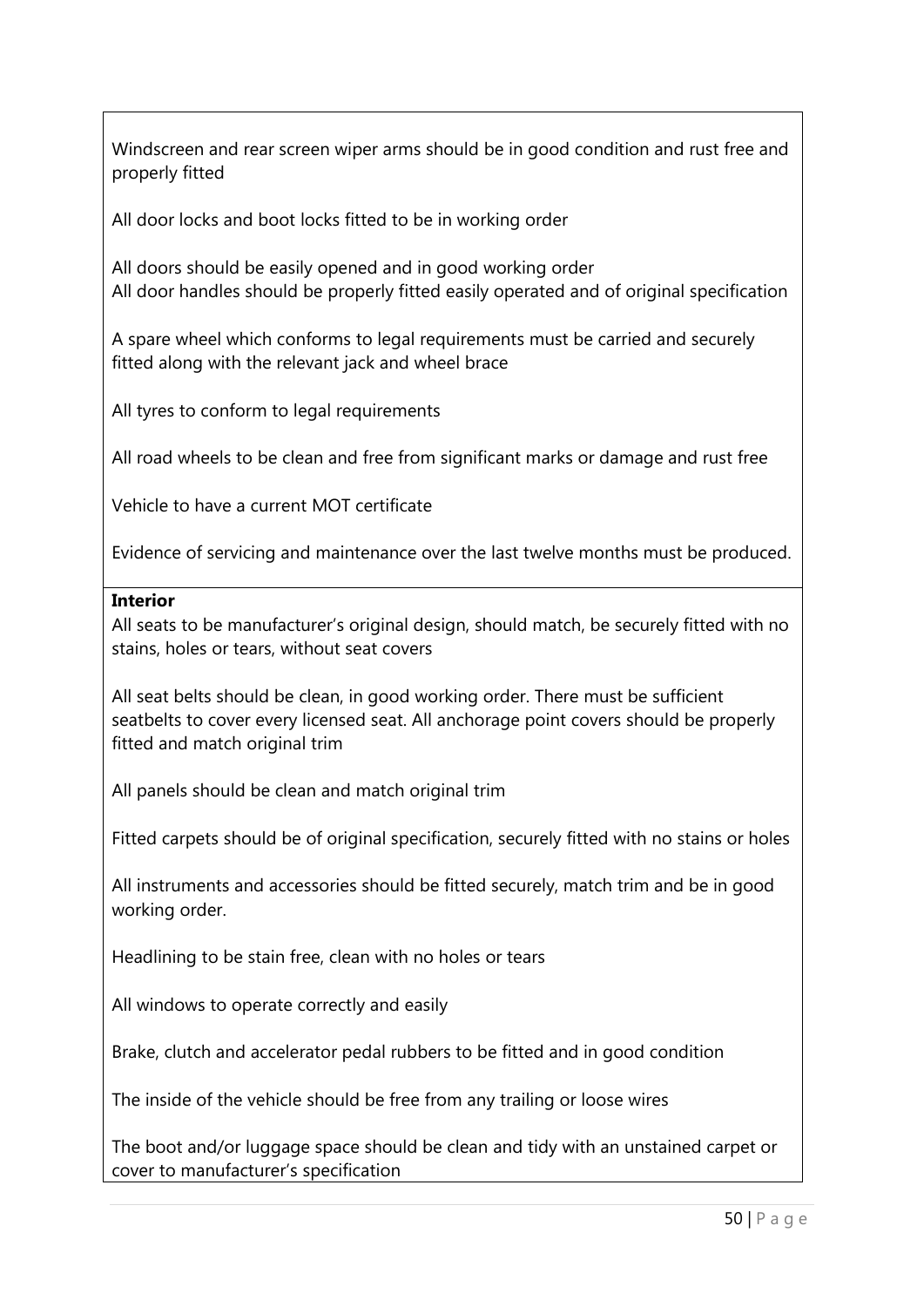Windscreen and rear screen wiper arms should be in good condition and rust free and properly fitted

All door locks and boot locks fitted to be in working order

All doors should be easily opened and in good working order
All door handles should be properly fitted easily operated and of original specification

A spare wheel which conforms to legal requirements must be carried and securely fitted along with the relevant jack and wheel brace

All tyres to conform to legal requirements

All road wheels to be clean and free from significant marks or damage and rust free

Vehicle to have a current MOT certificate

Evidence of servicing and maintenance over the last twelve months must be produced.

**Interior**

All seats to be manufacturer's original design, should match, be securely fitted with no stains, holes or tears, without seat covers

All seat belts should be clean, in good working order. There must be sufficient seatbelts to cover every licensed seat. All anchorage point covers should be properly fitted and match original trim

All panels should be clean and match original trim

Fitted carpets should be of original specification, securely fitted with no stains or holes

All instruments and accessories should be fitted securely, match trim and be in good working order.

Headlining to be stain free, clean with no holes or tears

All windows to operate correctly and easily

Brake, clutch and accelerator pedal rubbers to be fitted and in good condition

The inside of the vehicle should be free from any trailing or loose wires

The boot and/or luggage space should be clean and tidy with an unstained carpet or cover to manufacturer's specification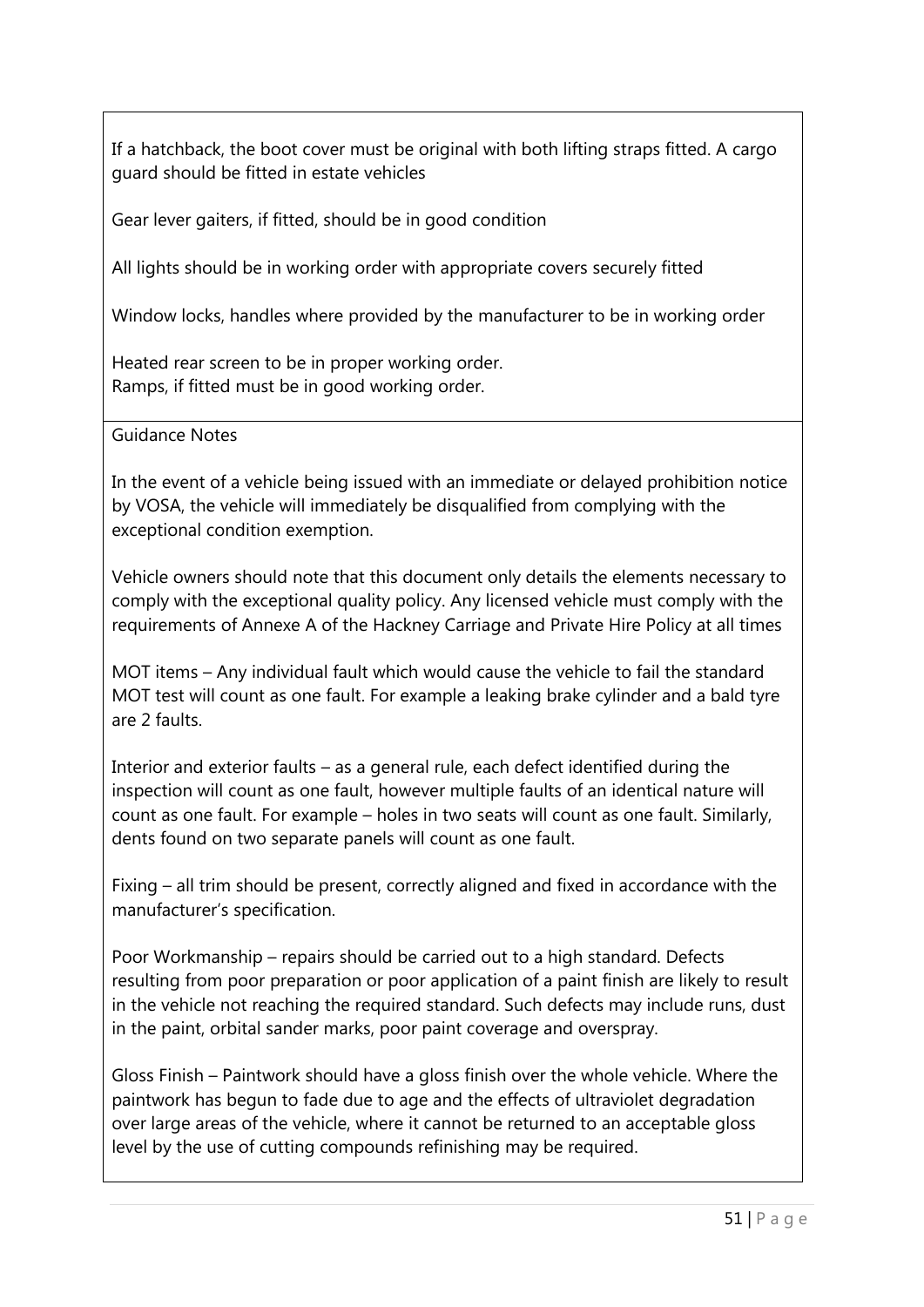If a hatchback, the boot cover must be original with both lifting straps fitted. A cargo guard should be fitted in estate vehicles

Gear lever gaiters, if fitted, should be in good condition

All lights should be in working order with appropriate covers securely fitted

Window locks, handles where provided by the manufacturer to be in working order

Heated rear screen to be in proper working order.
Ramps, if fitted must be in good working order.

Guidance Notes

In the event of a vehicle being issued with an immediate or delayed prohibition notice by VOSA, the vehicle will immediately be disqualified from complying with the exceptional condition exemption.

Vehicle owners should note that this document only details the elements necessary to comply with the exceptional quality policy. Any licensed vehicle must comply with the requirements of Annexe A of the Hackney Carriage and Private Hire Policy at all times

MOT items – Any individual fault which would cause the vehicle to fail the standard MOT test will count as one fault. For example a leaking brake cylinder and a bald tyre are 2 faults.

Interior and exterior faults – as a general rule, each defect identified during the inspection will count as one fault, however multiple faults of an identical nature will count as one fault. For example – holes in two seats will count as one fault. Similarly, dents found on two separate panels will count as one fault.

Fixing – all trim should be present, correctly aligned and fixed in accordance with the manufacturer's specification.

Poor Workmanship – repairs should be carried out to a high standard. Defects resulting from poor preparation or poor application of a paint finish are likely to result in the vehicle not reaching the required standard. Such defects may include runs, dust in the paint, orbital sander marks, poor paint coverage and overspray.

Gloss Finish – Paintwork should have a gloss finish over the whole vehicle. Where the paintwork has begun to fade due to age and the effects of ultraviolet degradation over large areas of the vehicle, where it cannot be returned to an acceptable gloss level by the use of cutting compounds refinishing may be required.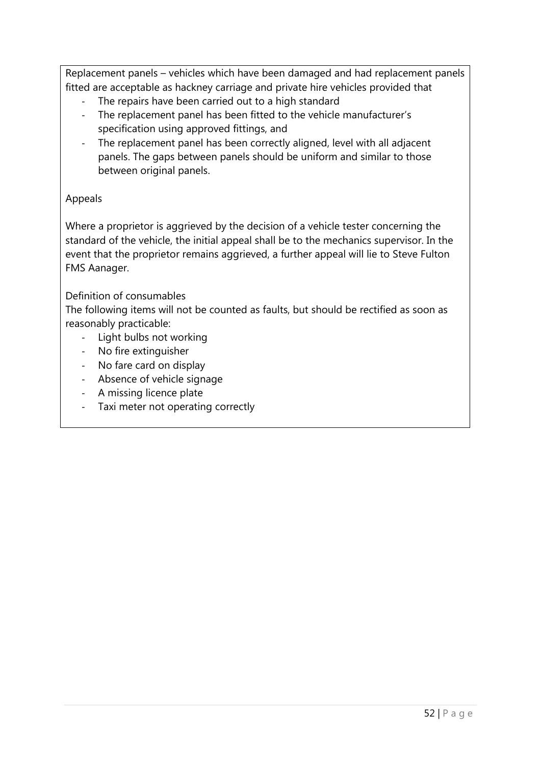Replacement panels – vehicles which have been damaged and had replacement panels fitted are acceptable as hackney carriage and private hire vehicles provided that

- The repairs have been carried out to a high standard
- The replacement panel has been fitted to the vehicle manufacturer's specification using approved fittings, and
- The replacement panel has been correctly aligned, level with all adjacent panels. The gaps between panels should be uniform and similar to those between original panels.

Appeals

Where a proprietor is aggrieved by the decision of a vehicle tester concerning the standard of the vehicle, the initial appeal shall be to the mechanics supervisor. In the event that the proprietor remains aggrieved, a further appeal will lie to Steve Fulton FMS Aanager.

Definition of consumables

The following items will not be counted as faults, but should be rectified as soon as reasonably practicable:

- Light bulbs not working
- No fire extinguisher
- No fare card on display
- Absence of vehicle signage
- A missing licence plate
- Taxi meter not operating correctly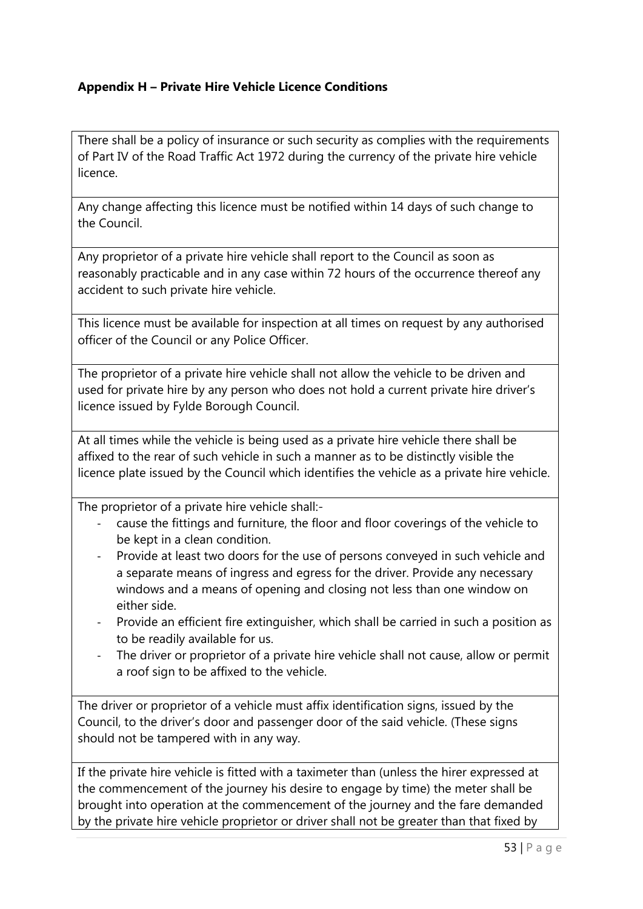**Appendix H – Private Hire Vehicle Licence Conditions**

There shall be a policy of insurance or such security as complies with the requirements of Part IV of the Road Traffic Act 1972 during the currency of the private hire vehicle licence.

Any change affecting this licence must be notified within 14 days of such change to the Council.

Any proprietor of a private hire vehicle shall report to the Council as soon as reasonably practicable and in any case within 72 hours of the occurrence thereof any accident to such private hire vehicle.

This licence must be available for inspection at all times on request by any authorised officer of the Council or any Police Officer.

The proprietor of a private hire vehicle shall not allow the vehicle to be driven and used for private hire by any person who does not hold a current private hire driver's licence issued by Fylde Borough Council.

At all times while the vehicle is being used as a private hire vehicle there shall be affixed to the rear of such vehicle in such a manner as to be distinctly visible the licence plate issued by the Council which identifies the vehicle as a private hire vehicle.

The proprietor of a private hire vehicle shall:-

- cause the fittings and furniture, the floor and floor coverings of the vehicle to be kept in a clean condition.
- Provide at least two doors for the use of persons conveyed in such vehicle and a separate means of ingress and egress for the driver. Provide any necessary windows and a means of opening and closing not less than one window on either side.
- Provide an efficient fire extinguisher, which shall be carried in such a position as to be readily available for us.
- The driver or proprietor of a private hire vehicle shall not cause, allow or permit a roof sign to be affixed to the vehicle.

The driver or proprietor of a vehicle must affix identification signs, issued by the Council, to the driver's door and passenger door of the said vehicle. (These signs should not be tampered with in any way.

If the private hire vehicle is fitted with a taximeter than (unless the hirer expressed at the commencement of the journey his desire to engage by time) the meter shall be brought into operation at the commencement of the journey and the fare demanded by the private hire vehicle proprietor or driver shall not be greater than that fixed by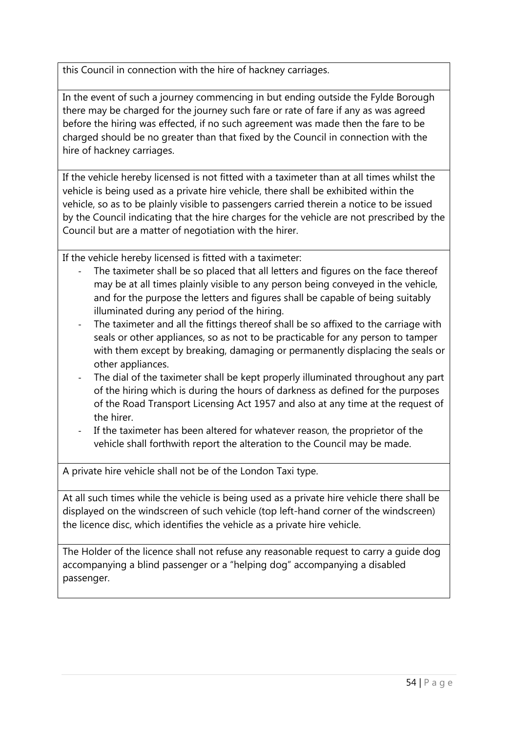this Council in connection with the hire of hackney carriages.

In the event of such a journey commencing in but ending outside the Fylde Borough there may be charged for the journey such fare or rate of fare if any as was agreed before the hiring was effected, if no such agreement was made then the fare to be charged should be no greater than that fixed by the Council in connection with the hire of hackney carriages.

If the vehicle hereby licensed is not fitted with a taximeter than at all times whilst the vehicle is being used as a private hire vehicle, there shall be exhibited within the vehicle, so as to be plainly visible to passengers carried therein a notice to be issued by the Council indicating that the hire charges for the vehicle are not prescribed by the Council but are a matter of negotiation with the hirer.

If the vehicle hereby licensed is fitted with a taximeter:

- The taximeter shall be so placed that all letters and figures on the face thereof may be at all times plainly visible to any person being conveyed in the vehicle, and for the purpose the letters and figures shall be capable of being suitably illuminated during any period of the hiring.
- The taximeter and all the fittings thereof shall be so affixed to the carriage with seals or other appliances, so as not to be practicable for any person to tamper with them except by breaking, damaging or permanently displacing the seals or other appliances.
- The dial of the taximeter shall be kept properly illuminated throughout any part of the hiring which is during the hours of darkness as defined for the purposes of the Road Transport Licensing Act 1957 and also at any time at the request of the hirer.
- If the taximeter has been altered for whatever reason, the proprietor of the vehicle shall forthwith report the alteration to the Council may be made.

A private hire vehicle shall not be of the London Taxi type.

At all such times while the vehicle is being used as a private hire vehicle there shall be displayed on the windscreen of such vehicle (top left-hand corner of the windscreen) the licence disc, which identifies the vehicle as a private hire vehicle.

The Holder of the licence shall not refuse any reasonable request to carry a guide dog accompanying a blind passenger or a "helping dog" accompanying a disabled passenger.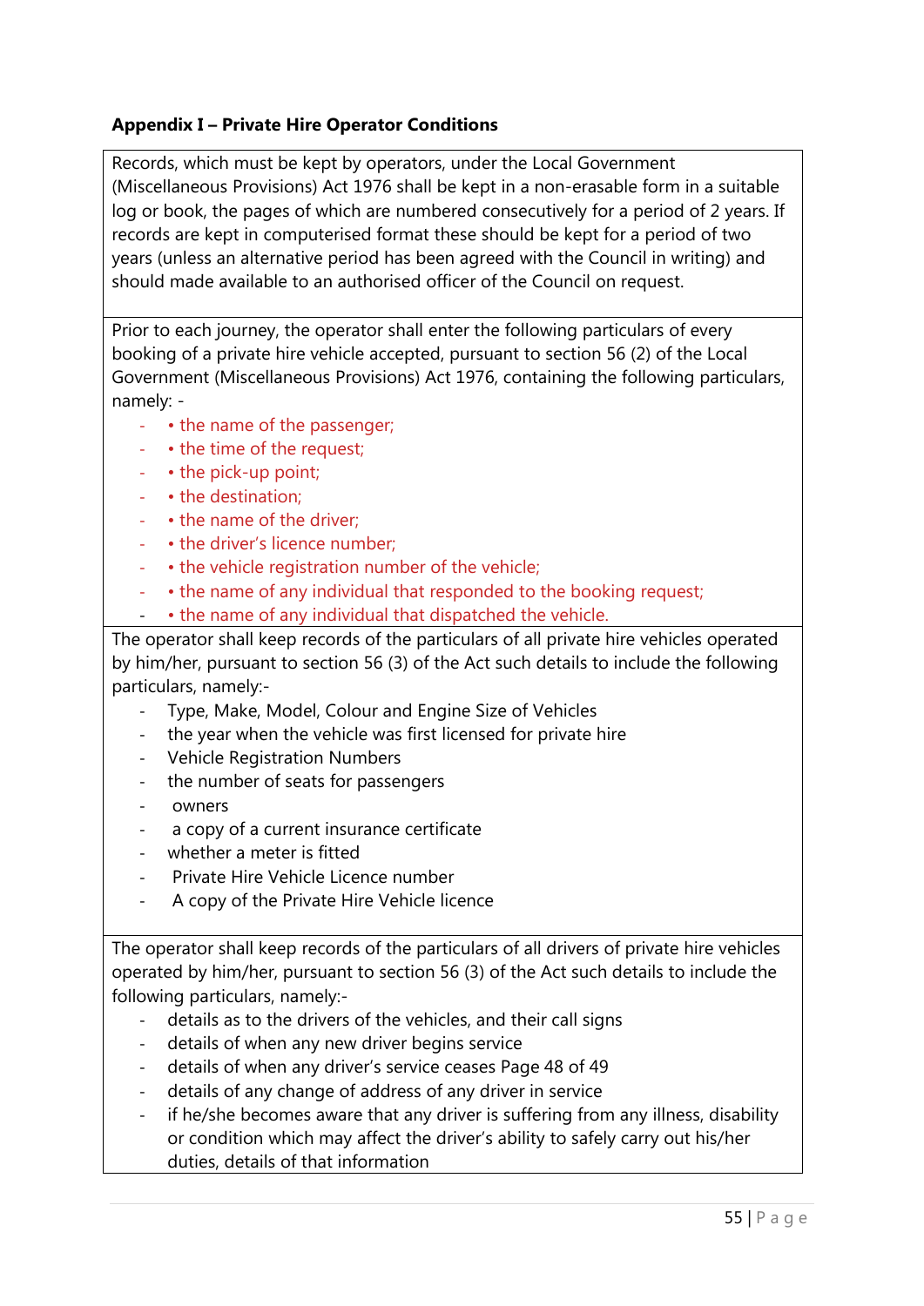**Appendix I – Private Hire Operator Conditions**

Records, which must be kept by operators, under the Local Government (Miscellaneous Provisions) Act 1976 shall be kept in a non-erasable form in a suitable log or book, the pages of which are numbered consecutively for a period of 2 years. If records are kept in computerised format these should be kept for a period of two years (unless an alternative period has been agreed with the Council in writing) and should made available to an authorised officer of the Council on request.

Prior to each journey, the operator shall enter the following particulars of every booking of a private hire vehicle accepted, pursuant to section 56 (2) of the Local Government (Miscellaneous Provisions) Act 1976, containing the following particulars, namely: -

- • the name of the passenger;
- • the time of the request;
- • the pick-up point;
- • the destination;
- • the name of the driver;
- • the driver's licence number;
- • the vehicle registration number of the vehicle;
- • the name of any individual that responded to the booking request;
- • the name of any individual that dispatched the vehicle.

The operator shall keep records of the particulars of all private hire vehicles operated by him/her, pursuant to section 56 (3) of the Act such details to include the following particulars, namely:-

- Type, Make, Model, Colour and Engine Size of Vehicles
- the year when the vehicle was first licensed for private hire
- Vehicle Registration Numbers
- the number of seats for passengers
- owners
- a copy of a current insurance certificate
- whether a meter is fitted
- Private Hire Vehicle Licence number
- A copy of the Private Hire Vehicle licence

The operator shall keep records of the particulars of all drivers of private hire vehicles operated by him/her, pursuant to section 56 (3) of the Act such details to include the following particulars, namely:-

- details as to the drivers of the vehicles, and their call signs
- details of when any new driver begins service
- details of when any driver's service ceases Page 48 of 49
- details of any change of address of any driver in service
- if he/she becomes aware that any driver is suffering from any illness, disability or condition which may affect the driver's ability to safely carry out his/her duties, details of that information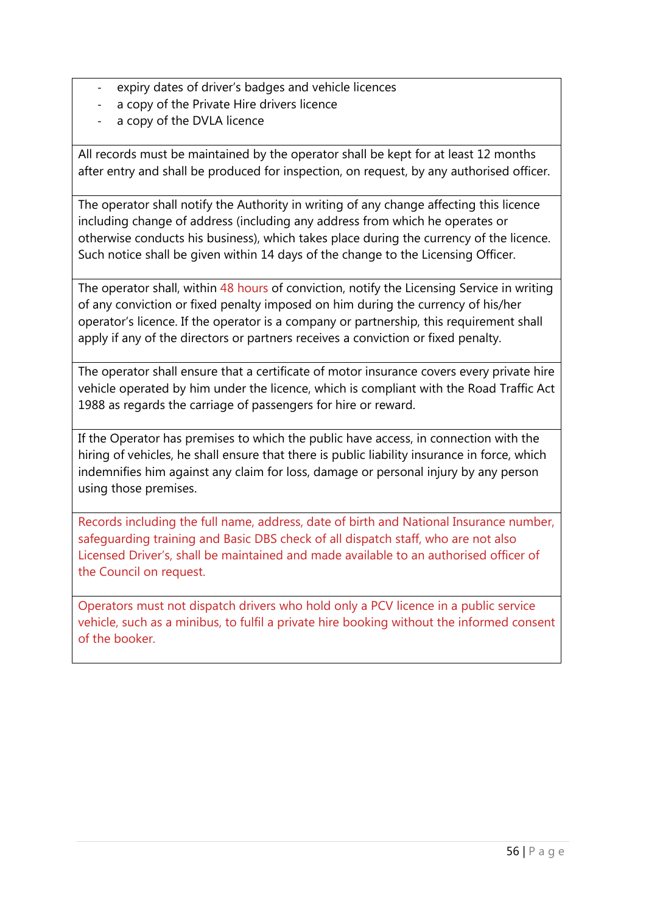| |
|---|
| - expiry dates of driver's badges and vehicle licences<br>- a copy of the Private Hire drivers licence<br>- a copy of the DVLA licence |
| All records must be maintained by the operator shall be kept for at least 12 months after entry and shall be produced for inspection, on request, by any authorised officer. |
| The operator shall notify the Authority in writing of any change affecting this licence including change of address (including any address from which he operates or otherwise conducts his business), which takes place during the currency of the licence. Such notice shall be given within 14 days of the change to the Licensing Officer. |
| The operator shall, within 48 hours of conviction, notify the Licensing Service in writing of any conviction or fixed penalty imposed on him during the currency of his/her operator's licence. If the operator is a company or partnership, this requirement shall apply if any of the directors or partners receives a conviction or fixed penalty. |
| The operator shall ensure that a certificate of motor insurance covers every private hire vehicle operated by him under the licence, which is compliant with the Road Traffic Act 1988 as regards the carriage of passengers for hire or reward. |
| If the Operator has premises to which the public have access, in connection with the hiring of vehicles, he shall ensure that there is public liability insurance in force, which indemnifies him against any claim for loss, damage or personal injury by any person using those premises. |
| Records including the full name, address, date of birth and National Insurance number, safeguarding training and Basic DBS check of all dispatch staff, who are not also Licensed Driver's, shall be maintained and made available to an authorised officer of the Council on request. |
| Operators must not dispatch drivers who hold only a PCV licence in a public service vehicle, such as a minibus, to fulfil a private hire booking without the informed consent of the booker. |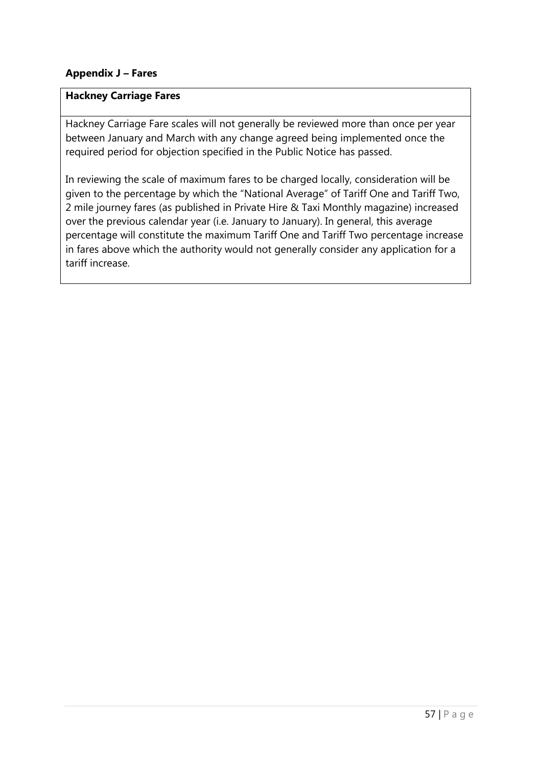## Appendix J – Fares

**Hackney Carriage Fares**

Hackney Carriage Fare scales will not generally be reviewed more than once per year between January and March with any change agreed being implemented once the required period for objection specified in the Public Notice has passed.

In reviewing the scale of maximum fares to be charged locally, consideration will be given to the percentage by which the "National Average" of Tariff One and Tariff Two, 2 mile journey fares (as published in Private Hire & Taxi Monthly magazine) increased over the previous calendar year (i.e. January to January). In general, this average percentage will constitute the maximum Tariff One and Tariff Two percentage increase in fares above which the authority would not generally consider any application for a tariff increase.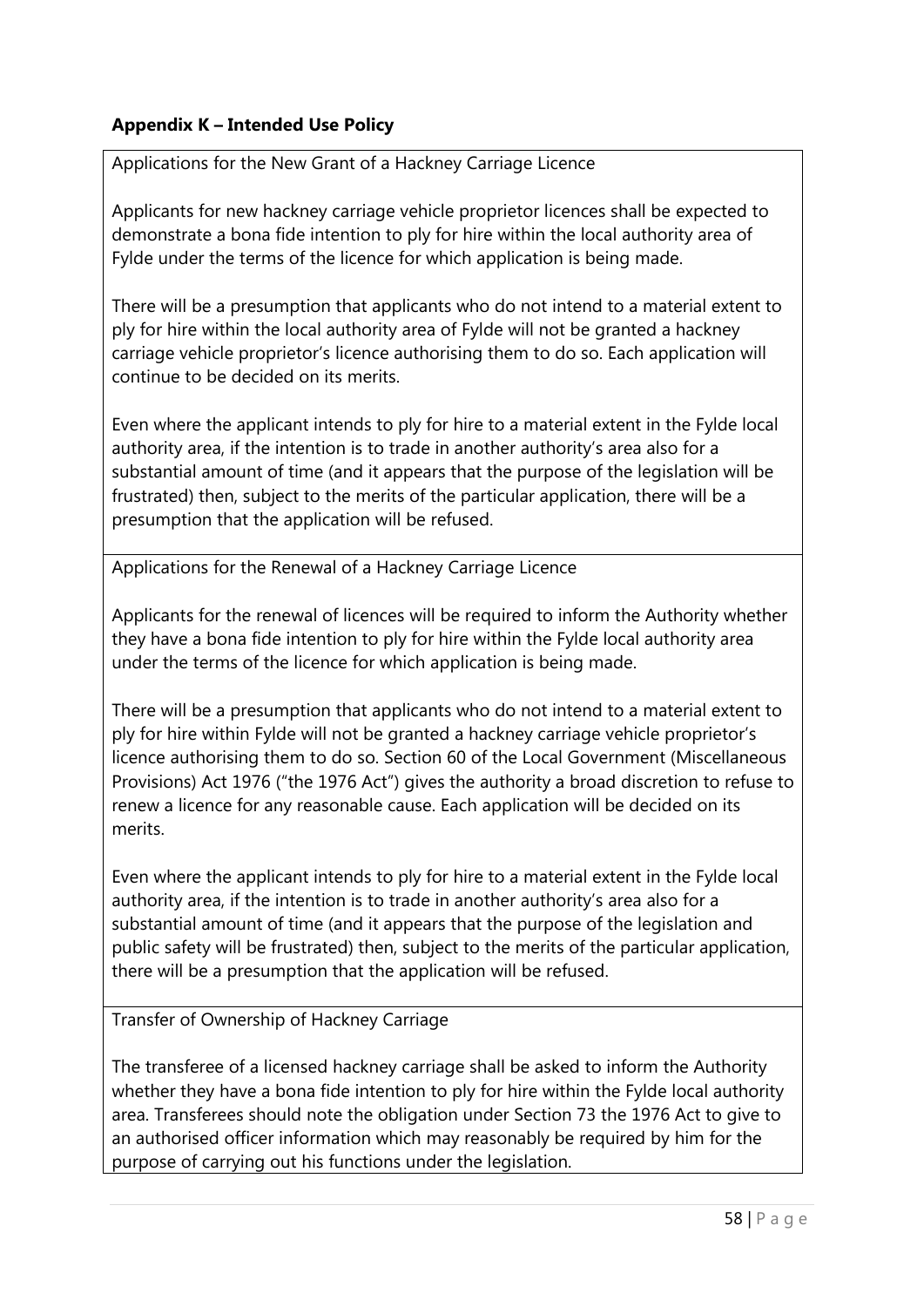**Appendix K – Intended Use Policy**

Applications for the New Grant of a Hackney Carriage Licence

Applicants for new hackney carriage vehicle proprietor licences shall be expected to demonstrate a bona fide intention to ply for hire within the local authority area of Fylde under the terms of the licence for which application is being made.

There will be a presumption that applicants who do not intend to a material extent to ply for hire within the local authority area of Fylde will not be granted a hackney carriage vehicle proprietor's licence authorising them to do so. Each application will continue to be decided on its merits.

Even where the applicant intends to ply for hire to a material extent in the Fylde local authority area, if the intention is to trade in another authority's area also for a substantial amount of time (and it appears that the purpose of the legislation will be frustrated) then, subject to the merits of the particular application, there will be a presumption that the application will be refused.

Applications for the Renewal of a Hackney Carriage Licence

Applicants for the renewal of licences will be required to inform the Authority whether they have a bona fide intention to ply for hire within the Fylde local authority area under the terms of the licence for which application is being made.

There will be a presumption that applicants who do not intend to a material extent to ply for hire within Fylde will not be granted a hackney carriage vehicle proprietor's licence authorising them to do so. Section 60 of the Local Government (Miscellaneous Provisions) Act 1976 ("the 1976 Act") gives the authority a broad discretion to refuse to renew a licence for any reasonable cause. Each application will be decided on its merits.

Even where the applicant intends to ply for hire to a material extent in the Fylde local authority area, if the intention is to trade in another authority's area also for a substantial amount of time (and it appears that the purpose of the legislation and public safety will be frustrated) then, subject to the merits of the particular application, there will be a presumption that the application will be refused.

Transfer of Ownership of Hackney Carriage

The transferee of a licensed hackney carriage shall be asked to inform the Authority whether they have a bona fide intention to ply for hire within the Fylde local authority area. Transferees should note the obligation under Section 73 the 1976 Act to give to an authorised officer information which may reasonably be required by him for the purpose of carrying out his functions under the legislation.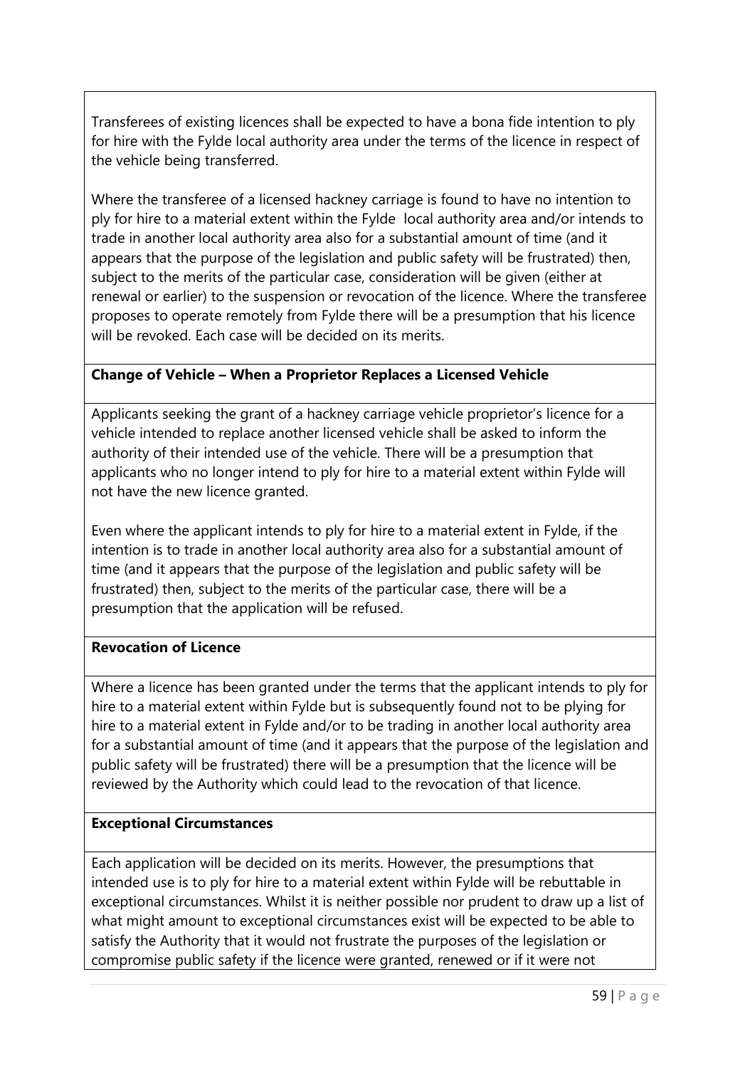Transferees of existing licences shall be expected to have a bona fide intention to ply for hire with the Fylde local authority area under the terms of the licence in respect of the vehicle being transferred.

Where the transferee of a licensed hackney carriage is found to have no intention to ply for hire to a material extent within the Fylde local authority area and/or intends to trade in another local authority area also for a substantial amount of time (and it appears that the purpose of the legislation and public safety will be frustrated) then, subject to the merits of the particular case, consideration will be given (either at renewal or earlier) to the suspension or revocation of the licence. Where the transferee proposes to operate remotely from Fylde there will be a presumption that his licence will be revoked. Each case will be decided on its merits.

**Change of Vehicle – When a Proprietor Replaces a Licensed Vehicle**

Applicants seeking the grant of a hackney carriage vehicle proprietor's licence for a vehicle intended to replace another licensed vehicle shall be asked to inform the authority of their intended use of the vehicle. There will be a presumption that applicants who no longer intend to ply for hire to a material extent within Fylde will not have the new licence granted.

Even where the applicant intends to ply for hire to a material extent in Fylde, if the intention is to trade in another local authority area also for a substantial amount of time (and it appears that the purpose of the legislation and public safety will be frustrated) then, subject to the merits of the particular case, there will be a presumption that the application will be refused.

**Revocation of Licence**

Where a licence has been granted under the terms that the applicant intends to ply for hire to a material extent within Fylde but is subsequently found not to be plying for hire to a material extent in Fylde and/or to be trading in another local authority area for a substantial amount of time (and it appears that the purpose of the legislation and public safety will be frustrated) there will be a presumption that the licence will be reviewed by the Authority which could lead to the revocation of that licence.

**Exceptional Circumstances**

Each application will be decided on its merits. However, the presumptions that intended use is to ply for hire to a material extent within Fylde will be rebuttable in exceptional circumstances. Whilst it is neither possible nor prudent to draw up a list of what might amount to exceptional circumstances exist will be expected to be able to satisfy the Authority that it would not frustrate the purposes of the legislation or compromise public safety if the licence were granted, renewed or if it were not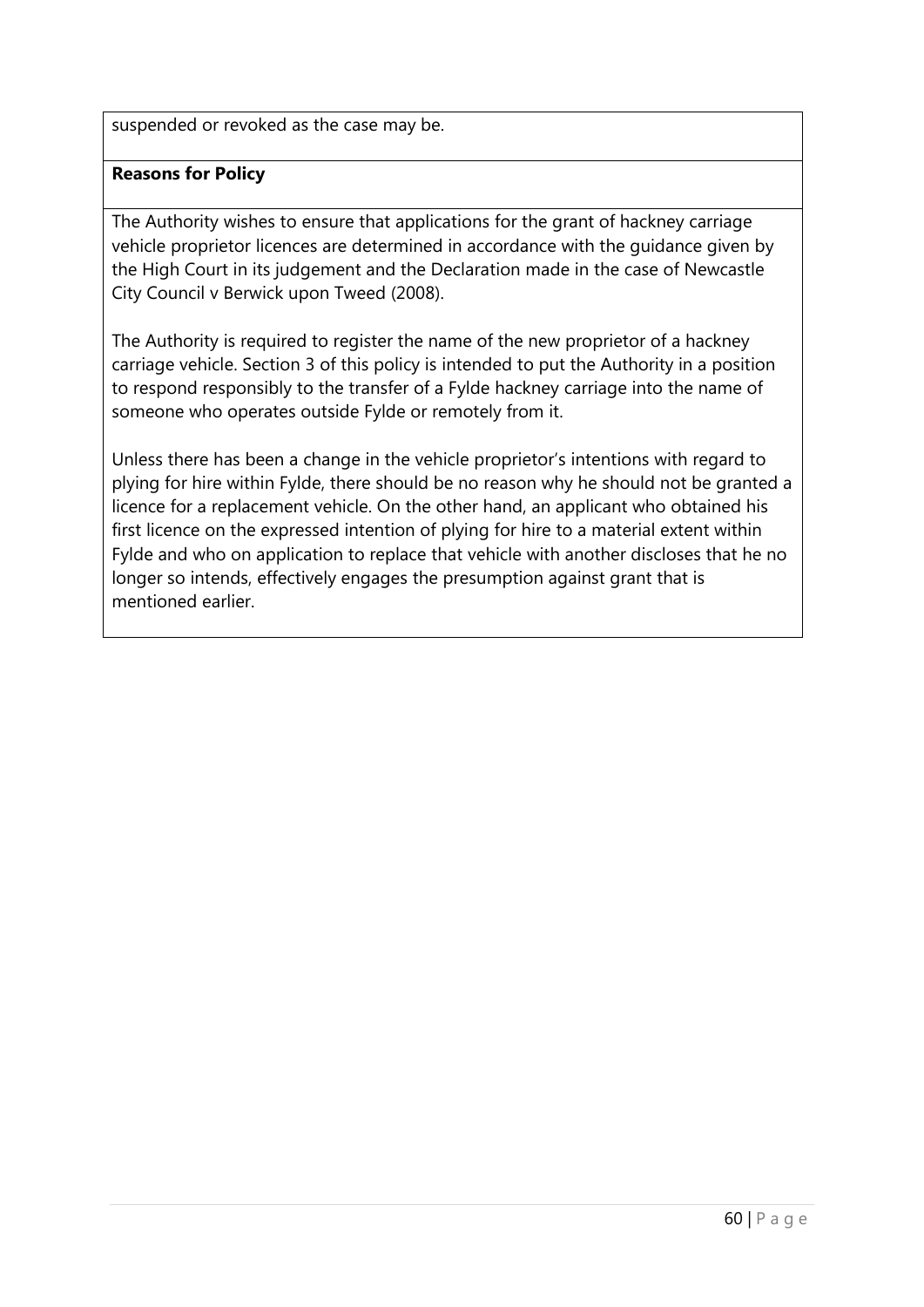suspended or revoked as the case may be.

**Reasons for Policy**

The Authority wishes to ensure that applications for the grant of hackney carriage vehicle proprietor licences are determined in accordance with the guidance given by the High Court in its judgement and the Declaration made in the case of Newcastle City Council v Berwick upon Tweed (2008).

The Authority is required to register the name of the new proprietor of a hackney carriage vehicle. Section 3 of this policy is intended to put the Authority in a position to respond responsibly to the transfer of a Fylde hackney carriage into the name of someone who operates outside Fylde or remotely from it.

Unless there has been a change in the vehicle proprietor's intentions with regard to plying for hire within Fylde, there should be no reason why he should not be granted a licence for a replacement vehicle. On the other hand, an applicant who obtained his first licence on the expressed intention of plying for hire to a material extent within Fylde and who on application to replace that vehicle with another discloses that he no longer so intends, effectively engages the presumption against grant that is mentioned earlier.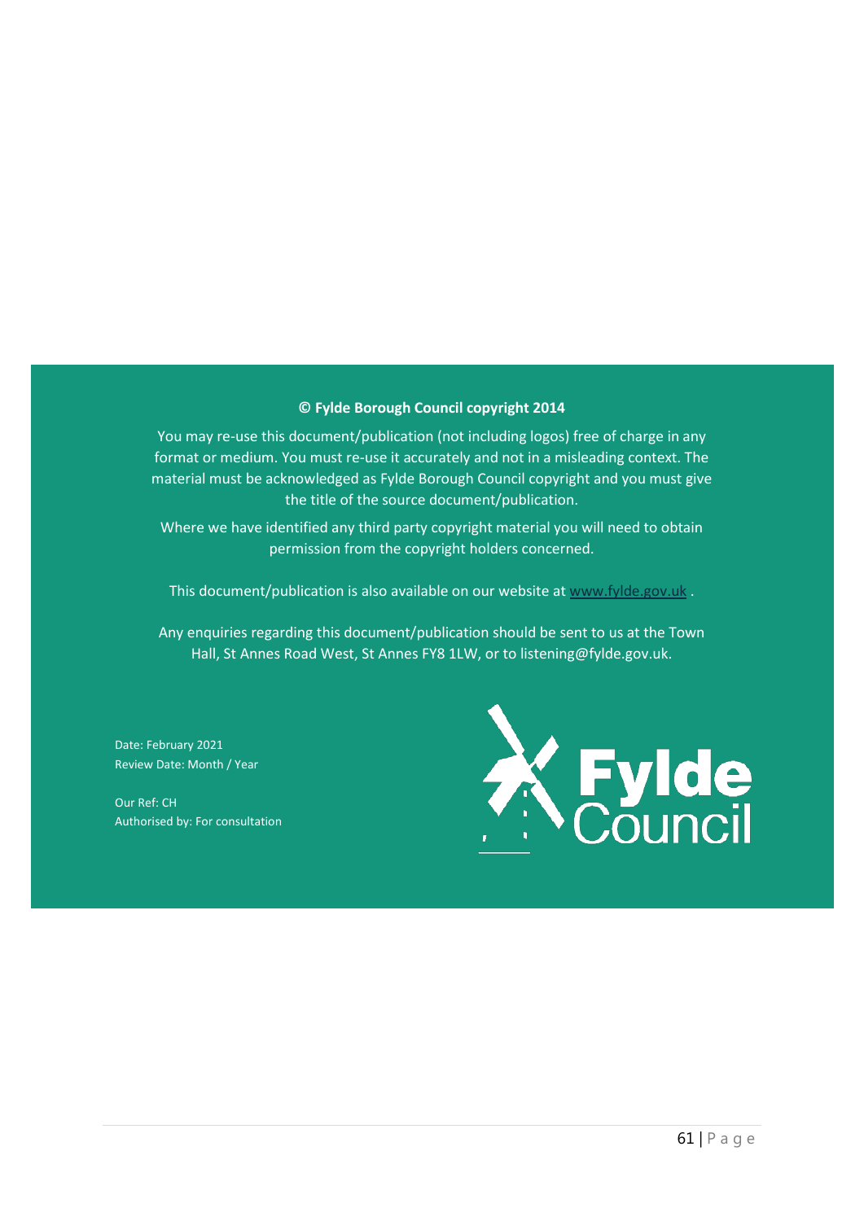**© Fylde Borough Council copyright 2014**

You may re-use this document/publication (not including logos) free of charge in any format or medium. You must re-use it accurately and not in a misleading context. The material must be acknowledged as Fylde Borough Council copyright and you must give the title of the source document/publication.

Where we have identified any third party copyright material you will need to obtain permission from the copyright holders concerned.

This document/publication is also available on our website at [www.fylde.gov.uk](http://www.fylde.gov.uk) .

Any enquiries regarding this document/publication should be sent to us at the Town Hall, St Annes Road West, St Annes FY8 1LW, or to listening@fylde.gov.uk.

Date: February 2021
Review Date: Month / Year

Our Ref: CH
Authorised by: For consultation

Fylde Council